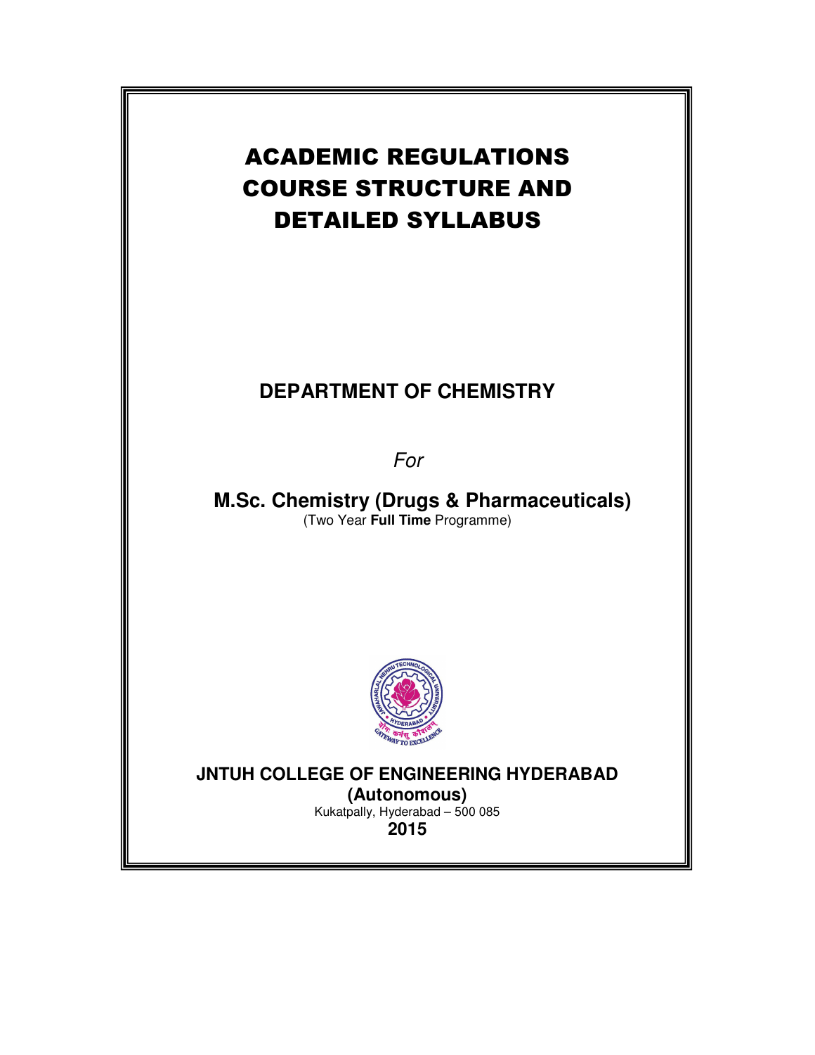# ACADEMIC REGULATIONS COURSE STRUCTURE AND DETAILED SYLLABUS

## DEPARTMENT OF CHEMISTRY

*For*

**M.Sc. Chemistry (Drugs & Pharmaceuticals)**

(Two Year **Full Time** Programme)

**JNTUH COLLEGE OF ENGINEERING HYDERABAD**

**(Autonomous)**

Kukatpally, Hyderabad – 500 085

**2015**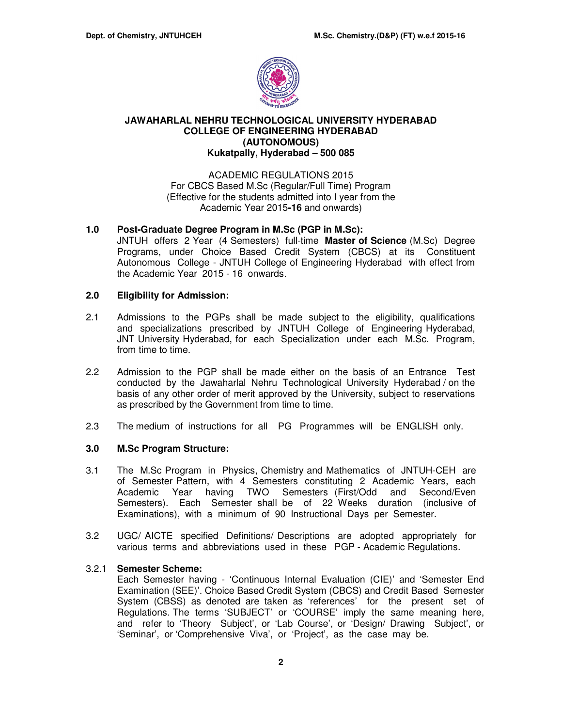**JAWAHARLAL NEHRU TECHNOLOGICAL UNIVERSITY HYDERABAD**
**COLLEGE OF ENGINEERING HYDERABAD**
**(AUTONOMOUS)**
**Kukatpally, Hyderabad – 500 085**

ACADEMIC REGULATIONS 2015
For CBCS Based M.Sc (Regular/Full Time) Program
(Effective for the students admitted into I year from the Academic Year 2015**-16** and onwards)

## 1.0 Post-Graduate Degree Program in M.Sc (PGP in M.Sc):

JNTUH offers 2 Year (4 Semesters) full-time **Master of Science** (M.Sc) Degree Programs, under Choice Based Credit System (CBCS) at its Constituent Autonomous College - JNTUH College of Engineering Hyderabad with effect from the Academic Year 2015 - 16 onwards.

## 2.0 Eligibility for Admission:

2.1 Admissions to the PGPs shall be made subject to the eligibility, qualifications and specializations prescribed by JNTUH College of Engineering Hyderabad, JNT University Hyderabad, for each Specialization under each M.Sc. Program, from time to time.

2.2 Admission to the PGP shall be made either on the basis of an Entrance Test conducted by the Jawaharlal Nehru Technological University Hyderabad / on the basis of any other order of merit approved by the University, subject to reservations as prescribed by the Government from time to time.

2.3 The medium of instructions for all PG Programmes will be ENGLISH only.

## 3.0 M.Sc Program Structure:

3.1 The M.Sc Program in Physics, Chemistry and Mathematics of JNTUH-CEH are of Semester Pattern, with 4 Semesters constituting 2 Academic Years, each Academic Year having TWO Semesters (First/Odd and Second/Even Semesters). Each Semester shall be of 22 Weeks duration (inclusive of Examinations), with a minimum of 90 Instructional Days per Semester.

3.2 UGC/ AICTE specified Definitions/ Descriptions are adopted appropriately for various terms and abbreviations used in these PGP - Academic Regulations.

### 3.2.1 Semester Scheme:

Each Semester having - 'Continuous Internal Evaluation (CIE)' and 'Semester End Examination (SEE)'. Choice Based Credit System (CBCS) and Credit Based Semester System (CBSS) as denoted are taken as 'references' for the present set of Regulations. The terms 'SUBJECT' or 'COURSE' imply the same meaning here, and refer to 'Theory Subject', or 'Lab Course', or 'Design/ Drawing Subject', or 'Seminar', or 'Comprehensive Viva', or 'Project', as the case may be.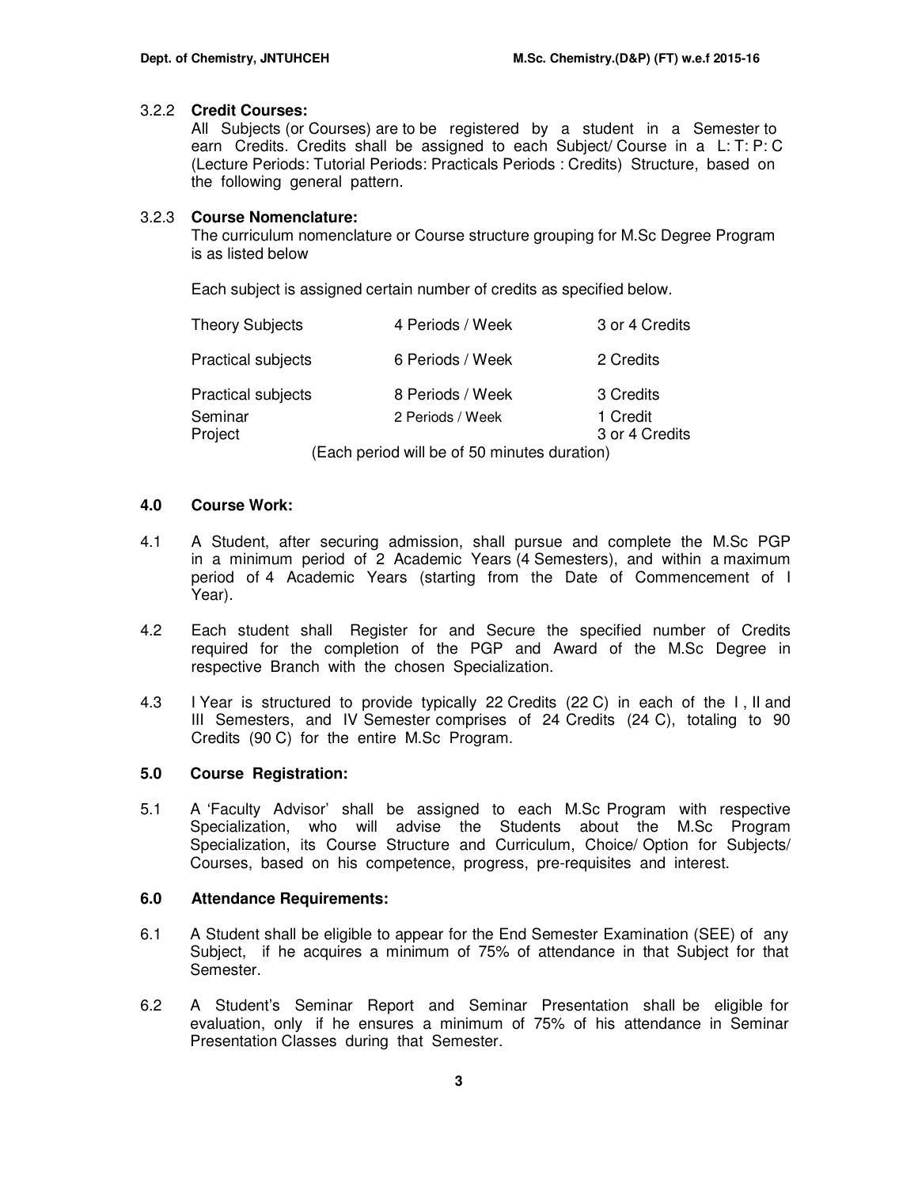### 3.2.2 **Credit Courses:**

All Subjects (or Courses) are to be registered by a student in a Semester to earn Credits. Credits shall be assigned to each Subject/ Course in a L: T: P: C (Lecture Periods: Tutorial Periods: Practicals Periods : Credits) Structure, based on the following general pattern.

### 3.2.3 **Course Nomenclature:**

The curriculum nomenclature or Course structure grouping for M.Sc Degree Program is as listed below

Each subject is assigned certain number of credits as specified below.

| | | |
|---|---|---|
| Theory Subjects | 4 Periods / Week | 3 or 4 Credits |
| Practical subjects | 6 Periods / Week | 2 Credits |
| Practical subjects | 8 Periods / Week | 3 Credits |
| Seminar | 2 Periods / Week | 1 Credit |
| Project | | 3 or 4 Credits |

(Each period will be of 50 minutes duration)

## 4.0 Course Work:

4.1 A Student, after securing admission, shall pursue and complete the M.Sc PGP in a minimum period of 2 Academic Years (4 Semesters), and within a maximum period of 4 Academic Years (starting from the Date of Commencement of I Year).

4.2 Each student shall Register for and Secure the specified number of Credits required for the completion of the PGP and Award of the M.Sc Degree in respective Branch with the chosen Specialization.

4.3 I Year is structured to provide typically 22 Credits (22 C) in each of the I , II and III Semesters, and IV Semester comprises of 24 Credits (24 C), totaling to 90 Credits (90 C) for the entire M.Sc Program.

## 5.0 Course Registration:

5.1 A 'Faculty Advisor' shall be assigned to each M.Sc Program with respective Specialization, who will advise the Students about the M.Sc Program Specialization, its Course Structure and Curriculum, Choice/ Option for Subjects/ Courses, based on his competence, progress, pre-requisites and interest.

## 6.0 Attendance Requirements:

6.1 A Student shall be eligible to appear for the End Semester Examination (SEE) of any Subject, if he acquires a minimum of 75% of attendance in that Subject for that Semester.

6.2 A Student's Seminar Report and Seminar Presentation shall be eligible for evaluation, only if he ensures a minimum of 75% of his attendance in Seminar Presentation Classes during that Semester.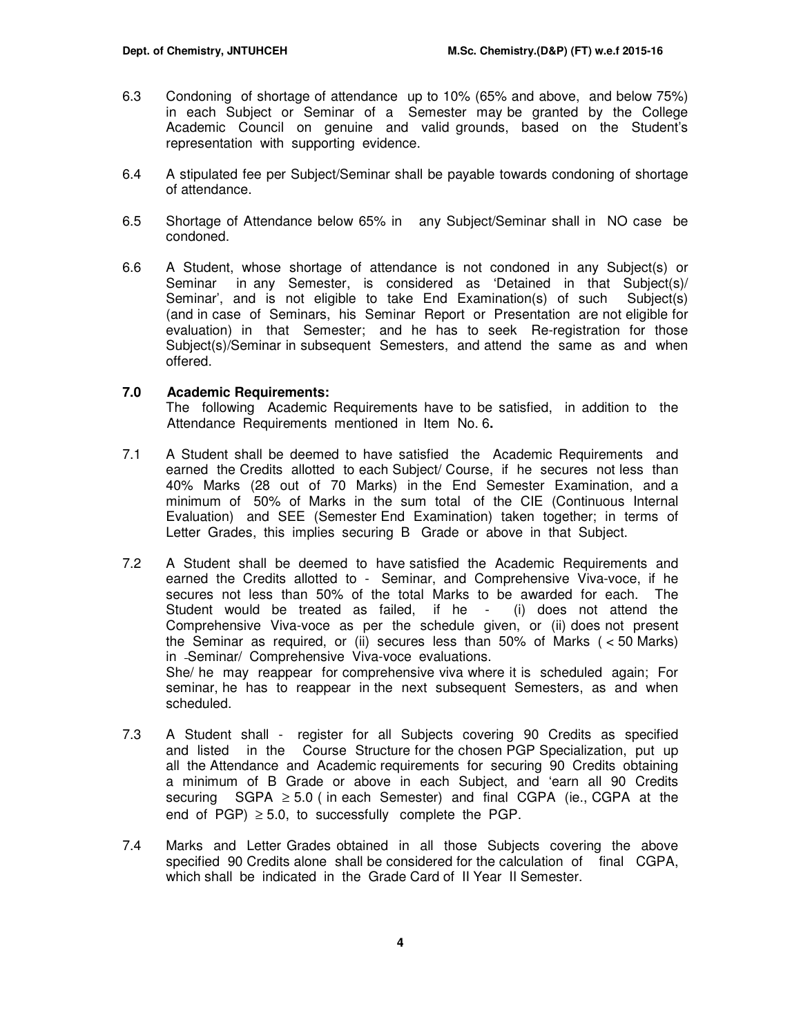6.3 Condoning of shortage of attendance up to 10% (65% and above, and below 75%) in each Subject or Seminar of a Semester may be granted by the College Academic Council on genuine and valid grounds, based on the Student's representation with supporting evidence.

6.4 A stipulated fee per Subject/Seminar shall be payable towards condoning of shortage of attendance.

6.5 Shortage of Attendance below 65% in any Subject/Seminar shall in NO case be condoned.

6.6 A Student, whose shortage of attendance is not condoned in any Subject(s) or Seminar in any Semester, is considered as 'Detained in that Subject(s)/ Seminar', and is not eligible to take End Examination(s) of such Subject(s) (and in case of Seminars, his Seminar Report or Presentation are not eligible for evaluation) in that Semester; and he has to seek Re-registration for those Subject(s)/Seminar in subsequent Semesters, and attend the same as and when offered.

**7.0 Academic Requirements:**

The following Academic Requirements have to be satisfied, in addition to the Attendance Requirements mentioned in Item No. 6**.**

7.1 A Student shall be deemed to have satisfied the Academic Requirements and earned the Credits allotted to each Subject/ Course, if he secures not less than 40% Marks (28 out of 70 Marks) in the End Semester Examination, and a minimum of 50% of Marks in the sum total of the CIE (Continuous Internal Evaluation) and SEE (Semester End Examination) taken together; in terms of Letter Grades, this implies securing B Grade or above in that Subject.

7.2 A Student shall be deemed to have satisfied the Academic Requirements and earned the Credits allotted to - Seminar, and Comprehensive Viva-voce, if he secures not less than 50% of the total Marks to be awarded for each. The Student would be treated as failed, if he - (i) does not attend the Comprehensive Viva-voce as per the schedule given, or (ii) does not present the Seminar as required, or (ii) secures less than 50% of Marks ( < 50 Marks) in -Seminar/ Comprehensive Viva-voce evaluations.
She/ he may reappear for comprehensive viva where it is scheduled again; For seminar, he has to reappear in the next subsequent Semesters, as and when scheduled.

7.3 A Student shall - register for all Subjects covering 90 Credits as specified and listed in the Course Structure for the chosen PGP Specialization, put up all the Attendance and Academic requirements for securing 90 Credits obtaining a minimum of B Grade or above in each Subject, and 'earn all 90 Credits securing SGPA $\geq$ 5.0 ( in each Semester) and final CGPA (ie., CGPA at the end of PGP) $\geq$ 5.0, to successfully complete the PGP.

7.4 Marks and Letter Grades obtained in all those Subjects covering the above specified 90 Credits alone shall be considered for the calculation of final CGPA, which shall be indicated in the Grade Card of II Year II Semester.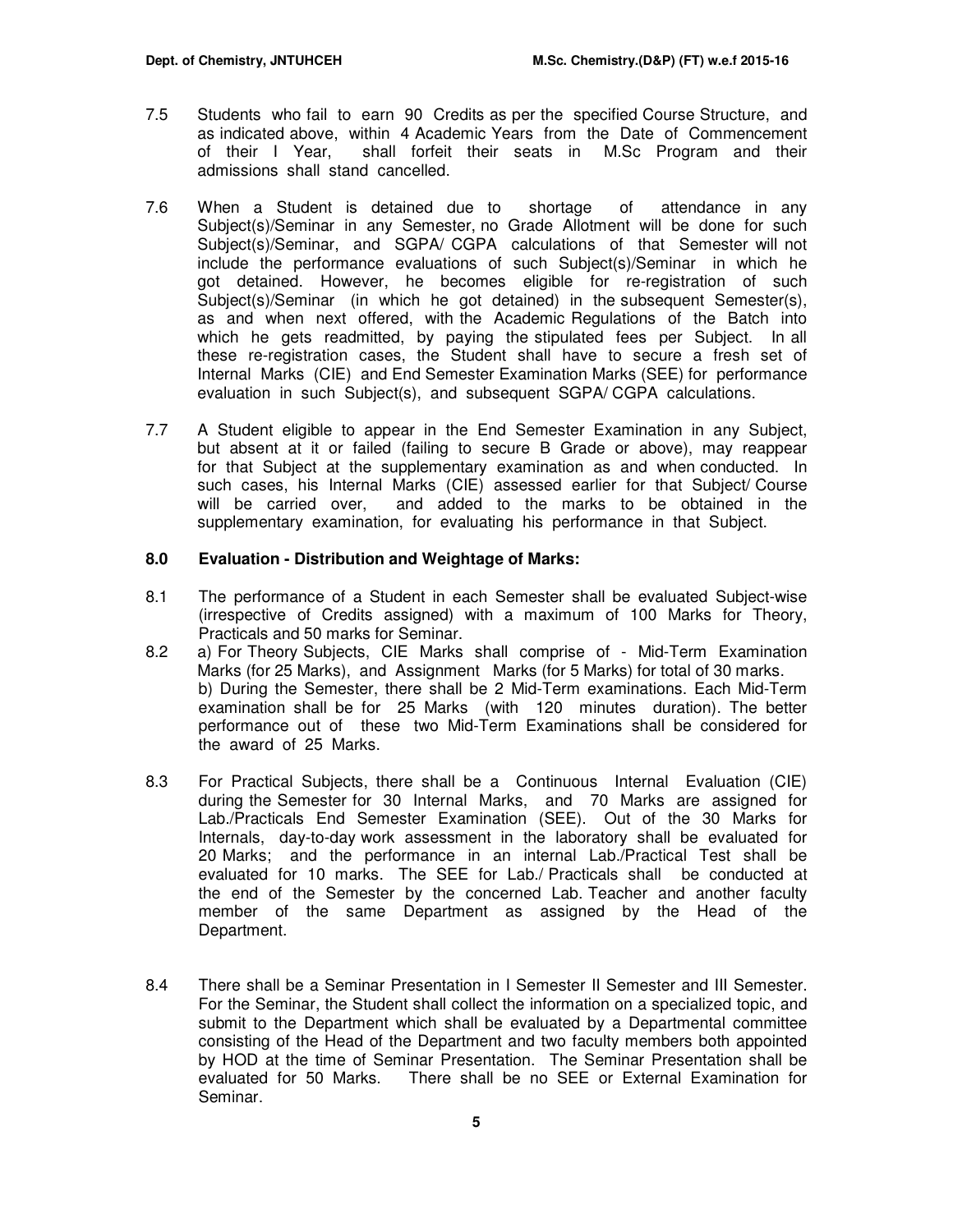7.5 Students who fail to earn 90 Credits as per the specified Course Structure, and as indicated above, within 4 Academic Years from the Date of Commencement of their I Year, shall forfeit their seats in M.Sc Program and their admissions shall stand cancelled.

7.6 When a Student is detained due to shortage of attendance in any Subject(s)/Seminar in any Semester, no Grade Allotment will be done for such Subject(s)/Seminar, and SGPA/ CGPA calculations of that Semester will not include the performance evaluations of such Subject(s)/Seminar in which he got detained. However, he becomes eligible for re-registration of such Subject(s)/Seminar (in which he got detained) in the subsequent Semester(s), as and when next offered, with the Academic Regulations of the Batch into which he gets readmitted, by paying the stipulated fees per Subject. In all these re-registration cases, the Student shall have to secure a fresh set of Internal Marks (CIE) and End Semester Examination Marks (SEE) for performance evaluation in such Subject(s), and subsequent SGPA/ CGPA calculations.

7.7 A Student eligible to appear in the End Semester Examination in any Subject, but absent at it or failed (failing to secure B Grade or above), may reappear for that Subject at the supplementary examination as and when conducted. In such cases, his Internal Marks (CIE) assessed earlier for that Subject/ Course will be carried over, and added to the marks to be obtained in the supplementary examination, for evaluating his performance in that Subject.

## 8.0 Evaluation - Distribution and Weightage of Marks:

8.1 The performance of a Student in each Semester shall be evaluated Subject-wise (irrespective of Credits assigned) with a maximum of 100 Marks for Theory, Practicals and 50 marks for Seminar.

8.2 a) For Theory Subjects, CIE Marks shall comprise of - Mid-Term Examination Marks (for 25 Marks), and Assignment Marks (for 5 Marks) for total of 30 marks.
b) During the Semester, there shall be 2 Mid-Term examinations. Each Mid-Term examination shall be for 25 Marks (with 120 minutes duration). The better performance out of these two Mid-Term Examinations shall be considered for the award of 25 Marks.

8.3 For Practical Subjects, there shall be a Continuous Internal Evaluation (CIE) during the Semester for 30 Internal Marks, and 70 Marks are assigned for Lab./Practicals End Semester Examination (SEE). Out of the 30 Marks for Internals, day-to-day work assessment in the laboratory shall be evaluated for 20 Marks; and the performance in an internal Lab./Practical Test shall be evaluated for 10 marks. The SEE for Lab./ Practicals shall be conducted at the end of the Semester by the concerned Lab. Teacher and another faculty member of the same Department as assigned by the Head of the Department.

8.4 There shall be a Seminar Presentation in I Semester II Semester and III Semester. For the Seminar, the Student shall collect the information on a specialized topic, and submit to the Department which shall be evaluated by a Departmental committee consisting of the Head of the Department and two faculty members both appointed by HOD at the time of Seminar Presentation. The Seminar Presentation shall be evaluated for 50 Marks. There shall be no SEE or External Examination for Seminar.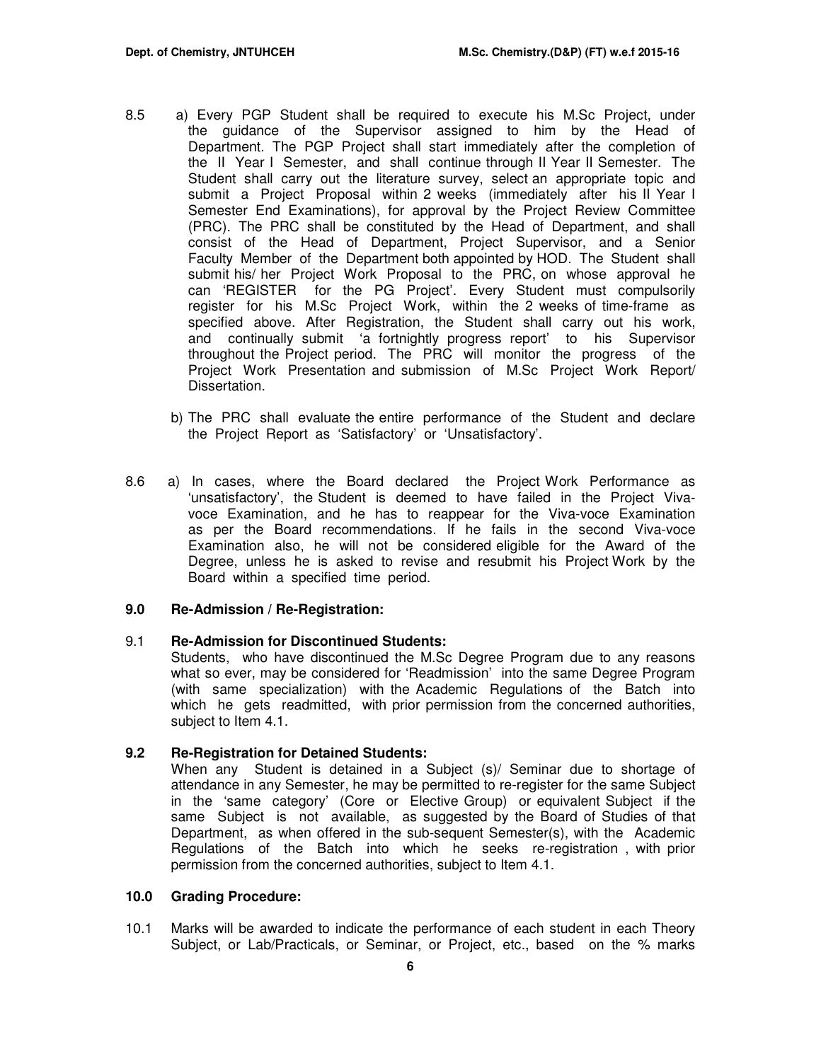8.5 a) Every PGP Student shall be required to execute his M.Sc Project, under the guidance of the Supervisor assigned to him by the Head of Department. The PGP Project shall start immediately after the completion of the II Year I Semester, and shall continue through II Year II Semester. The Student shall carry out the literature survey, select an appropriate topic and submit a Project Proposal within 2 weeks (immediately after his II Year I Semester End Examinations), for approval by the Project Review Committee (PRC). The PRC shall be constituted by the Head of Department, and shall consist of the Head of Department, Project Supervisor, and a Senior Faculty Member of the Department both appointed by HOD. The Student shall submit his/ her Project Work Proposal to the PRC, on whose approval he can 'REGISTER for the PG Project'. Every Student must compulsorily register for his M.Sc Project Work, within the 2 weeks of time-frame as specified above. After Registration, the Student shall carry out his work, and continually submit 'a fortnightly progress report' to his Supervisor throughout the Project period. The PRC will monitor the progress of the Project Work Presentation and submission of M.Sc Project Work Report/ Dissertation.

b) The PRC shall evaluate the entire performance of the Student and declare the Project Report as 'Satisfactory' or 'Unsatisfactory'.

8.6 a) In cases, where the Board declared the Project Work Performance as 'unsatisfactory', the Student is deemed to have failed in the Project Viva-voce Examination, and he has to reappear for the Viva-voce Examination as per the Board recommendations. If he fails in the second Viva-voce Examination also, he will not be considered eligible for the Award of the Degree, unless he is asked to revise and resubmit his Project Work by the Board within a specified time period.

### 9.0 Re-Admission / Re-Registration:

9.1 **Re-Admission for Discontinued Students:**

Students, who have discontinued the M.Sc Degree Program due to any reasons what so ever, may be considered for 'Readmission' into the same Degree Program (with same specialization) with the Academic Regulations of the Batch into which he gets readmitted, with prior permission from the concerned authorities, subject to Item 4.1.

**9.2 Re-Registration for Detained Students:**

When any Student is detained in a Subject (s)/ Seminar due to shortage of attendance in any Semester, he may be permitted to re-register for the same Subject in the 'same category' (Core or Elective Group) or equivalent Subject if the same Subject is not available, as suggested by the Board of Studies of that Department, as when offered in the sub-sequent Semester(s), with the Academic Regulations of the Batch into which he seeks re-registration , with prior permission from the concerned authorities, subject to Item 4.1.

### 10.0 Grading Procedure:

10.1 Marks will be awarded to indicate the performance of each student in each Theory Subject, or Lab/Practicals, or Seminar, or Project, etc., based on the % marks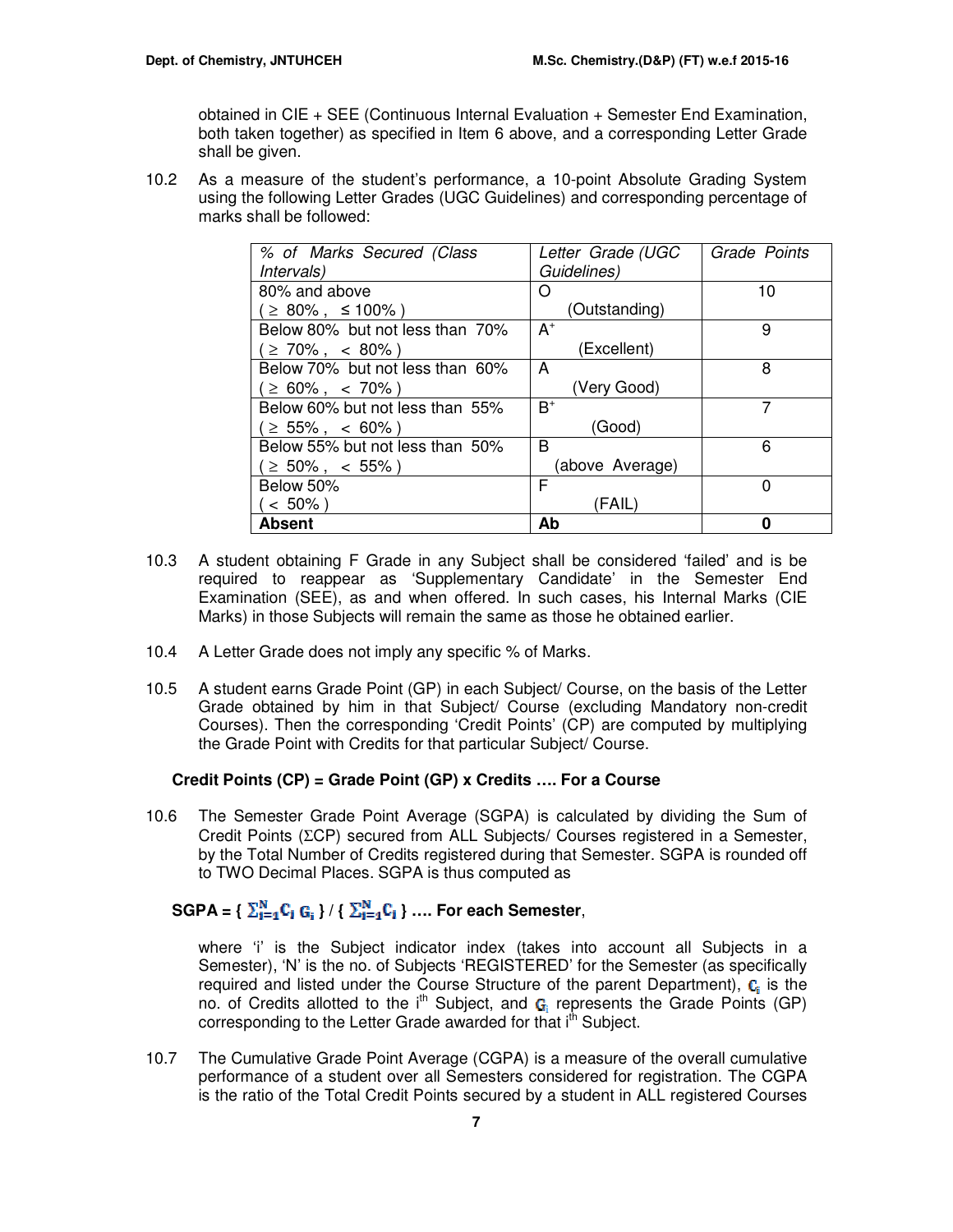obtained in CIE + SEE (Continuous Internal Evaluation + Semester End Examination, both taken together) as specified in Item 6 above, and a corresponding Letter Grade shall be given.

10.2 As a measure of the student's performance, a 10-point Absolute Grading System using the following Letter Grades (UGC Guidelines) and corresponding percentage of marks shall be followed:

| *% of Marks Secured (Class Intervals)* | *Letter Grade (UGC Guidelines)* | *Grade Points* |
|---|---|---|
| 80% and above ( ≥ 80% , ≤ 100% ) | O (Outstanding) | 10 |
| Below 80% but not less than 70% ( ≥ 70% , < 80% ) | $A^+$ (Excellent) | 9 |
| Below 70% but not less than 60% ( ≥ 60% , < 70% ) | A (Very Good) | 8 |
| Below 60% but not less than 55% ( ≥ 55% , < 60% ) | $B^+$ (Good) | 7 |
| Below 55% but not less than 50% ( ≥ 50% , < 55% ) | B (above Average) | 6 |
| Below 50% ( < 50% ) | F (FAIL) | 0 |
| **Absent** | **Ab** | **0** |

10.3 A student obtaining F Grade in any Subject shall be considered 'failed' and is be required to reappear as 'Supplementary Candidate' in the Semester End Examination (SEE), as and when offered. In such cases, his Internal Marks (CIE Marks) in those Subjects will remain the same as those he obtained earlier.

10.4 A Letter Grade does not imply any specific % of Marks.

10.5 A student earns Grade Point (GP) in each Subject/ Course, on the basis of the Letter Grade obtained by him in that Subject/ Course (excluding Mandatory non-credit Courses). Then the corresponding 'Credit Points' (CP) are computed by multiplying the Grade Point with Credits for that particular Subject/ Course.

**Credit Points (CP) = Grade Point (GP) x Credits …. For a Course**

10.6 The Semester Grade Point Average (SGPA) is calculated by dividing the Sum of Credit Points (ΣCP) secured from ALL Subjects/ Courses registered in a Semester, by the Total Number of Credits registered during that Semester. SGPA is rounded off to TWO Decimal Places. SGPA is thus computed as

**SGPA = { $\sum_{i=1}^{N} C_i G_i$ } / { $\sum_{i=1}^{N} C_i$ } …. For each Semester**,

where 'i' is the Subject indicator index (takes into account all Subjects in a Semester), 'N' is the no. of Subjects 'REGISTERED' for the Semester (as specifically required and listed under the Course Structure of the parent Department), $C_i$ is the no. of Credits allotted to the $i^{th}$ Subject, and $G_i$ represents the Grade Points (GP) corresponding to the Letter Grade awarded for that $i^{th}$ Subject.

10.7 The Cumulative Grade Point Average (CGPA) is a measure of the overall cumulative performance of a student over all Semesters considered for registration. The CGPA is the ratio of the Total Credit Points secured by a student in ALL registered Courses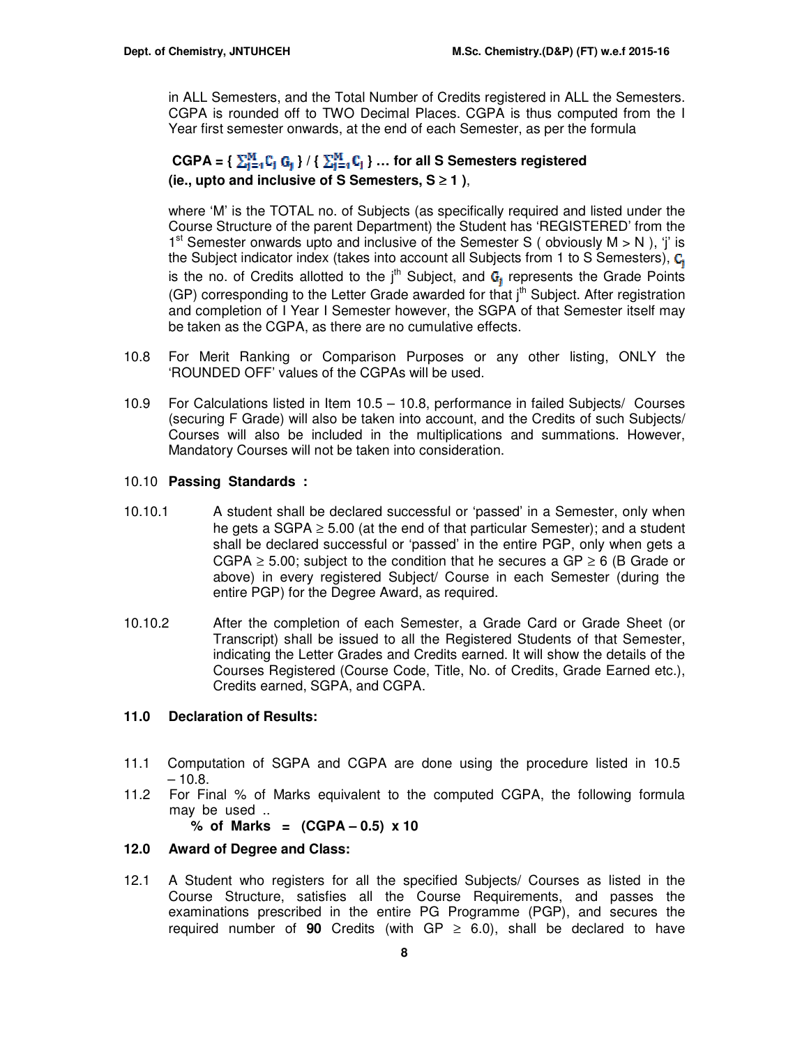in ALL Semesters, and the Total Number of Credits registered in ALL the Semesters. CGPA is rounded off to TWO Decimal Places. CGPA is thus computed from the I Year first semester onwards, at the end of each Semester, as per the formula

**CGPA = { $\sum_{j=1}^{M} C_j\, G_j$ } / { $\sum_{j=1}^{M} C_j$ } … for all S Semesters registered (ie., upto and inclusive of S Semesters, S ≥ 1 )**,

where 'M' is the TOTAL no. of Subjects (as specifically required and listed under the Course Structure of the parent Department) the Student has 'REGISTERED' from the 1st Semester onwards upto and inclusive of the Semester S ( obviously M > N ), 'j' is the Subject indicator index (takes into account all Subjects from 1 to S Semesters), $C_j$ is the no. of Credits allotted to the $j^{th}$ Subject, and $G_j$ represents the Grade Points (GP) corresponding to the Letter Grade awarded for that $j^{th}$ Subject. After registration and completion of I Year I Semester however, the SGPA of that Semester itself may be taken as the CGPA, as there are no cumulative effects.

10.8 For Merit Ranking or Comparison Purposes or any other listing, ONLY the 'ROUNDED OFF' values of the CGPAs will be used.

10.9 For Calculations listed in Item 10.5 – 10.8, performance in failed Subjects/ Courses (securing F Grade) will also be taken into account, and the Credits of such Subjects/ Courses will also be included in the multiplications and summations. However, Mandatory Courses will not be taken into consideration.

10.10 **Passing Standards :**

10.10.1 A student shall be declared successful or 'passed' in a Semester, only when he gets a SGPA ≥ 5.00 (at the end of that particular Semester); and a student shall be declared successful or 'passed' in the entire PGP, only when gets a CGPA ≥ 5.00; subject to the condition that he secures a GP ≥ 6 (B Grade or above) in every registered Subject/ Course in each Semester (during the entire PGP) for the Degree Award, as required.

10.10.2 After the completion of each Semester, a Grade Card or Grade Sheet (or Transcript) shall be issued to all the Registered Students of that Semester, indicating the Letter Grades and Credits earned. It will show the details of the Courses Registered (Course Code, Title, No. of Credits, Grade Earned etc.), Credits earned, SGPA, and CGPA.

### 11.0 Declaration of Results:

11.1 Computation of SGPA and CGPA are done using the procedure listed in 10.5 – 10.8.

11.2 For Final % of Marks equivalent to the computed CGPA, the following formula may be used ..

**% of Marks = (CGPA – 0.5) x 10**

### 12.0 Award of Degree and Class:

12.1 A Student who registers for all the specified Subjects/ Courses as listed in the Course Structure, satisfies all the Course Requirements, and passes the examinations prescribed in the entire PG Programme (PGP), and secures the required number of **90** Credits (with GP ≥ 6.0), shall be declared to have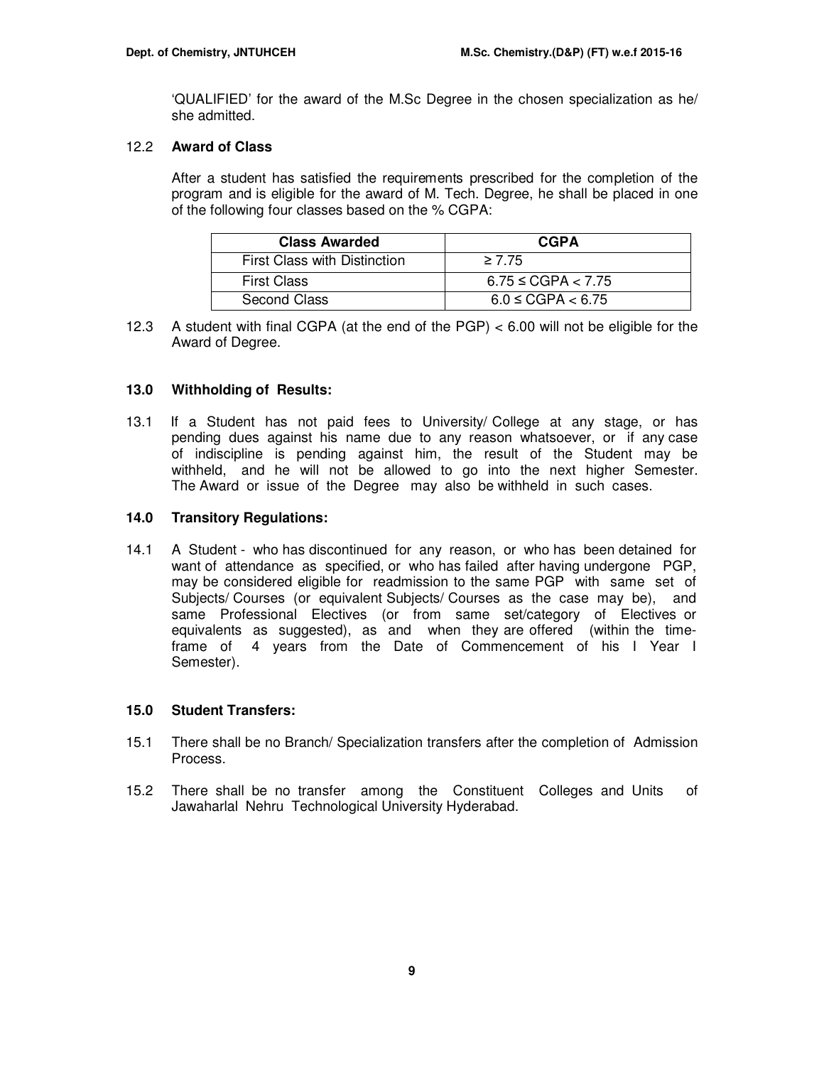'QUALIFIED' for the award of the M.Sc Degree in the chosen specialization as he/ she admitted.

### 12.2 Award of Class

After a student has satisfied the requirements prescribed for the completion of the program and is eligible for the award of M. Tech. Degree, he shall be placed in one of the following four classes based on the % CGPA:

| Class Awarded | CGPA |
|---|---|
| First Class with Distinction | ≥ 7.75 |
| First Class | 6.75 ≤ CGPA < 7.75 |
| Second Class | 6.0 ≤ CGPA < 6.75 |

12.3 A student with final CGPA (at the end of the PGP) < 6.00 will not be eligible for the Award of Degree.

## 13.0 Withholding of Results:

13.1 If a Student has not paid fees to University/ College at any stage, or has pending dues against his name due to any reason whatsoever, or if any case of indiscipline is pending against him, the result of the Student may be withheld, and he will not be allowed to go into the next higher Semester. The Award or issue of the Degree may also be withheld in such cases.

## 14.0 Transitory Regulations:

14.1 A Student - who has discontinued for any reason, or who has been detained for want of attendance as specified, or who has failed after having undergone PGP, may be considered eligible for readmission to the same PGP with same set of Subjects/ Courses (or equivalent Subjects/ Courses as the case may be), and same Professional Electives (or from same set/category of Electives or equivalents as suggested), as and when they are offered (within the time-frame of 4 years from the Date of Commencement of his I Year I Semester).

## 15.0 Student Transfers:

15.1 There shall be no Branch/ Specialization transfers after the completion of Admission Process.

15.2 There shall be no transfer among the Constituent Colleges and Units of Jawaharlal Nehru Technological University Hyderabad.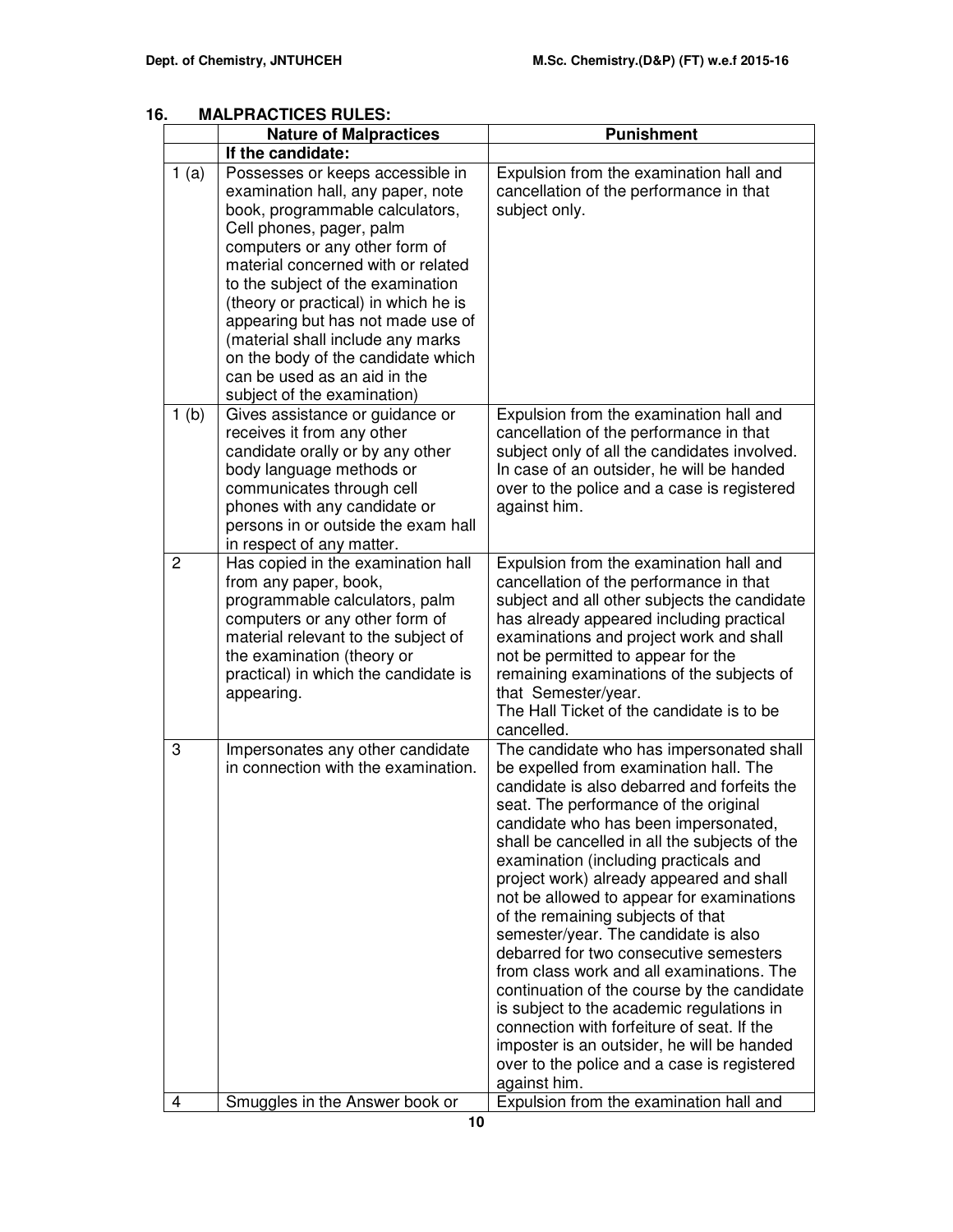## 16. MALPRACTICES RULES:

| | Nature of Malpractices | Punishment |
|---|---|---|
| | **If the candidate:** | |
| 1 (a) | Possesses or keeps accessible in examination hall, any paper, note book, programmable calculators, Cell phones, pager, palm computers or any other form of material concerned with or related to the subject of the examination (theory or practical) in which he is appearing but has not made use of (material shall include any marks on the body of the candidate which can be used as an aid in the subject of the examination) | Expulsion from the examination hall and cancellation of the performance in that subject only. |
| 1 (b) | Gives assistance or guidance or receives it from any other candidate orally or by any other body language methods or communicates through cell phones with any candidate or persons in or outside the exam hall in respect of any matter. | Expulsion from the examination hall and cancellation of the performance in that subject only of all the candidates involved. In case of an outsider, he will be handed over to the police and a case is registered against him. |
| 2 | Has copied in the examination hall from any paper, book, programmable calculators, palm computers or any other form of material relevant to the subject of the examination (theory or practical) in which the candidate is appearing. | Expulsion from the examination hall and cancellation of the performance in that subject and all other subjects the candidate has already appeared including practical examinations and project work and shall not be permitted to appear for the remaining examinations of the subjects of that Semester/year. The Hall Ticket of the candidate is to be cancelled. |
| 3 | Impersonates any other candidate in connection with the examination. | The candidate who has impersonated shall be expelled from examination hall. The candidate is also debarred and forfeits the seat. The performance of the original candidate who has been impersonated, shall be cancelled in all the subjects of the examination (including practicals and project work) already appeared and shall not be allowed to appear for examinations of the remaining subjects of that semester/year. The candidate is also debarred for two consecutive semesters from class work and all examinations. The continuation of the course by the candidate is subject to the academic regulations in connection with forfeiture of seat. If the imposter is an outsider, he will be handed over to the police and a case is registered against him. |
| 4 | Smuggles in the Answer book or | Expulsion from the examination hall and |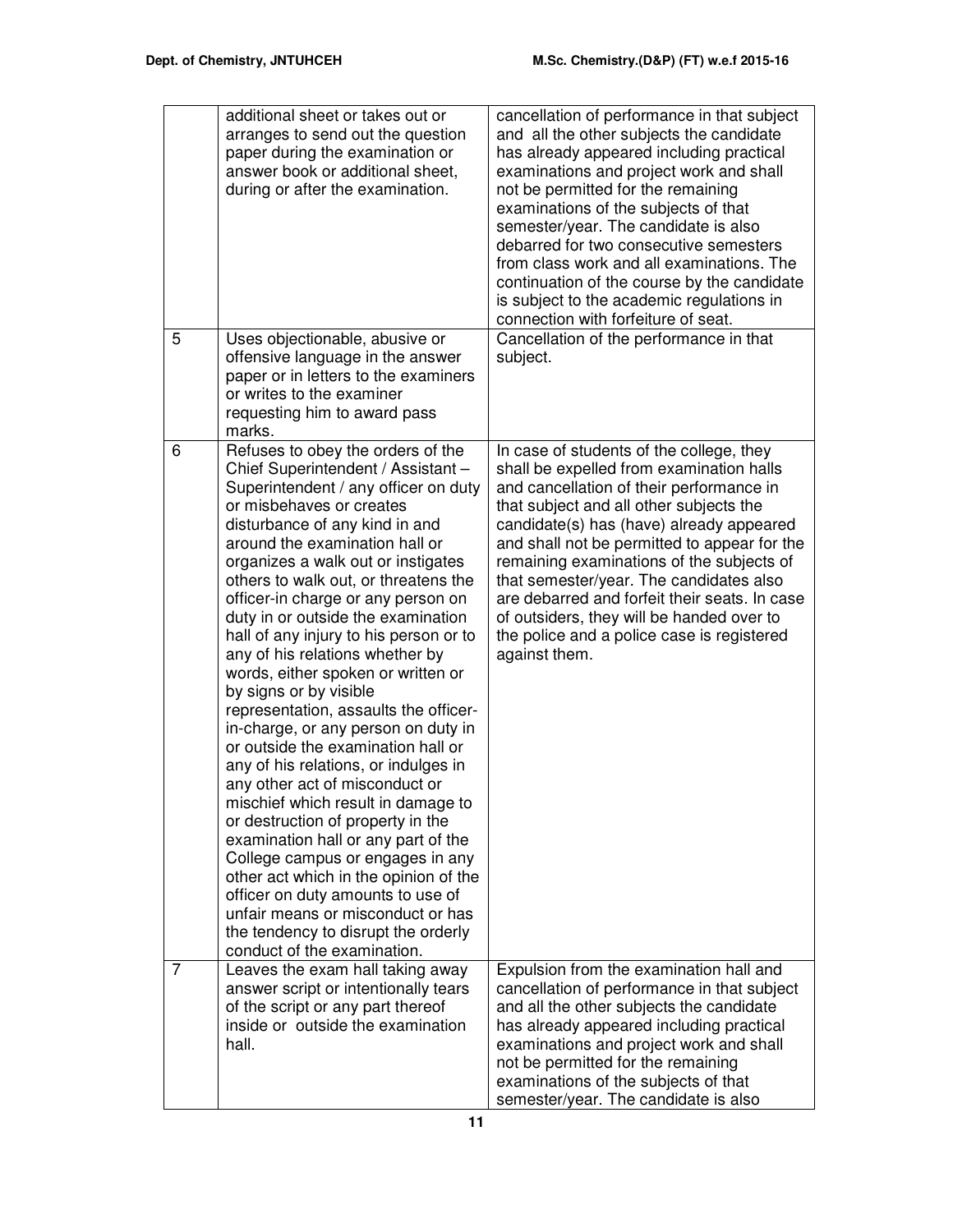| | | |
|---|---|---|
| | additional sheet or takes out or arranges to send out the question paper during the examination or answer book or additional sheet, during or after the examination. | cancellation of performance in that subject and all the other subjects the candidate has already appeared including practical examinations and project work and shall not be permitted for the remaining examinations of the subjects of that semester/year. The candidate is also debarred for two consecutive semesters from class work and all examinations. The continuation of the course by the candidate is subject to the academic regulations in connection with forfeiture of seat. |
| 5 | Uses objectionable, abusive or offensive language in the answer paper or in letters to the examiners or writes to the examiner requesting him to award pass marks. | Cancellation of the performance in that subject. |
| 6 | Refuses to obey the orders of the Chief Superintendent / Assistant – Superintendent / any officer on duty or misbehaves or creates disturbance of any kind in and around the examination hall or organizes a walk out or instigates others to walk out, or threatens the officer-in charge or any person on duty in or outside the examination hall of any injury to his person or to any of his relations whether by words, either spoken or written or by signs or by visible representation, assaults the officer-in-charge, or any person on duty in or outside the examination hall or any of his relations, or indulges in any other act of misconduct or mischief which result in damage to or destruction of property in the examination hall or any part of the College campus or engages in any other act which in the opinion of the officer on duty amounts to use of unfair means or misconduct or has the tendency to disrupt the orderly conduct of the examination. | In case of students of the college, they shall be expelled from examination halls and cancellation of their performance in that subject and all other subjects the candidate(s) has (have) already appeared and shall not be permitted to appear for the remaining examinations of the subjects of that semester/year. The candidates also are debarred and forfeit their seats. In case of outsiders, they will be handed over to the police and a police case is registered against them. |
| 7 | Leaves the exam hall taking away answer script or intentionally tears of the script or any part thereof inside or outside the examination hall. | Expulsion from the examination hall and cancellation of performance in that subject and all the other subjects the candidate has already appeared including practical examinations and project work and shall not be permitted for the remaining examinations of the subjects of that semester/year. The candidate is also |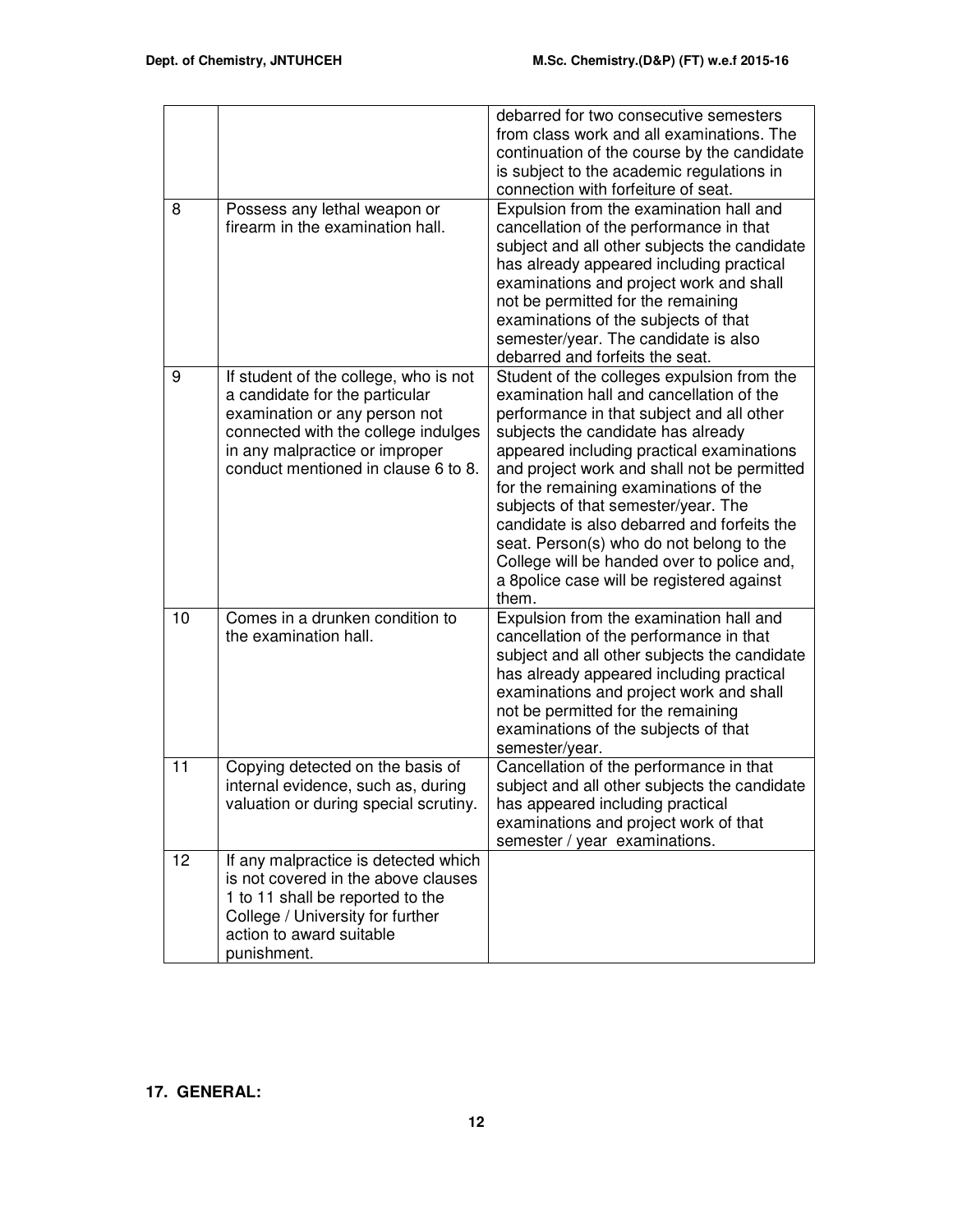| | | |
|---|---|---|
| | | debarred for two consecutive semesters from class work and all examinations. The continuation of the course by the candidate is subject to the academic regulations in connection with forfeiture of seat. |
| 8 | Possess any lethal weapon or firearm in the examination hall. | Expulsion from the examination hall and cancellation of the performance in that subject and all other subjects the candidate has already appeared including practical examinations and project work and shall not be permitted for the remaining examinations of the subjects of that semester/year. The candidate is also debarred and forfeits the seat. |
| 9 | If student of the college, who is not a candidate for the particular examination or any person not connected with the college indulges in any malpractice or improper conduct mentioned in clause 6 to 8. | Student of the colleges expulsion from the examination hall and cancellation of the performance in that subject and all other subjects the candidate has already appeared including practical examinations and project work and shall not be permitted for the remaining examinations of the subjects of that semester/year. The candidate is also debarred and forfeits the seat. Person(s) who do not belong to the College will be handed over to police and, a 8police case will be registered against them. |
| 10 | Comes in a drunken condition to the examination hall. | Expulsion from the examination hall and cancellation of the performance in that subject and all other subjects the candidate has already appeared including practical examinations and project work and shall not be permitted for the remaining examinations of the subjects of that semester/year. |
| 11 | Copying detected on the basis of internal evidence, such as, during valuation or during special scrutiny. | Cancellation of the performance in that subject and all other subjects the candidate has appeared including practical examinations and project work of that semester / year examinations. |
| 12 | If any malpractice is detected which is not covered in the above clauses 1 to 11 shall be reported to the College / University for further action to award suitable punishment. | |

## 17. GENERAL: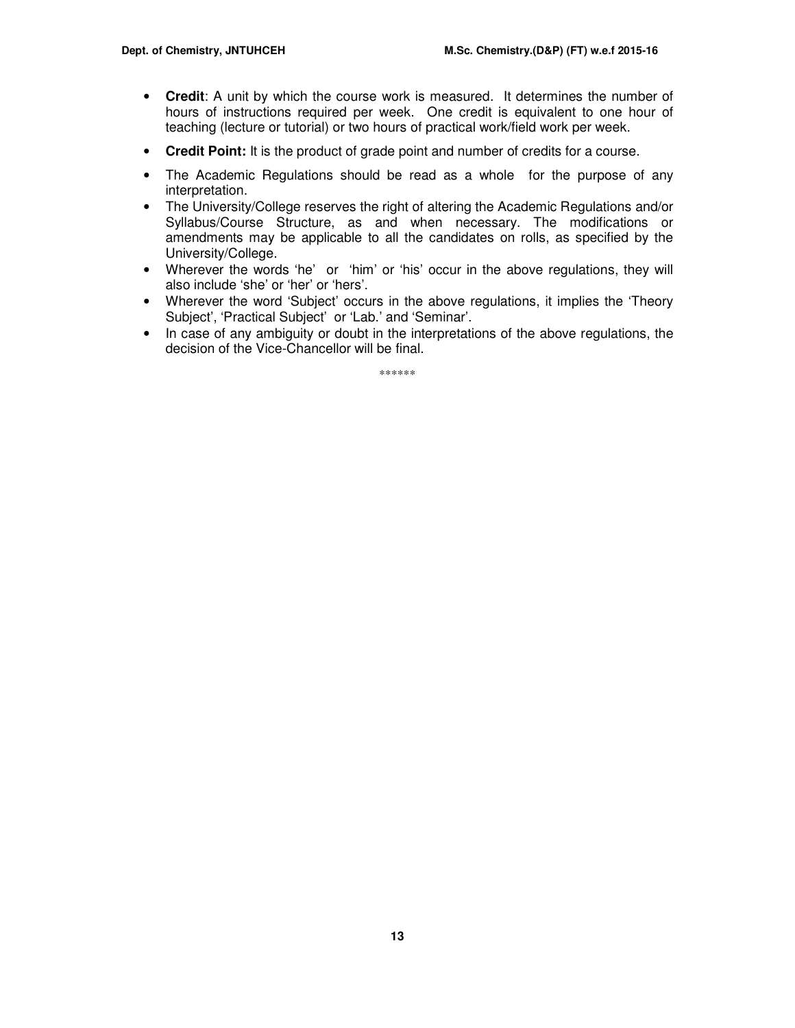- **Credit**: A unit by which the course work is measured. It determines the number of hours of instructions required per week. One credit is equivalent to one hour of teaching (lecture or tutorial) or two hours of practical work/field work per week.
- **Credit Point:** It is the product of grade point and number of credits for a course.
- The Academic Regulations should be read as a whole for the purpose of any interpretation.
- The University/College reserves the right of altering the Academic Regulations and/or Syllabus/Course Structure, as and when necessary. The modifications or amendments may be applicable to all the candidates on rolls, as specified by the University/College.
- Wherever the words 'he' or 'him' or 'his' occur in the above regulations, they will also include 'she' or 'her' or 'hers'.
- Wherever the word 'Subject' occurs in the above regulations, it implies the 'Theory Subject', 'Practical Subject' or 'Lab.' and 'Seminar'.
- In case of any ambiguity or doubt in the interpretations of the above regulations, the decision of the Vice-Chancellor will be final.

******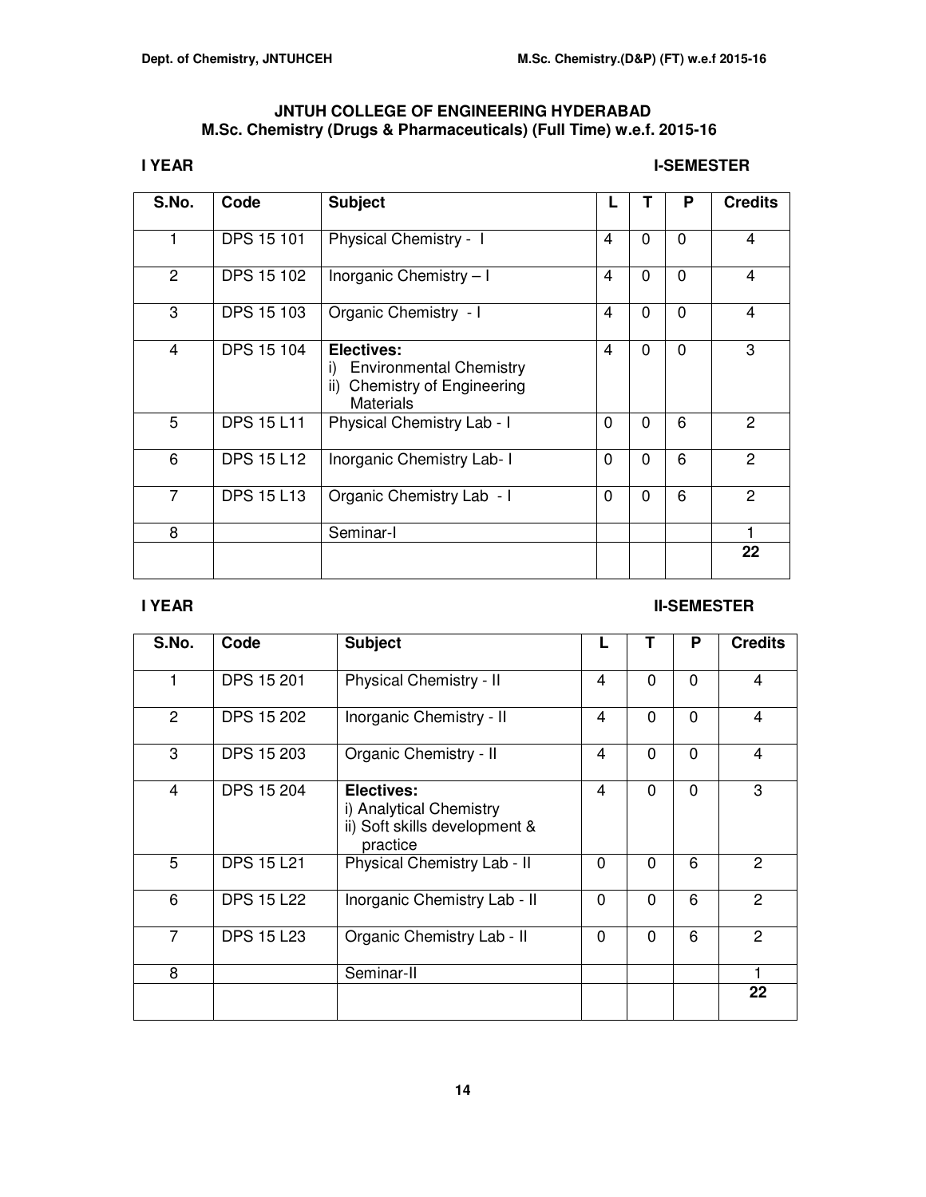# JNTUH COLLEGE OF ENGINEERING HYDERABAD
## M.Sc. Chemistry (Drugs & Pharmaceuticals) (Full Time) w.e.f. 2015-16

**I YEAR** **I-SEMESTER**

| S.No. | Code | Subject | L | T | P | Credits |
|---|---|---|---|---|---|---|
| 1 | DPS 15 101 | Physical Chemistry - I | 4 | 0 | 0 | 4 |
| 2 | DPS 15 102 | Inorganic Chemistry – I | 4 | 0 | 0 | 4 |
| 3 | DPS 15 103 | Organic Chemistry - I | 4 | 0 | 0 | 4 |
| 4 | DPS 15 104 | **Electives:** i) Environmental Chemistry ii) Chemistry of Engineering Materials | 4 | 0 | 0 | 3 |
| 5 | DPS 15 L11 | Physical Chemistry Lab - I | 0 | 0 | 6 | 2 |
| 6 | DPS 15 L12 | Inorganic Chemistry Lab- I | 0 | 0 | 6 | 2 |
| 7 | DPS 15 L13 | Organic Chemistry Lab - I | 0 | 0 | 6 | 2 |
| 8 | | Seminar-I | | | | 1 |
| | | | | | | **22** |

**I YEAR** **II-SEMESTER**

| S.No. | Code | Subject | L | T | P | Credits |
|---|---|---|---|---|---|---|
| 1 | DPS 15 201 | Physical Chemistry - II | 4 | 0 | 0 | 4 |
| 2 | DPS 15 202 | Inorganic Chemistry - II | 4 | 0 | 0 | 4 |
| 3 | DPS 15 203 | Organic Chemistry - II | 4 | 0 | 0 | 4 |
| 4 | DPS 15 204 | **Electives:** i) Analytical Chemistry ii) Soft skills development & practice | 4 | 0 | 0 | 3 |
| 5 | DPS 15 L21 | Physical Chemistry Lab - II | 0 | 0 | 6 | 2 |
| 6 | DPS 15 L22 | Inorganic Chemistry Lab - II | 0 | 0 | 6 | 2 |
| 7 | DPS 15 L23 | Organic Chemistry Lab - II | 0 | 0 | 6 | 2 |
| 8 | | Seminar-II | | | | 1 |
| | | | | | | **22** |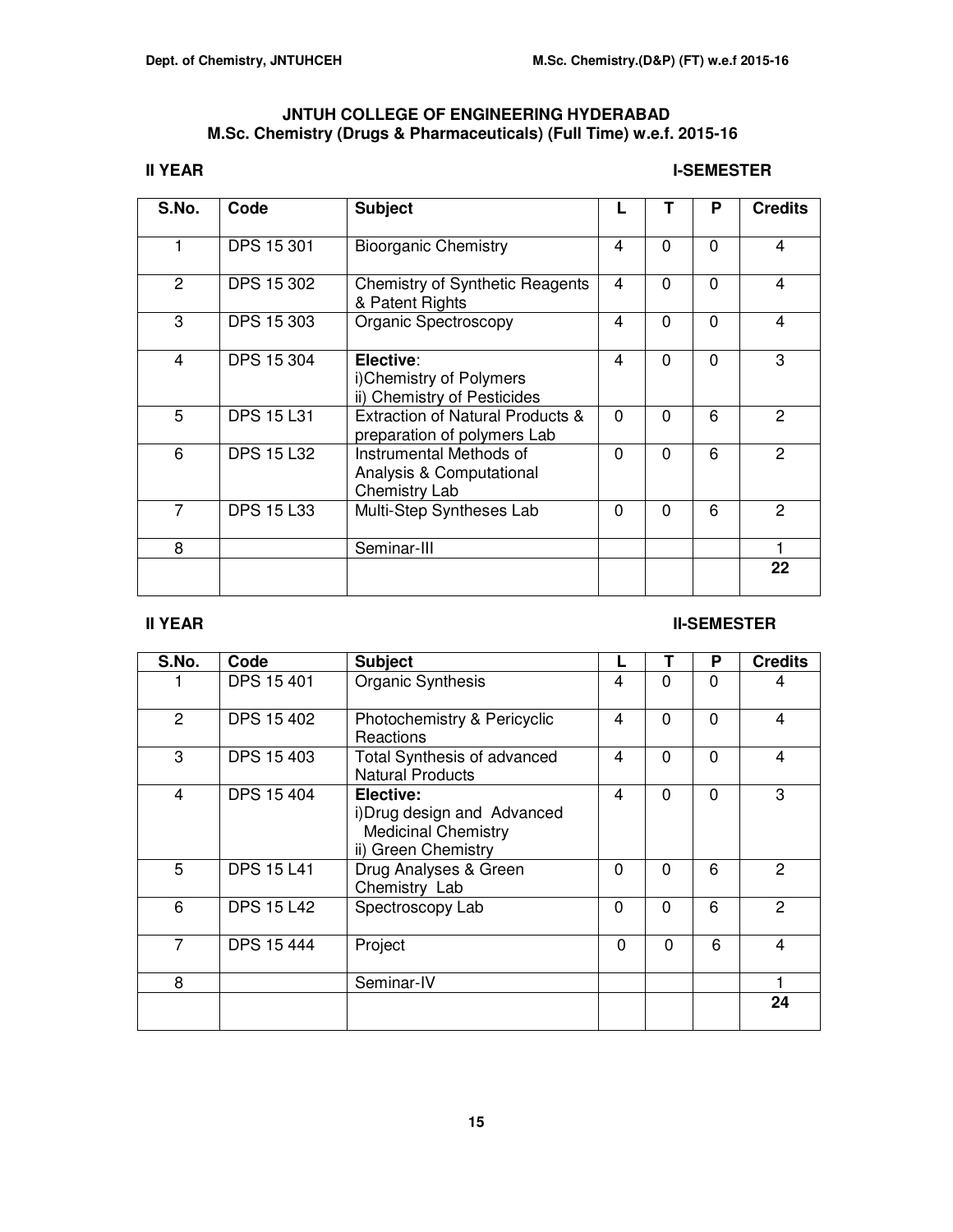**JNTUH COLLEGE OF ENGINEERING HYDERABAD**
**M.Sc. Chemistry (Drugs & Pharmaceuticals) (Full Time) w.e.f. 2015-16**

**II YEAR** **I-SEMESTER**

| S.No. | Code | Subject | L | T | P | Credits |
|---|---|---|---|---|---|---|
| 1 | DPS 15 301 | Bioorganic Chemistry | 4 | 0 | 0 | 4 |
| 2 | DPS 15 302 | Chemistry of Synthetic Reagents & Patent Rights | 4 | 0 | 0 | 4 |
| 3 | DPS 15 303 | Organic Spectroscopy | 4 | 0 | 0 | 4 |
| 4 | DPS 15 304 | **Elective**: i)Chemistry of Polymers ii) Chemistry of Pesticides | 4 | 0 | 0 | 3 |
| 5 | DPS 15 L31 | Extraction of Natural Products & preparation of polymers Lab | 0 | 0 | 6 | 2 |
| 6 | DPS 15 L32 | Instrumental Methods of Analysis & Computational Chemistry Lab | 0 | 0 | 6 | 2 |
| 7 | DPS 15 L33 | Multi-Step Syntheses Lab | 0 | 0 | 6 | 2 |
| 8 | | Seminar-III | | | | 1 |
| | | | | | | **22** |

**II YEAR** **II-SEMESTER**

| S.No. | Code | Subject | L | T | P | Credits |
|---|---|---|---|---|---|---|
| 1 | DPS 15 401 | Organic Synthesis | 4 | 0 | 0 | 4 |
| 2 | DPS 15 402 | Photochemistry & Pericyclic Reactions | 4 | 0 | 0 | 4 |
| 3 | DPS 15 403 | Total Synthesis of advanced Natural Products | 4 | 0 | 0 | 4 |
| 4 | DPS 15 404 | **Elective:** i)Drug design and Advanced Medicinal Chemistry ii) Green Chemistry | 4 | 0 | 0 | 3 |
| 5 | DPS 15 L41 | Drug Analyses & Green Chemistry Lab | 0 | 0 | 6 | 2 |
| 6 | DPS 15 L42 | Spectroscopy Lab | 0 | 0 | 6 | 2 |
| 7 | DPS 15 444 | Project | 0 | 0 | 6 | 4 |
| 8 | | Seminar-IV | | | | 1 |
| | | | | | | **24** |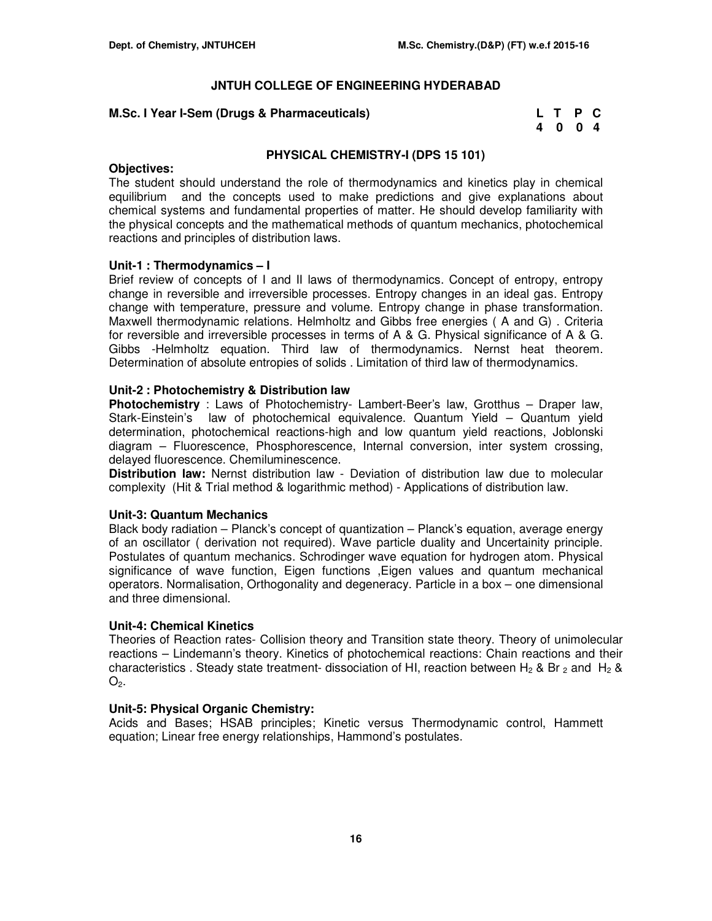# JNTUH COLLEGE OF ENGINEERING HYDERABAD

**M.Sc. I Year I-Sem (Drugs & Pharmaceuticals)**

| L | T | P | C |
|---|---|---|---|
| 4 | 0 | 0 | 4 |

## PHYSICAL CHEMISTRY-I (DPS 15 101)

**Objectives:**

The student should understand the role of thermodynamics and kinetics play in chemical equilibrium and the concepts used to make predictions and give explanations about chemical systems and fundamental properties of matter. He should develop familiarity with the physical concepts and the mathematical methods of quantum mechanics, photochemical reactions and principles of distribution laws.

### Unit-1 : Thermodynamics – I

Brief review of concepts of I and II laws of thermodynamics. Concept of entropy, entropy change in reversible and irreversible processes. Entropy changes in an ideal gas. Entropy change with temperature, pressure and volume. Entropy change in phase transformation. Maxwell thermodynamic relations. Helmholtz and Gibbs free energies ( A and G) . Criteria for reversible and irreversible processes in terms of A & G. Physical significance of A & G. Gibbs -Helmholtz equation. Third law of thermodynamics. Nernst heat theorem. Determination of absolute entropies of solids . Limitation of third law of thermodynamics.

### Unit-2 : Photochemistry & Distribution law

**Photochemistry** : Laws of Photochemistry- Lambert-Beer's law, Grotthus – Draper law, Stark-Einstein's law of photochemical equivalence. Quantum Yield – Quantum yield determination, photochemical reactions-high and low quantum yield reactions, Joblonski diagram – Fluorescence, Phosphorescence, Internal conversion, inter system crossing, delayed fluorescence. Chemiluminescence.

**Distribution law:** Nernst distribution law - Deviation of distribution law due to molecular complexity (Hit & Trial method & logarithmic method) - Applications of distribution law.

### Unit-3: Quantum Mechanics

Black body radiation – Planck's concept of quantization – Planck's equation, average energy of an oscillator ( derivation not required). Wave particle duality and Uncertainity principle. Postulates of quantum mechanics. Schrodinger wave equation for hydrogen atom. Physical significance of wave function, Eigen functions ,Eigen values and quantum mechanical operators. Normalisation, Orthogonality and degeneracy. Particle in a box – one dimensional and three dimensional.

### Unit-4: Chemical Kinetics

Theories of Reaction rates- Collision theory and Transition state theory. Theory of unimolecular reactions – Lindemann's theory. Kinetics of photochemical reactions: Chain reactions and their characteristics . Steady state treatment- dissociation of HI, reaction between $H_2$ & $Br_2$ and $H_2$ & $O_2$.

### Unit-5: Physical Organic Chemistry:

Acids and Bases; HSAB principles; Kinetic versus Thermodynamic control, Hammett equation; Linear free energy relationships, Hammond's postulates.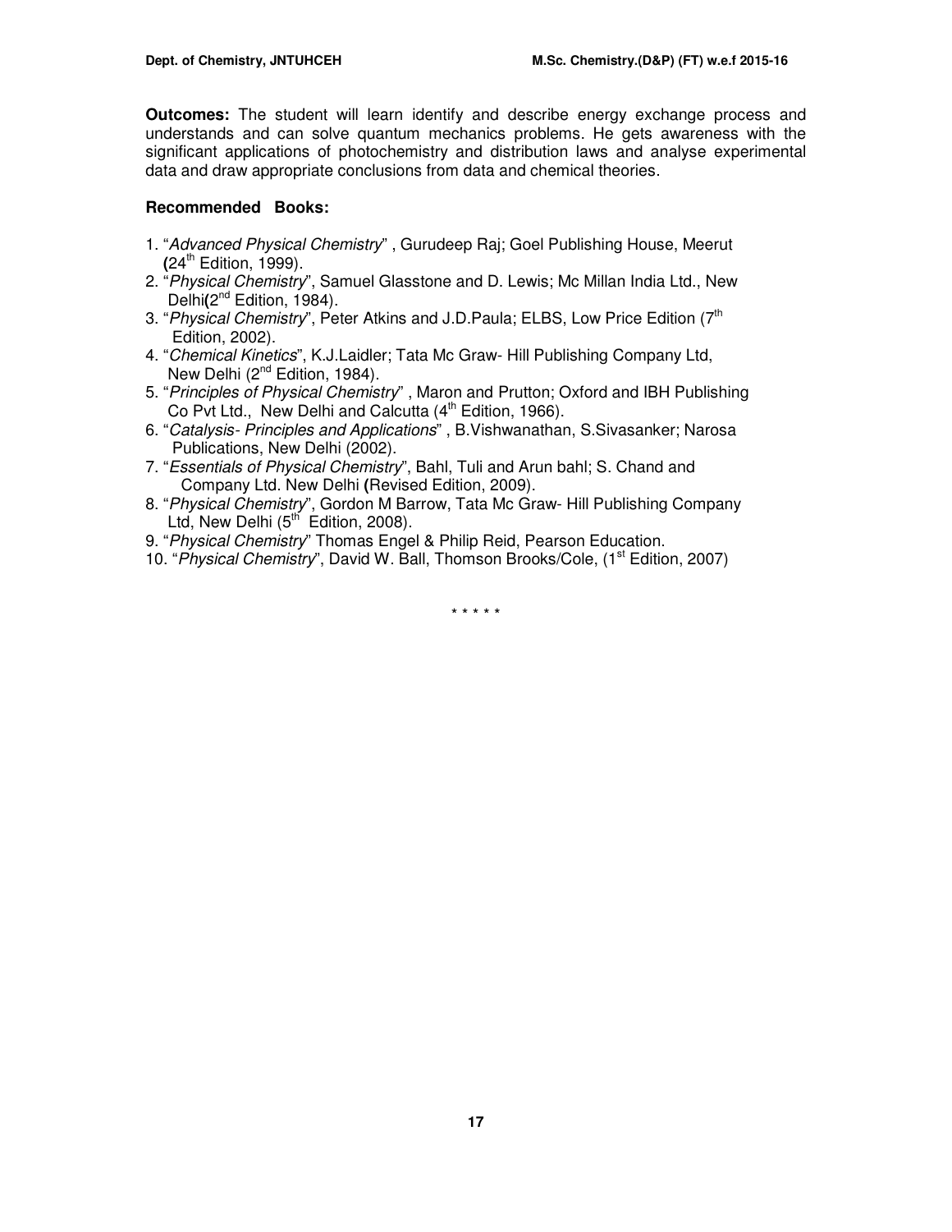**Outcomes:** The student will learn identify and describe energy exchange process and understands and can solve quantum mechanics problems. He gets awareness with the significant applications of photochemistry and distribution laws and analyse experimental data and draw appropriate conclusions from data and chemical theories.

**Recommended Books:**

1. "*Advanced Physical Chemistry*" , Gurudeep Raj; Goel Publishing House, Meerut (24th Edition, 1999).
2. "*Physical Chemistry*", Samuel Glasstone and D. Lewis; Mc Millan India Ltd., New Delhi(2nd Edition, 1984).
3. "*Physical Chemistry*", Peter Atkins and J.D.Paula; ELBS, Low Price Edition (7th Edition, 2002).
4. "*Chemical Kinetics*", K.J.Laidler; Tata Mc Graw- Hill Publishing Company Ltd, New Delhi (2nd Edition, 1984).
5. "*Principles of Physical Chemistry*" , Maron and Prutton; Oxford and IBH Publishing Co Pvt Ltd., New Delhi and Calcutta (4th Edition, 1966).
6. "*Catalysis- Principles and Applications*" , B.Vishwanathan, S.Sivasanker; Narosa Publications, New Delhi (2002).
7. "*Essentials of Physical Chemistry*", Bahl, Tuli and Arun bahl; S. Chand and Company Ltd. New Delhi (Revised Edition, 2009).
8. "*Physical Chemistry*", Gordon M Barrow, Tata Mc Graw- Hill Publishing Company Ltd, New Delhi (5th Edition, 2008).
9. "*Physical Chemistry*" Thomas Engel & Philip Reid, Pearson Education.
10. "*Physical Chemistry*", David W. Ball, Thomson Brooks/Cole, (1st Edition, 2007)

\* \* \* \* \*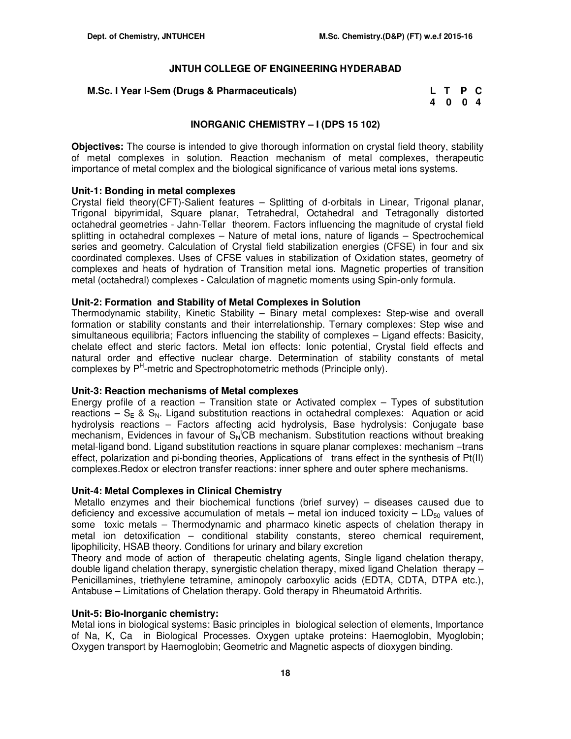## JNTUH COLLEGE OF ENGINEERING HYDERABAD

**M.Sc. I Year I-Sem (Drugs & Pharmaceuticals)**

| L | T | P | C |
|---|---|---|---|
| 4 | 0 | 0 | 4 |

### INORGANIC CHEMISTRY – I (DPS 15 102)

**Objectives:** The course is intended to give thorough information on crystal field theory, stability of metal complexes in solution. Reaction mechanism of metal complexes, therapeutic importance of metal complex and the biological significance of various metal ions systems.

**Unit-1: Bonding in metal complexes**

Crystal field theory(CFT)-Salient features – Splitting of d-orbitals in Linear, Trigonal planar, Trigonal bipyrimidal, Square planar, Tetrahedral, Octahedral and Tetragonally distorted octahedral geometries - Jahn-Tellar theorem. Factors influencing the magnitude of crystal field splitting in octahedral complexes – Nature of metal ions, nature of ligands – Spectrochemical series and geometry. Calculation of Crystal field stabilization energies (CFSE) in four and six coordinated complexes. Uses of CFSE values in stabilization of Oxidation states, geometry of complexes and heats of hydration of Transition metal ions. Magnetic properties of transition metal (octahedral) complexes - Calculation of magnetic moments using Spin-only formula.

**Unit-2: Formation and Stability of Metal Complexes in Solution**

Thermodynamic stability, Kinetic Stability – Binary metal complexes**:** Step-wise and overall formation or stability constants and their interrelationship. Ternary complexes: Step wise and simultaneous equilibria; Factors influencing the stability of complexes – Ligand effects: Basicity, chelate effect and steric factors. Metal ion effects: Ionic potential, Crystal field effects and natural order and effective nuclear charge. Determination of stability constants of metal complexes by $P^{H}$-metric and Spectrophotometric methods (Principle only).

**Unit-3: Reaction mechanisms of Metal complexes**

Energy profile of a reaction – Transition state or Activated complex – Types of substitution reactions – $S_E$ & $S_N$. Ligand substitution reactions in octahedral complexes: Aquation or acid hydrolysis reactions – Factors affecting acid hydrolysis, Base hydrolysis: Conjugate base mechanism, Evidences in favour of $S_N^{I}CB$ mechanism. Substitution reactions without breaking metal-ligand bond. Ligand substitution reactions in square planar complexes: mechanism –trans effect, polarization and pi-bonding theories, Applications of trans effect in the synthesis of Pt(II) complexes.Redox or electron transfer reactions: inner sphere and outer sphere mechanisms.

**Unit-4: Metal Complexes in Clinical Chemistry**

Metallo enzymes and their biochemical functions (brief survey) – diseases caused due to deficiency and excessive accumulation of metals – metal ion induced toxicity – $LD_{50}$ values of some toxic metals – Thermodynamic and pharmaco kinetic aspects of chelation therapy in metal ion detoxification – conditional stability constants, stereo chemical requirement, lipophilicity, HSAB theory. Conditions for urinary and bilary excretion

Theory and mode of action of therapeutic chelating agents, Single ligand chelation therapy, double ligand chelation therapy, synergistic chelation therapy, mixed ligand Chelation therapy – Penicillamines, triethylene tetramine, aminopoly carboxylic acids (EDTA, CDTA, DTPA etc.), Antabuse – Limitations of Chelation therapy. Gold therapy in Rheumatoid Arthritis.

**Unit-5: Bio-Inorganic chemistry:**

Metal ions in biological systems: Basic principles in biological selection of elements, Importance of Na, K, Ca in Biological Processes. Oxygen uptake proteins: Haemoglobin, Myoglobin; Oxygen transport by Haemoglobin; Geometric and Magnetic aspects of dioxygen binding.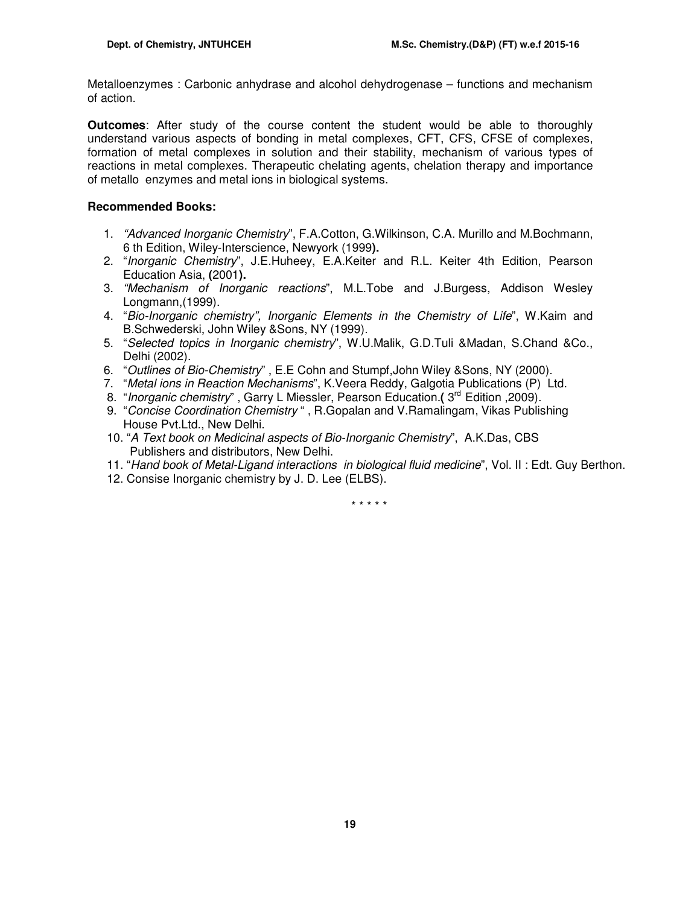Metalloenzymes : Carbonic anhydrase and alcohol dehydrogenase – functions and mechanism of action.

**Outcomes**: After study of the course content the student would be able to thoroughly understand various aspects of bonding in metal complexes, CFT, CFS, CFSE of complexes, formation of metal complexes in solution and their stability, mechanism of various types of reactions in metal complexes. Therapeutic chelating agents, chelation therapy and importance of metallo enzymes and metal ions in biological systems.

**Recommended Books:**

1. *"Advanced Inorganic Chemistry*", F.A.Cotton, G.Wilkinson, C.A. Murillo and M.Bochmann, 6 th Edition, Wiley-Interscience, Newyork (1999**).**
2. "*Inorganic Chemistry*", J.E.Huheey, E.A.Keiter and R.L. Keiter 4th Edition, Pearson Education Asia, **(**2001**).**
3. *"Mechanism of Inorganic reactions*", M.L.Tobe and J.Burgess, Addison Wesley Longmann,(1999).
4. "*Bio-Inorganic chemistry", Inorganic Elements in the Chemistry of Life*", W.Kaim and B.Schwederski, John Wiley &Sons, NY (1999).
5. "*Selected topics in Inorganic chemistry*", W.U.Malik, G.D.Tuli &Madan, S.Chand &Co., Delhi (2002).
6. "*Outlines of Bio-Chemistry*" , E.E Cohn and Stumpf,John Wiley &Sons, NY (2000).
7. "*Metal ions in Reaction Mechanisms*", K.Veera Reddy, Galgotia Publications (P) Ltd.
8. "*Inorganic chemistry*" , Garry L Miessler, Pearson Education.**(** 3rd Edition ,2009).
9. "*Concise Coordination Chemistry* " , R.Gopalan and V.Ramalingam, Vikas Publishing House Pvt.Ltd., New Delhi.
10. "*A Text book on Medicinal aspects of Bio-Inorganic Chemistry*", A.K.Das, CBS Publishers and distributors, New Delhi.
11. "*Hand book of Metal-Ligand interactions in biological fluid medicine*", Vol. II : Edt. Guy Berthon.
12. Consise Inorganic chemistry by J. D. Lee (ELBS).

\* \* \* \* \*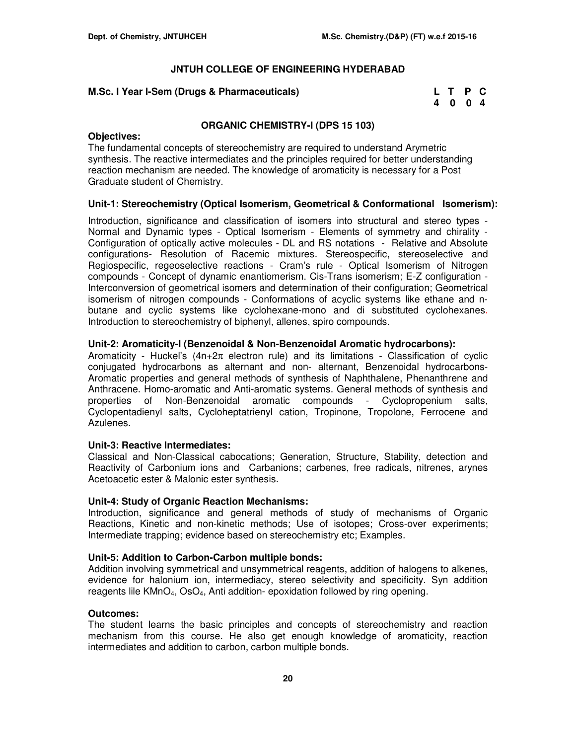## JNTUH COLLEGE OF ENGINEERING HYDERABAD

**M.Sc. I Year I-Sem (Drugs & Pharmaceuticals)**

| L | T | P | C |
|---|---|---|---|
| 4 | 0 | 0 | 4 |

### ORGANIC CHEMISTRY-I (DPS 15 103)

**Objectives:**

The fundamental concepts of stereochemistry are required to understand Arymetric synthesis. The reactive intermediates and the principles required for better understanding reaction mechanism are needed. The knowledge of aromaticity is necessary for a Post Graduate student of Chemistry.

**Unit-1: Stereochemistry (Optical Isomerism, Geometrical & Conformational Isomerism):**

Introduction, significance and classification of isomers into structural and stereo types - Normal and Dynamic types - Optical Isomerism - Elements of symmetry and chirality - Configuration of optically active molecules - DL and RS notations - Relative and Absolute configurations- Resolution of Racemic mixtures. Stereospecific, stereoselective and Regiospecific, regeoselective reactions - Cram's rule - Optical Isomerism of Nitrogen compounds - Concept of dynamic enantiomerism. Cis-Trans isomerism; E-Z configuration - Interconversion of geometrical isomers and determination of their configuration; Geometrical isomerism of nitrogen compounds - Conformations of acyclic systems like ethane and n-butane and cyclic systems like cyclohexane-mono and di substituted cyclohexanes. Introduction to stereochemistry of biphenyl, allenes, spiro compounds.

**Unit-2: Aromaticity-I (Benzenoidal & Non-Benzenoidal Aromatic hydrocarbons):**

Aromaticity - Huckel's ($4n+2\pi$ electron rule) and its limitations - Classification of cyclic conjugated hydrocarbons as alternant and non- alternant, Benzenoidal hydrocarbons- Aromatic properties and general methods of synthesis of Naphthalene, Phenanthrene and Anthracene. Homo-aromatic and Anti-aromatic systems. General methods of synthesis and properties of Non-Benzenoidal aromatic compounds - Cyclopropenium salts, Cyclopentadienyl salts, Cycloheptatrienyl cation, Tropinone, Tropolone, Ferrocene and Azulenes.

**Unit-3: Reactive Intermediates:**

Classical and Non-Classical cabocations; Generation, Structure, Stability, detection and Reactivity of Carbonium ions and Carbanions; carbenes, free radicals, nitrenes, arynes Acetoacetic ester & Malonic ester synthesis.

**Unit-4: Study of Organic Reaction Mechanisms:**

Introduction, significance and general methods of study of mechanisms of Organic Reactions, Kinetic and non-kinetic methods; Use of isotopes; Cross-over experiments; Intermediate trapping; evidence based on stereochemistry etc; Examples.

**Unit-5: Addition to Carbon-Carbon multiple bonds:**

Addition involving symmetrical and unsymmetrical reagents, addition of halogens to alkenes, evidence for halonium ion, intermediacy, stereo selectivity and specificity. Syn addition reagents lile $KMnO_4$, $OsO_4$, Anti addition- epoxidation followed by ring opening.

**Outcomes:**

The student learns the basic principles and concepts of stereochemistry and reaction mechanism from this course. He also get enough knowledge of aromaticity, reaction intermediates and addition to carbon, carbon multiple bonds.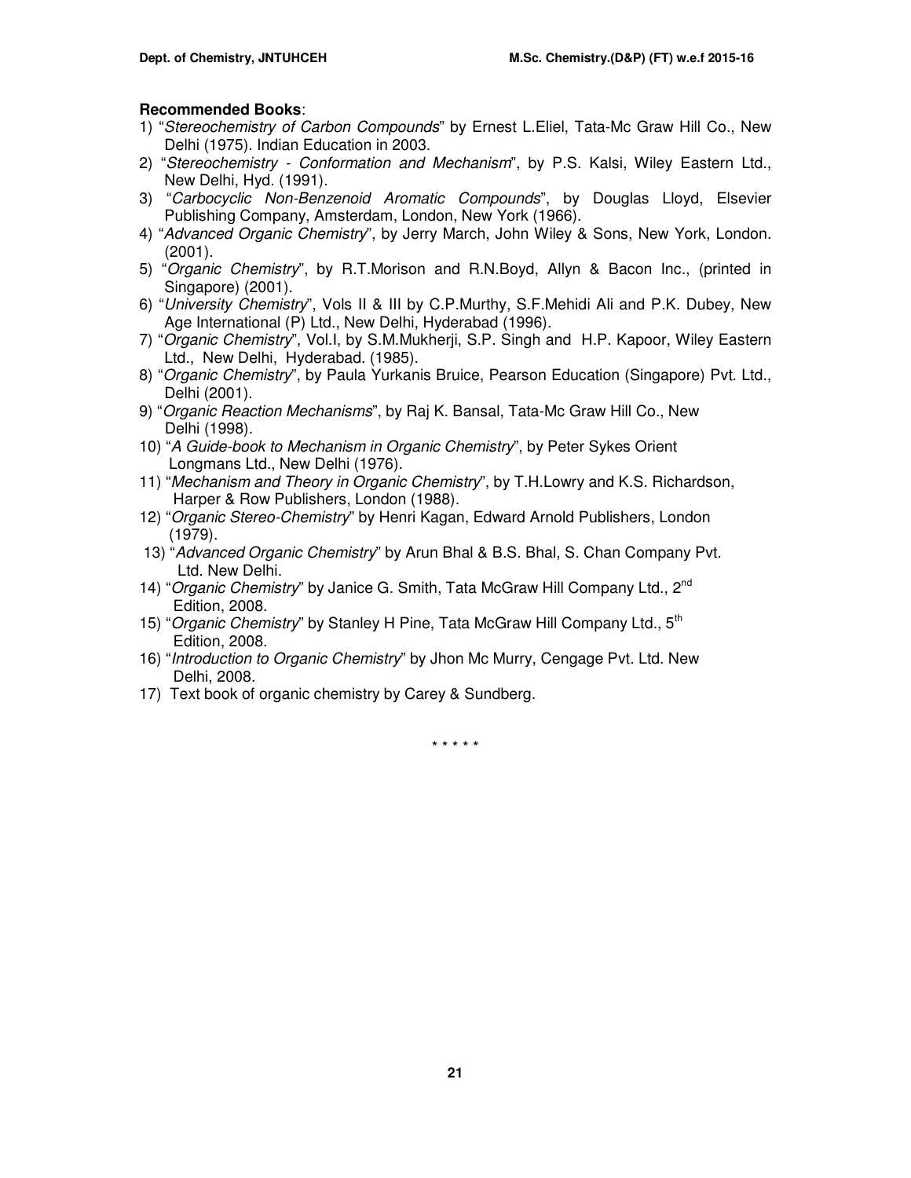**Recommended Books**:

1) "*Stereochemistry of Carbon Compounds*" by Ernest L.Eliel, Tata-Mc Graw Hill Co., New Delhi (1975). Indian Education in 2003.
2) "*Stereochemistry - Conformation and Mechanism*", by P.S. Kalsi, Wiley Eastern Ltd., New Delhi, Hyd. (1991).
3) "*Carbocyclic Non-Benzenoid Aromatic Compounds*", by Douglas Lloyd, Elsevier Publishing Company, Amsterdam, London, New York (1966).
4) "*Advanced Organic Chemistry*", by Jerry March, John Wiley & Sons, New York, London. (2001).
5) "*Organic Chemistry*", by R.T.Morison and R.N.Boyd, Allyn & Bacon Inc., (printed in Singapore) (2001).
6) "*University Chemistry*", Vols II & III by C.P.Murthy, S.F.Mehidi Ali and P.K. Dubey, New Age International (P) Ltd., New Delhi, Hyderabad (1996).
7) "*Organic Chemistry*", Vol.I, by S.M.Mukherji, S.P. Singh and H.P. Kapoor, Wiley Eastern Ltd., New Delhi, Hyderabad. (1985).
8) "*Organic Chemistry*", by Paula Yurkanis Bruice, Pearson Education (Singapore) Pvt. Ltd., Delhi (2001).
9) "*Organic Reaction Mechanisms*", by Raj K. Bansal, Tata-Mc Graw Hill Co., New Delhi (1998).
10) "*A Guide-book to Mechanism in Organic Chemistry*", by Peter Sykes Orient Longmans Ltd., New Delhi (1976).
11) "*Mechanism and Theory in Organic Chemistry*", by T.H.Lowry and K.S. Richardson, Harper & Row Publishers, London (1988).
12) "*Organic Stereo-Chemistry*" by Henri Kagan, Edward Arnold Publishers, London (1979).
13) "*Advanced Organic Chemistry*" by Arun Bhal & B.S. Bhal, S. Chan Company Pvt. Ltd. New Delhi.
14) "*Organic Chemistry*" by Janice G. Smith, Tata McGraw Hill Company Ltd., 2nd Edition, 2008.
15) "*Organic Chemistry*" by Stanley H Pine, Tata McGraw Hill Company Ltd., 5th Edition, 2008.
16) "*Introduction to Organic Chemistry*" by Jhon Mc Murry, Cengage Pvt. Ltd. New Delhi, 2008.
17) Text book of organic chemistry by Carey & Sundberg.

\* \* \* \* \*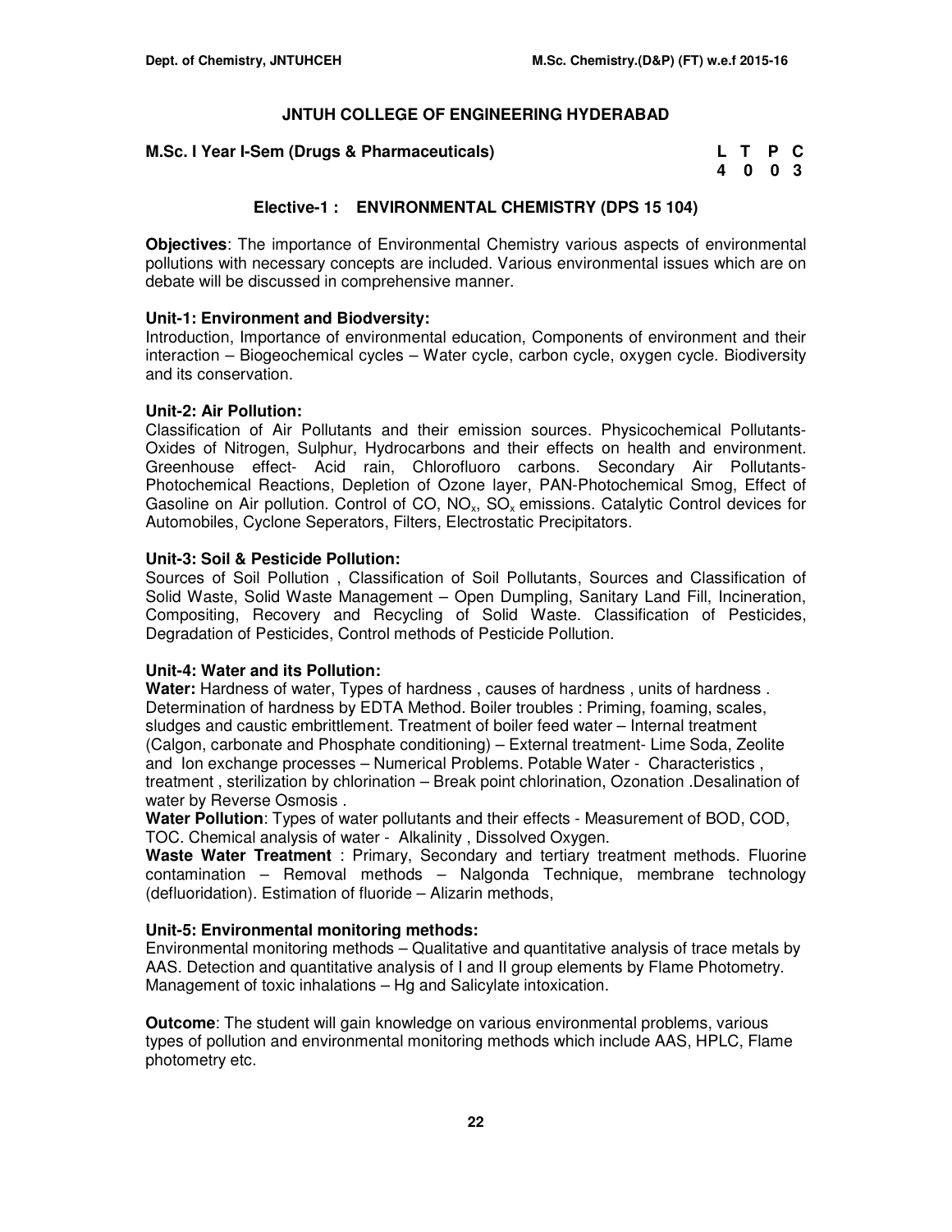## JNTUH COLLEGE OF ENGINEERING HYDERABAD

**M.Sc. I Year I-Sem (Drugs & Pharmaceuticals)**

| L | T | P | C |
|---|---|---|---|
| 4 | 0 | 0 | 3 |

### Elective-1 : ENVIRONMENTAL CHEMISTRY (DPS 15 104)

**Objectives**: The importance of Environmental Chemistry various aspects of environmental pollutions with necessary concepts are included. Various environmental issues which are on debate will be discussed in comprehensive manner.

**Unit-1: Environment and Biodversity:**
Introduction, Importance of environmental education, Components of environment and their interaction – Biogeochemical cycles – Water cycle, carbon cycle, oxygen cycle. Biodiversity and its conservation.

**Unit-2: Air Pollution:**
Classification of Air Pollutants and their emission sources. Physicochemical Pollutants- Oxides of Nitrogen, Sulphur, Hydrocarbons and their effects on health and environment. Greenhouse effect- Acid rain, Chlorofluoro carbons. Secondary Air Pollutants- Photochemical Reactions, Depletion of Ozone layer, PAN-Photochemical Smog, Effect of Gasoline on Air pollution. Control of CO, $NO_x$, $SO_x$ emissions. Catalytic Control devices for Automobiles, Cyclone Seperators, Filters, Electrostatic Precipitators.

**Unit-3: Soil & Pesticide Pollution:**
Sources of Soil Pollution , Classification of Soil Pollutants, Sources and Classification of Solid Waste, Solid Waste Management – Open Dumpling, Sanitary Land Fill, Incineration, Compositing, Recovery and Recycling of Solid Waste. Classification of Pesticides, Degradation of Pesticides, Control methods of Pesticide Pollution.

**Unit-4: Water and its Pollution:**
**Water:** Hardness of water, Types of hardness , causes of hardness , units of hardness . Determination of hardness by EDTA Method. Boiler troubles : Priming, foaming, scales, sludges and caustic embrittlement. Treatment of boiler feed water – Internal treatment (Calgon, carbonate and Phosphate conditioning) – External treatment- Lime Soda, Zeolite and Ion exchange processes – Numerical Problems. Potable Water - Characteristics , treatment , sterilization by chlorination – Break point chlorination, Ozonation .Desalination of water by Reverse Osmosis .
**Water Pollution**: Types of water pollutants and their effects - Measurement of BOD, COD, TOC. Chemical analysis of water - Alkalinity , Dissolved Oxygen.
**Waste Water Treatment** : Primary, Secondary and tertiary treatment methods. Fluorine contamination – Removal methods – Nalgonda Technique, membrane technology (defluoridation). Estimation of fluoride – Alizarin methods,

**Unit-5: Environmental monitoring methods:**
Environmental monitoring methods – Qualitative and quantitative analysis of trace metals by AAS. Detection and quantitative analysis of I and II group elements by Flame Photometry. Management of toxic inhalations – Hg and Salicylate intoxication.

**Outcome**: The student will gain knowledge on various environmental problems, various types of pollution and environmental monitoring methods which include AAS, HPLC, Flame photometry etc.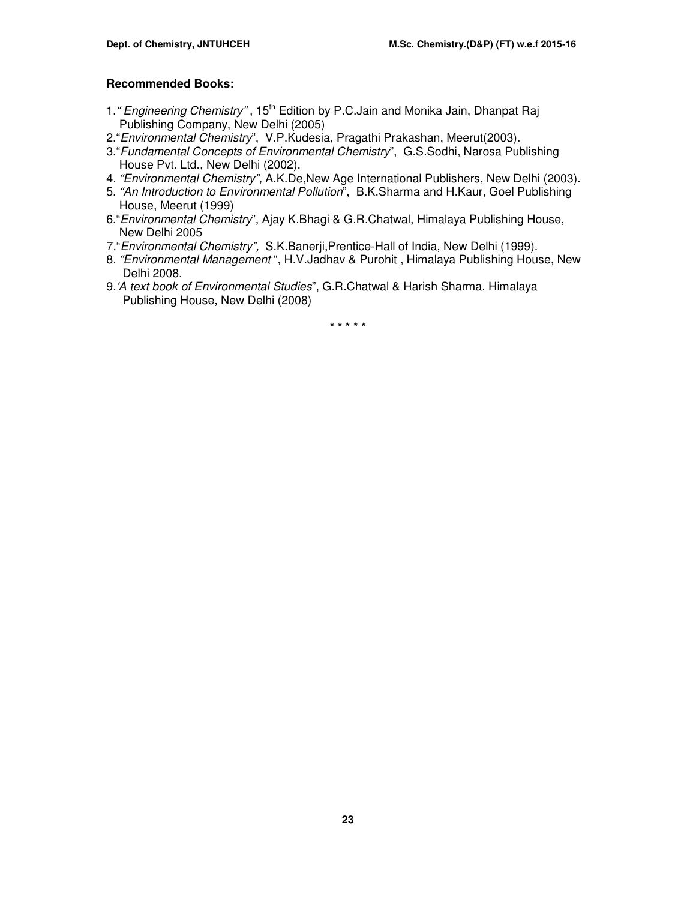**Recommended Books:**

1. *" Engineering Chemistry"* , 15th Edition by P.C.Jain and Monika Jain, Dhanpat Raj Publishing Company, New Delhi (2005)
2. "*Environmental Chemistry*", V.P.Kudesia, Pragathi Prakashan, Meerut(2003).
3. "*Fundamental Concepts of Environmental Chemistry*", G.S.Sodhi, Narosa Publishing House Pvt. Ltd., New Delhi (2002).
4. *"Environmental Chemistry",* A.K.De,New Age International Publishers, New Delhi (2003).
5. *"An Introduction to Environmental Pollution*", B.K.Sharma and H.Kaur, Goel Publishing House, Meerut (1999)
6. "*Environmental Chemistry*", Ajay K.Bhagi & G.R.Chatwal, Himalaya Publishing House, New Delhi 2005
7. "*Environmental Chemistry",* S.K.Banerji,Prentice-Hall of India, New Delhi (1999).
8. *"Environmental Management* ", H.V.Jadhav & Purohit , Himalaya Publishing House, New Delhi 2008.
9. *'A text book of Environmental Studies*", G.R.Chatwal & Harish Sharma, Himalaya Publishing House, New Delhi (2008)

\* \* \* \* \*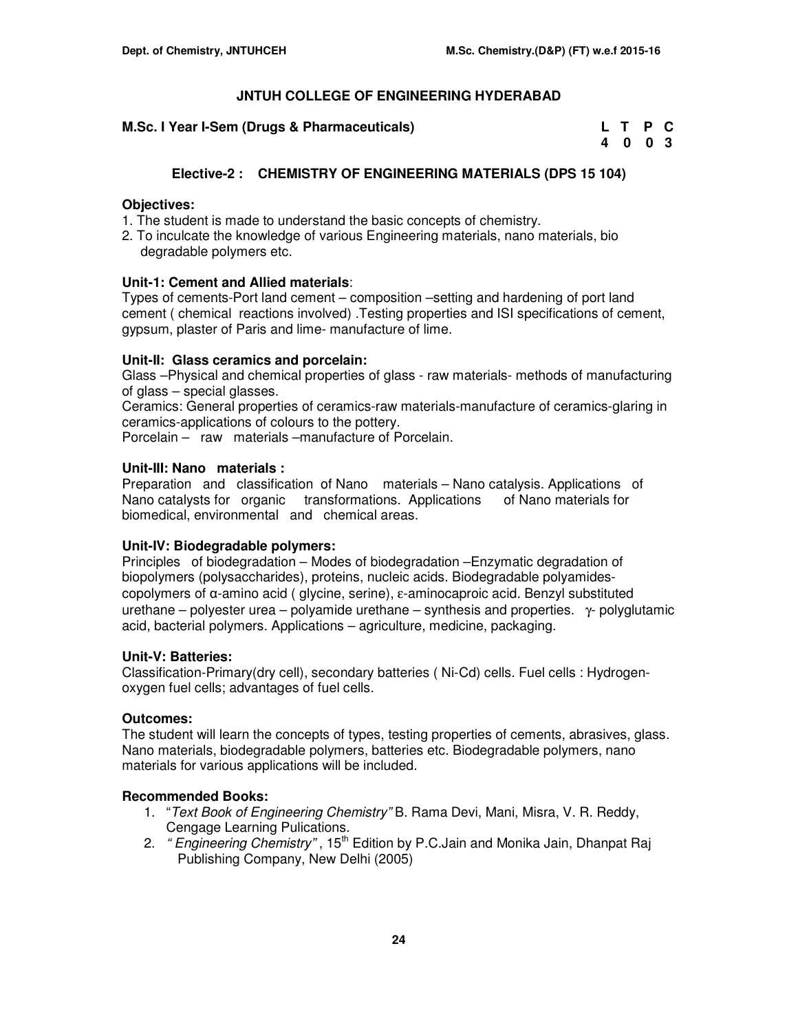# JNTUH COLLEGE OF ENGINEERING HYDERABAD

**M.Sc. I Year I-Sem (Drugs & Pharmaceuticals)**

| L | T | P | C |
|---|---|---|---|
| 4 | 0 | 0 | 3 |

## Elective-2 : CHEMISTRY OF ENGINEERING MATERIALS (DPS 15 104)

**Objectives:**

1. The student is made to understand the basic concepts of chemistry.
2. To inculcate the knowledge of various Engineering materials, nano materials, bio degradable polymers etc.

**Unit-1: Cement and Allied materials**:

Types of cements-Port land cement – composition –setting and hardening of port land cement ( chemical reactions involved) .Testing properties and ISI specifications of cement, gypsum, plaster of Paris and lime- manufacture of lime.

**Unit-II: Glass ceramics and porcelain:**

Glass –Physical and chemical properties of glass - raw materials- methods of manufacturing of glass – special glasses.

Ceramics: General properties of ceramics-raw materials-manufacture of ceramics-glaring in ceramics-applications of colours to the pottery.

Porcelain – raw materials –manufacture of Porcelain.

**Unit-III: Nano materials :**

Preparation and classification of Nano materials – Nano catalysis. Applications of Nano catalysts for organic transformations. Applications of Nano materials for biomedical, environmental and chemical areas.

**Unit-IV: Biodegradable polymers:**

Principles of biodegradation – Modes of biodegradation –Enzymatic degradation of biopolymers (polysaccharides), proteins, nucleic acids. Biodegradable polyamides-copolymers of α-amino acid ( glycine, serine), ε-aminocaproic acid. Benzyl substituted urethane – polyester urea – polyamide urethane – synthesis and properties. γ- polyglutamic acid, bacterial polymers. Applications – agriculture, medicine, packaging.

**Unit-V: Batteries:**

Classification-Primary(dry cell), secondary batteries ( Ni-Cd) cells. Fuel cells : Hydrogen-oxygen fuel cells; advantages of fuel cells.

**Outcomes:**

The student will learn the concepts of types, testing properties of cements, abrasives, glass. Nano materials, biodegradable polymers, batteries etc. Biodegradable polymers, nano materials for various applications will be included.

**Recommended Books:**

1. "*Text Book of Engineering Chemistry"* B. Rama Devi, Mani, Misra, V. R. Reddy, Cengage Learning Pulications.
2. *" Engineering Chemistry"* , 15th Edition by P.C.Jain and Monika Jain, Dhanpat Raj Publishing Company, New Delhi (2005)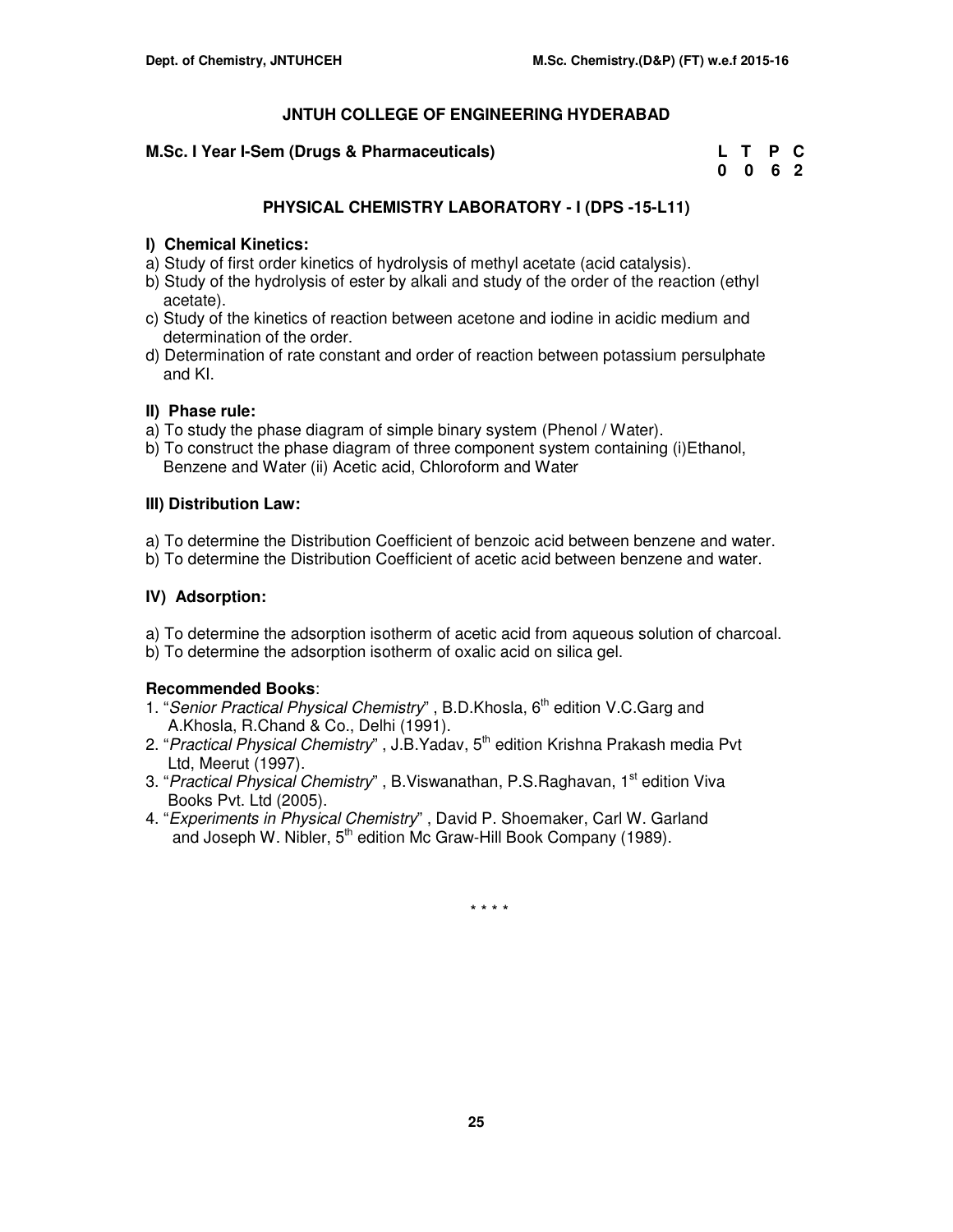## JNTUH COLLEGE OF ENGINEERING HYDERABAD

**M.Sc. I Year I-Sem (Drugs & Pharmaceuticals)**

| L | T | P | C |
|---|---|---|---|
| 0 | 0 | 6 | 2 |

### PHYSICAL CHEMISTRY LABORATORY - I (DPS -15-L11)

**I) Chemical Kinetics:**

a) Study of first order kinetics of hydrolysis of methyl acetate (acid catalysis).
b) Study of the hydrolysis of ester by alkali and study of the order of the reaction (ethyl acetate).
c) Study of the kinetics of reaction between acetone and iodine in acidic medium and determination of the order.
d) Determination of rate constant and order of reaction between potassium persulphate and KI.

**II) Phase rule:**

a) To study the phase diagram of simple binary system (Phenol / Water).
b) To construct the phase diagram of three component system containing (i)Ethanol, Benzene and Water (ii) Acetic acid, Chloroform and Water

**III) Distribution Law:**

a) To determine the Distribution Coefficient of benzoic acid between benzene and water.
b) To determine the Distribution Coefficient of acetic acid between benzene and water.

**IV) Adsorption:**

a) To determine the adsorption isotherm of acetic acid from aqueous solution of charcoal.
b) To determine the adsorption isotherm of oxalic acid on silica gel.

**Recommended Books**:

1. "*Senior Practical Physical Chemistry*" , B.D.Khosla, 6th edition V.C.Garg and A.Khosla, R.Chand & Co., Delhi (1991).
2. "*Practical Physical Chemistry*" , J.B.Yadav, 5th edition Krishna Prakash media Pvt Ltd, Meerut (1997).
3. "*Practical Physical Chemistry*" , B.Viswanathan, P.S.Raghavan, 1st edition Viva Books Pvt. Ltd (2005).
4. "*Experiments in Physical Chemistry*" , David P. Shoemaker, Carl W. Garland and Joseph W. Nibler, 5th edition Mc Graw-Hill Book Company (1989).

\* \* \* \*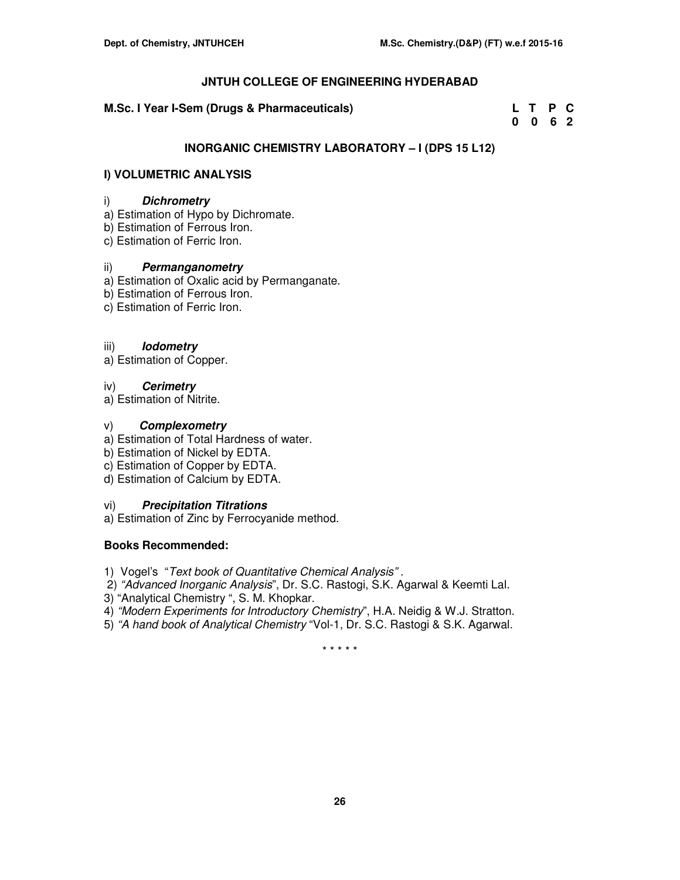# JNTUH COLLEGE OF ENGINEERING HYDERABAD

**M.Sc. I Year I-Sem (Drugs & Pharmaceuticals)**

| L | T | P | C |
|---|---|---|---|
| 0 | 0 | 6 | 2 |

## INORGANIC CHEMISTRY LABORATORY – I (DPS 15 L12)

### I) VOLUMETRIC ANALYSIS

i) ***Dichrometry***

a) Estimation of Hypo by Dichromate.
b) Estimation of Ferrous Iron.
c) Estimation of Ferric Iron.

ii) ***Permanganometry***

a) Estimation of Oxalic acid by Permanganate.
b) Estimation of Ferrous Iron.
c) Estimation of Ferric Iron.

iii) ***Iodometry***

a) Estimation of Copper.

iv) ***Cerimetry***

a) Estimation of Nitrite.

v) ***Complexometry***

a) Estimation of Total Hardness of water.
b) Estimation of Nickel by EDTA.
c) Estimation of Copper by EDTA.
d) Estimation of Calcium by EDTA.

vi) ***Precipitation Titrations***

a) Estimation of Zinc by Ferrocyanide method.

### Books Recommended:

1) Vogel's "*Text book of Quantitative Chemical Analysis"* .
2) *"Advanced Inorganic Analysis*", Dr. S.C. Rastogi, S.K. Agarwal & Keemti Lal.
3) "Analytical Chemistry ", S. M. Khopkar.
4) *"Modern Experiments for Introductory Chemistry*", H.A. Neidig & W.J. Stratton.
5) *"A hand book of Analytical Chemistry* "Vol-1, Dr. S.C. Rastogi & S.K. Agarwal.

\* \* \* \* \*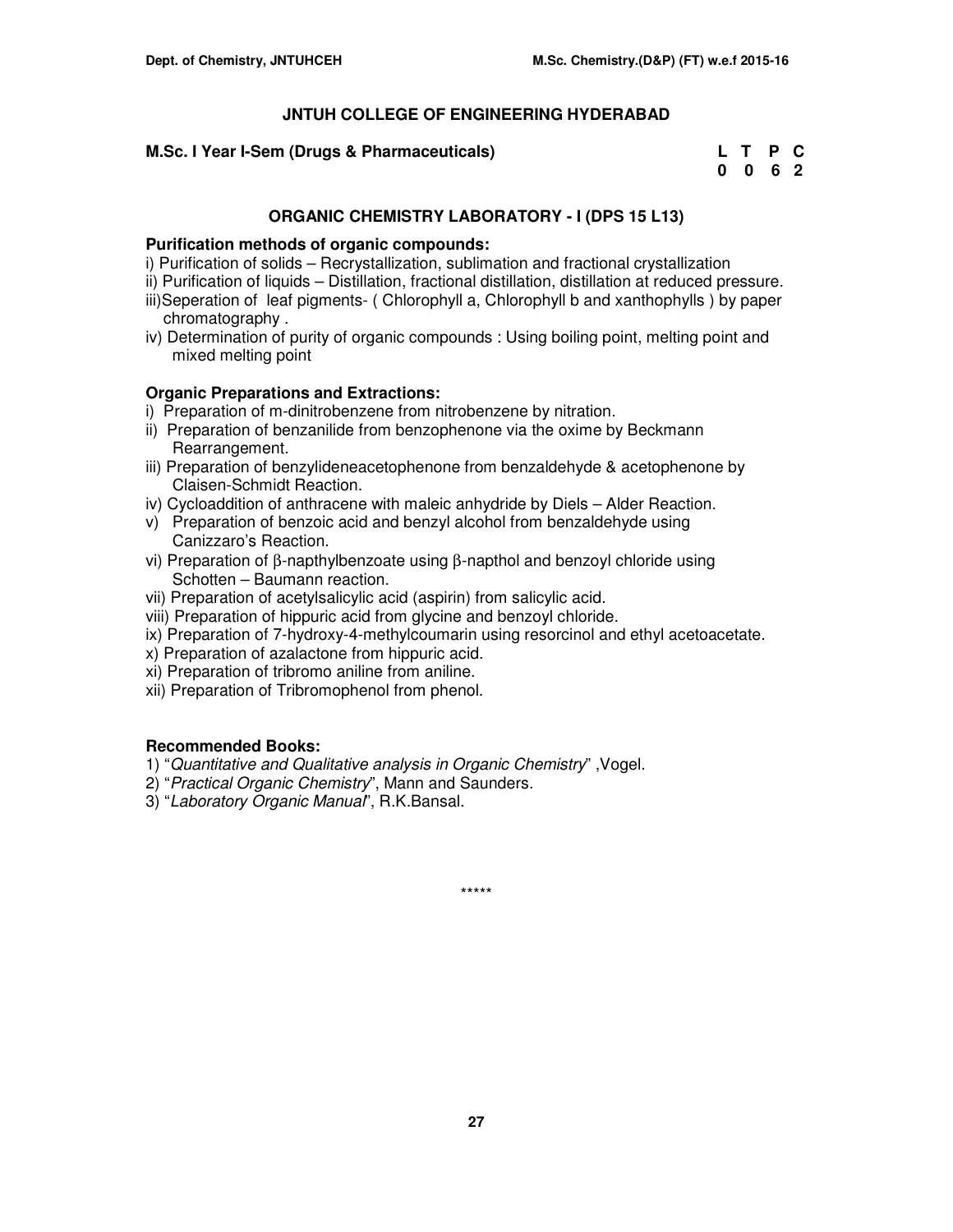# JNTUH COLLEGE OF ENGINEERING HYDERABAD

**M.Sc. I Year I-Sem (Drugs & Pharmaceuticals)**

| L | T | P | C |
|---|---|---|---|
| 0 | 0 | 6 | 2 |

## ORGANIC CHEMISTRY LABORATORY - I (DPS 15 L13)

**Purification methods of organic compounds:**

i) Purification of solids – Recrystallization, sublimation and fractional crystallization
ii) Purification of liquids – Distillation, fractional distillation, distillation at reduced pressure.
iii)Seperation of leaf pigments- ( Chlorophyll a, Chlorophyll b and xanthophylls ) by paper chromatography .
iv) Determination of purity of organic compounds : Using boiling point, melting point and mixed melting point

**Organic Preparations and Extractions:**

i) Preparation of m-dinitrobenzene from nitrobenzene by nitration.
ii) Preparation of benzanilide from benzophenone via the oxime by Beckmann Rearrangement.
iii) Preparation of benzylideneacetophenone from benzaldehyde & acetophenone by Claisen-Schmidt Reaction.
iv) Cycloaddition of anthracene with maleic anhydride by Diels – Alder Reaction.
v) Preparation of benzoic acid and benzyl alcohol from benzaldehyde using Canizzaro's Reaction.
vi) Preparation of β-napthylbenzoate using β-napthol and benzoyl chloride using Schotten – Baumann reaction.
vii) Preparation of acetylsalicylic acid (aspirin) from salicylic acid.
viii) Preparation of hippuric acid from glycine and benzoyl chloride.
ix) Preparation of 7-hydroxy-4-methylcoumarin using resorcinol and ethyl acetoacetate.
x) Preparation of azalactone from hippuric acid.
xi) Preparation of tribromo aniline from aniline.
xii) Preparation of Tribromophenol from phenol.

**Recommended Books:**

1) "*Quantitative and Qualitative analysis in Organic Chemistry*" ,Vogel.
2) "*Practical Organic Chemistry*", Mann and Saunders.
3) "*Laboratory Organic Manual*", R.K.Bansal.

*****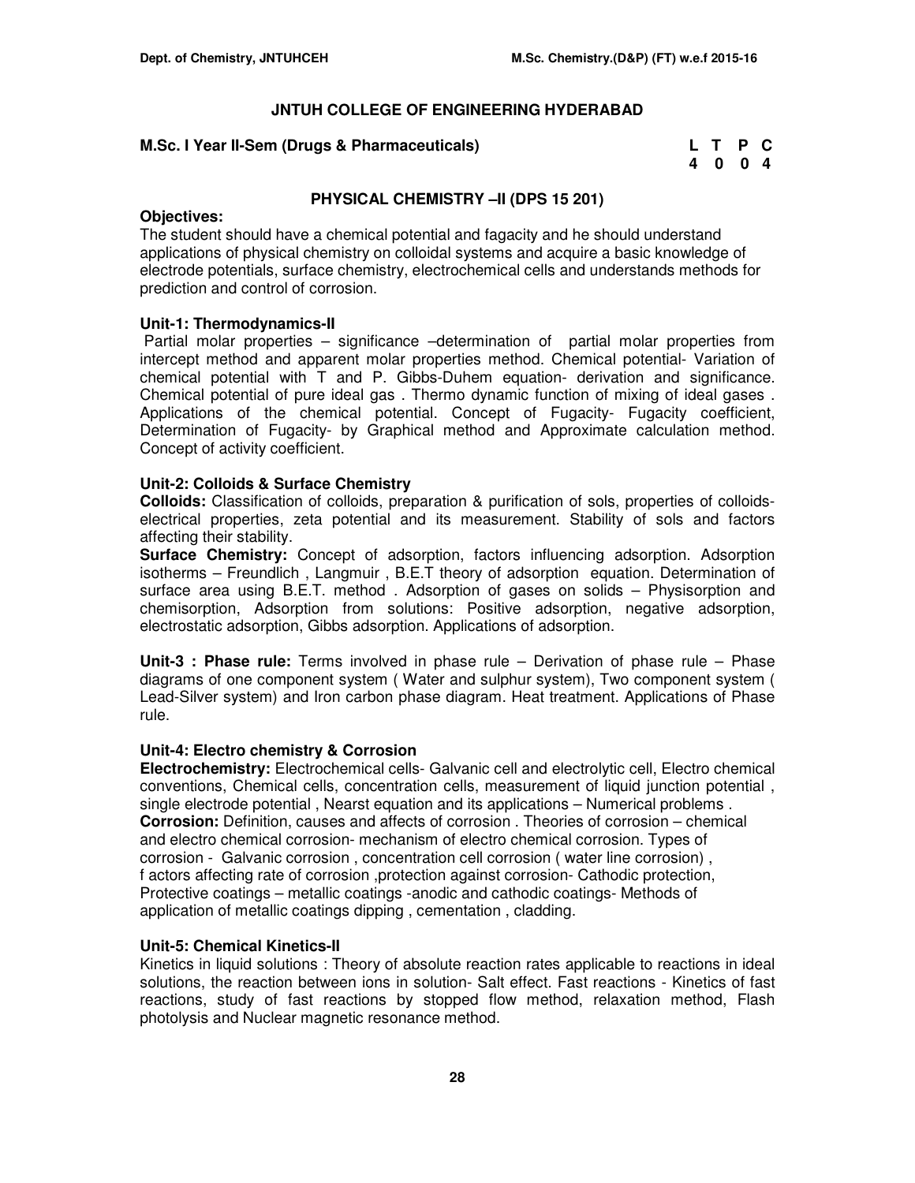# JNTUH COLLEGE OF ENGINEERING HYDERABAD

**M.Sc. I Year II-Sem (Drugs & Pharmaceuticals)**

| L | T | P | C |
|---|---|---|---|
| 4 | 0 | 0 | 4 |

## PHYSICAL CHEMISTRY –II (DPS 15 201)

**Objectives:**

The student should have a chemical potential and fagacity and he should understand applications of physical chemistry on colloidal systems and acquire a basic knowledge of electrode potentials, surface chemistry, electrochemical cells and understands methods for prediction and control of corrosion.

**Unit-1: Thermodynamics-II**

Partial molar properties – significance –determination of partial molar properties from intercept method and apparent molar properties method. Chemical potential- Variation of chemical potential with T and P. Gibbs-Duhem equation- derivation and significance. Chemical potential of pure ideal gas . Thermo dynamic function of mixing of ideal gases . Applications of the chemical potential. Concept of Fugacity- Fugacity coefficient, Determination of Fugacity- by Graphical method and Approximate calculation method. Concept of activity coefficient.

**Unit-2: Colloids & Surface Chemistry**

**Colloids:** Classification of colloids, preparation & purification of sols, properties of colloids- electrical properties, zeta potential and its measurement. Stability of sols and factors affecting their stability.

**Surface Chemistry:** Concept of adsorption, factors influencing adsorption. Adsorption isotherms – Freundlich , Langmuir , B.E.T theory of adsorption equation. Determination of surface area using B.E.T. method . Adsorption of gases on solids – Physisorption and chemisorption, Adsorption from solutions: Positive adsorption, negative adsorption, electrostatic adsorption, Gibbs adsorption. Applications of adsorption.

**Unit-3 : Phase rule:** Terms involved in phase rule – Derivation of phase rule – Phase diagrams of one component system ( Water and sulphur system), Two component system ( Lead-Silver system) and Iron carbon phase diagram. Heat treatment. Applications of Phase rule.

**Unit-4: Electro chemistry & Corrosion**

**Electrochemistry:** Electrochemical cells- Galvanic cell and electrolytic cell, Electro chemical conventions, Chemical cells, concentration cells, measurement of liquid junction potential , single electrode potential , Nearst equation and its applications – Numerical problems .

**Corrosion:** Definition, causes and affects of corrosion . Theories of corrosion – chemical and electro chemical corrosion- mechanism of electro chemical corrosion. Types of corrosion - Galvanic corrosion , concentration cell corrosion ( water line corrosion) , f actors affecting rate of corrosion ,protection against corrosion- Cathodic protection, Protective coatings – metallic coatings -anodic and cathodic coatings- Methods of application of metallic coatings dipping , cementation , cladding.

**Unit-5: Chemical Kinetics-II**

Kinetics in liquid solutions : Theory of absolute reaction rates applicable to reactions in ideal solutions, the reaction between ions in solution- Salt effect. Fast reactions - Kinetics of fast reactions, study of fast reactions by stopped flow method, relaxation method, Flash photolysis and Nuclear magnetic resonance method.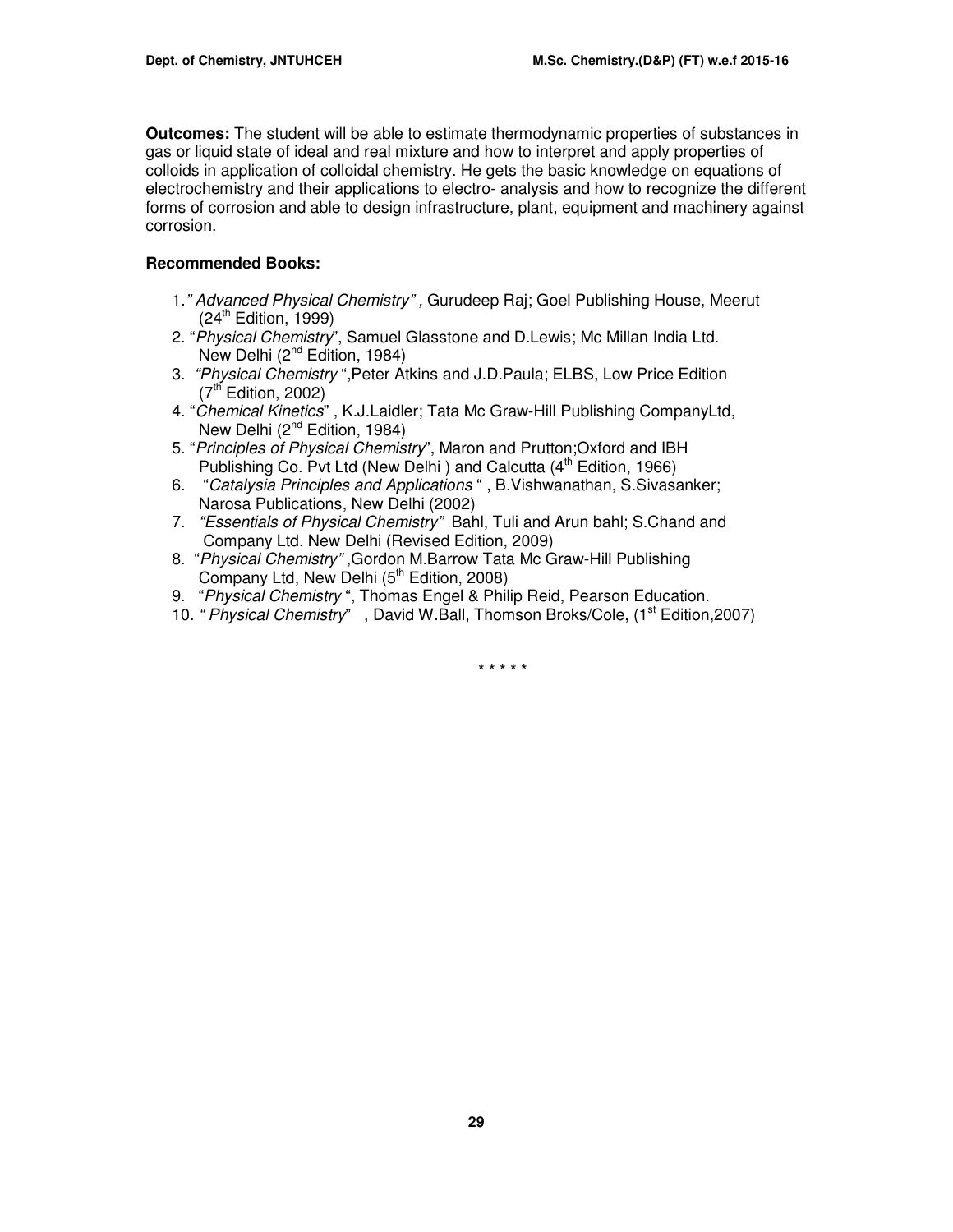**Outcomes:** The student will be able to estimate thermodynamic properties of substances in gas or liquid state of ideal and real mixture and how to interpret and apply properties of colloids in application of colloidal chemistry. He gets the basic knowledge on equations of electrochemistry and their applications to electro- analysis and how to recognize the different forms of corrosion and able to design infrastructure, plant, equipment and machinery against corrosion.

**Recommended Books:**

1. *" Advanced Physical Chemistry"* , Gurudeep Raj; Goel Publishing House, Meerut (24th Edition, 1999)
2. "*Physical Chemistry*", Samuel Glasstone and D.Lewis; Mc Millan India Ltd. New Delhi (2nd Edition, 1984)
3. *"Physical Chemistry* ",Peter Atkins and J.D.Paula; ELBS, Low Price Edition (7th Edition, 2002)
4. "*Chemical Kinetics*" , K.J.Laidler; Tata Mc Graw-Hill Publishing CompanyLtd, New Delhi (2nd Edition, 1984)
5. "*Principles of Physical Chemistry*", Maron and Prutton;Oxford and IBH Publishing Co. Pvt Ltd (New Delhi ) and Calcutta (4th Edition, 1966)
6. "*Catalysia Principles and Applications* " , B.Vishwanathan, S.Sivasanker; Narosa Publications, New Delhi (2002)
7. *"Essentials of Physical Chemistry"* Bahl, Tuli and Arun bahl; S.Chand and Company Ltd. New Delhi (Revised Edition, 2009)
8. "*Physical Chemistry"* ,Gordon M.Barrow Tata Mc Graw-Hill Publishing Company Ltd, New Delhi (5th Edition, 2008)
9. "*Physical Chemistry* ", Thomas Engel & Philip Reid, Pearson Education.
10. *" Physical Chemistry*" , David W.Ball, Thomson Broks/Cole, (1st Edition,2007)

\* \* \* \* \*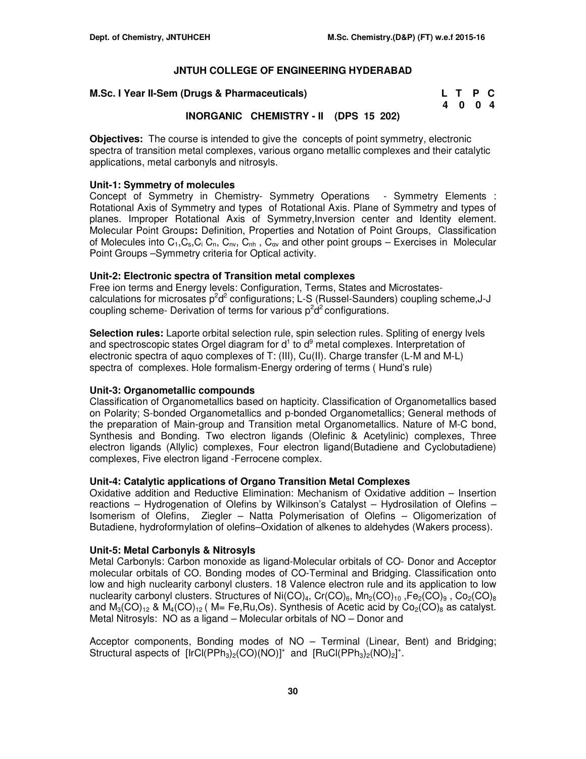## JNTUH COLLEGE OF ENGINEERING HYDERABAD

**M.Sc. I Year II-Sem (Drugs & Pharmaceuticals)**

| L | T | P | C |
|---|---|---|---|
| 4 | 0 | 0 | 4 |

### INORGANIC CHEMISTRY - II (DPS 15 202)

**Objectives:** The course is intended to give the concepts of point symmetry, electronic spectra of transition metal complexes, various organo metallic complexes and their catalytic applications, metal carbonyls and nitrosyls.

**Unit-1: Symmetry of molecules**

Concept of Symmetry in Chemistry- Symmetry Operations - Symmetry Elements : Rotational Axis of Symmetry and types of Rotational Axis. Plane of Symmetry and types of planes. Improper Rotational Axis of Symmetry,Inversion center and Identity element. Molecular Point Groups**:** Definition, Properties and Notation of Point Groups, Classification of Molecules into $C_1$,$C_s$,$C_i$ $C_n$, $C_{nv}$, $C_{nh}$ , $C_{\alpha v}$ and other point groups – Exercises in Molecular Point Groups –Symmetry criteria for Optical activity.

**Unit-2: Electronic spectra of Transition metal complexes**

Free ion terms and Energy levels: Configuration, Terms, States and Microstates-calculations for microsates $p^2d^2$ configurations; L-S (Russel-Saunders) coupling scheme,J-J coupling scheme- Derivation of terms for various $p^2d^2$ configurations.

**Selection rules:** Laporte orbital selection rule, spin selection rules. Spliting of energy lvels and spectroscopic states Orgel diagram for $d^1$ to $d^9$ metal complexes. Interpretation of electronic spectra of aquo complexes of T: (III), Cu(II). Charge transfer (L-M and M-L) spectra of complexes. Hole formalism-Energy ordering of terms ( Hund's rule)

**Unit-3: Organometallic compounds**

Classification of Organometallics based on hapticity. Classification of Organometallics based on Polarity; S-bonded Organometallics and p-bonded Organometallics; General methods of the preparation of Main-group and Transition metal Organometallics. Nature of M-C bond, Synthesis and Bonding. Two electron ligands (Olefinic & Acetylinic) complexes, Three electron ligands (Allylic) complexes, Four electron ligand(Butadiene and Cyclobutadiene) complexes, Five electron ligand -Ferrocene complex.

**Unit-4: Catalytic applications of Organo Transition Metal Complexes**

Oxidative addition and Reductive Elimination: Mechanism of Oxidative addition – Insertion reactions – Hydrogenation of Olefins by Wilkinson's Catalyst – Hydrosilation of Olefins – Isomerism of Olefins, Ziegler – Natta Polymerisation of Olefins – Oligomerization of Butadiene, hydroformylation of olefins–Oxidation of alkenes to aldehydes (Wakers process).

**Unit-5: Metal Carbonyls & Nitrosyls**

Metal Carbonyls: Carbon monoxide as ligand-Molecular orbitals of CO- Donor and Acceptor molecular orbitals of CO. Bonding modes of CO-Terminal and Bridging. Classification onto low and high nuclearity carbonyl clusters. 18 Valence electron rule and its application to low nuclearity carbonyl clusters. Structures of $Ni(CO)_4$, $Cr(CO)_6$, $Mn_2(CO)_{10}$ ,$Fe_2(CO)_9$ , $Co_2(CO)_8$ and $M_3(CO)_{12}$ & $M_4(CO)_{12}$ ( M= Fe,Ru,Os). Synthesis of Acetic acid by $Co_2(CO)_8$ as catalyst. Metal Nitrosyls: NO as a ligand – Molecular orbitals of NO – Donor and

Acceptor components, Bonding modes of NO – Terminal (Linear, Bent) and Bridging; Structural aspects of $[IrCl(PPh_3)_2(CO)(NO)]^+$ and $[RuCl(PPh_3)_2(NO)_2]^+$.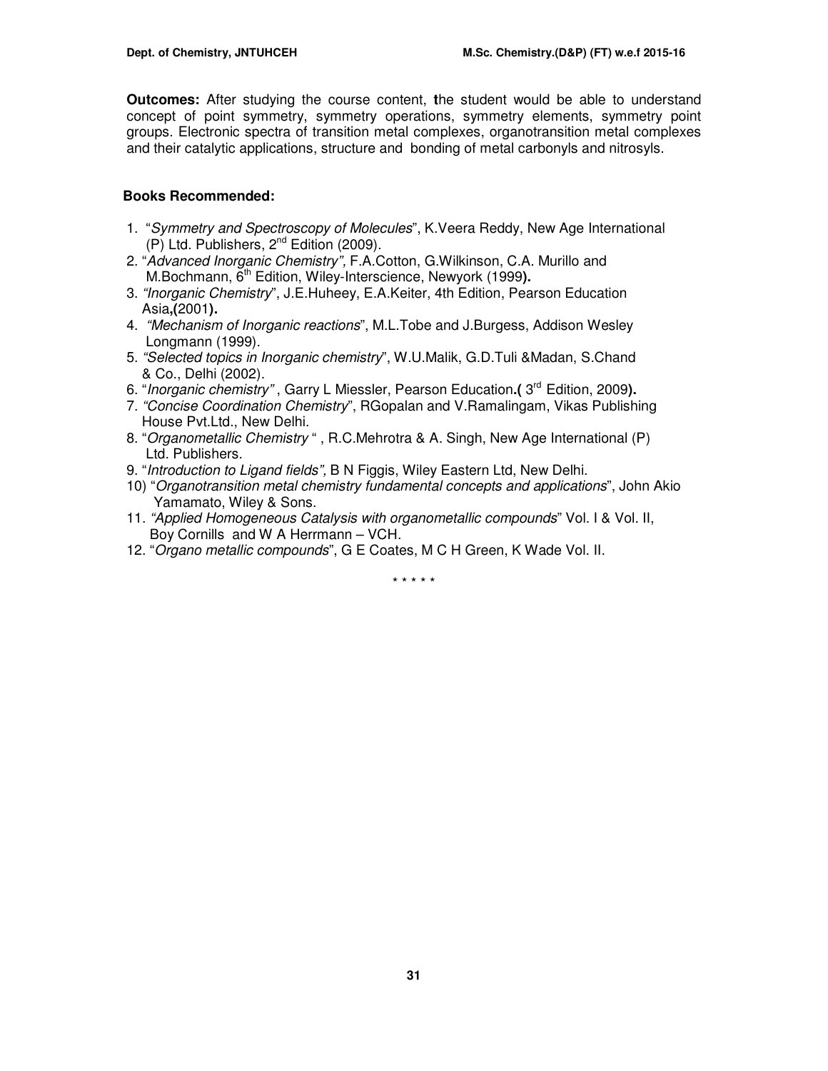**Outcomes:** After studying the course content, **t**he student would be able to understand concept of point symmetry, symmetry operations, symmetry elements, symmetry point groups. Electronic spectra of transition metal complexes, organotransition metal complexes and their catalytic applications, structure and bonding of metal carbonyls and nitrosyls.

**Books Recommended:**

1. "*Symmetry and Spectroscopy of Molecules*", K.Veera Reddy, New Age International (P) Ltd. Publishers, 2nd Edition (2009).
2. "*Advanced Inorganic Chemistry",* F.A.Cotton, G.Wilkinson, C.A. Murillo and M.Bochmann, 6th Edition, Wiley-Interscience, Newyork (1999**).**
3. *"Inorganic Chemistry*", J.E.Huheey, E.A.Keiter, 4th Edition, Pearson Education Asia**,(**2001**).**
4. *"Mechanism of Inorganic reactions*", M.L.Tobe and J.Burgess, Addison Wesley Longmann (1999).
5. *"Selected topics in Inorganic chemistry*", W.U.Malik, G.D.Tuli &Madan, S.Chand & Co., Delhi (2002).
6. "*Inorganic chemistry"* , Garry L Miessler, Pearson Education**.(** 3rd Edition, 2009**).**
7. *"Concise Coordination Chemistry*", RGopalan and V.Ramalingam, Vikas Publishing House Pvt.Ltd., New Delhi.
8. "*Organometallic Chemistry* " , R.C.Mehrotra & A. Singh, New Age International (P) Ltd. Publishers.
9. "*Introduction to Ligand fields",* B N Figgis, Wiley Eastern Ltd, New Delhi.
10. "*Organotransition metal chemistry fundamental concepts and applications*", John Akio Yamamato, Wiley & Sons.
11. *"Applied Homogeneous Catalysis with organometallic compounds*" Vol. I & Vol. II, Boy Cornills and W A Herrmann – VCH.
12. "*Organo metallic compounds*", G E Coates, M C H Green, K Wade Vol. II.

\* \* \* \* \*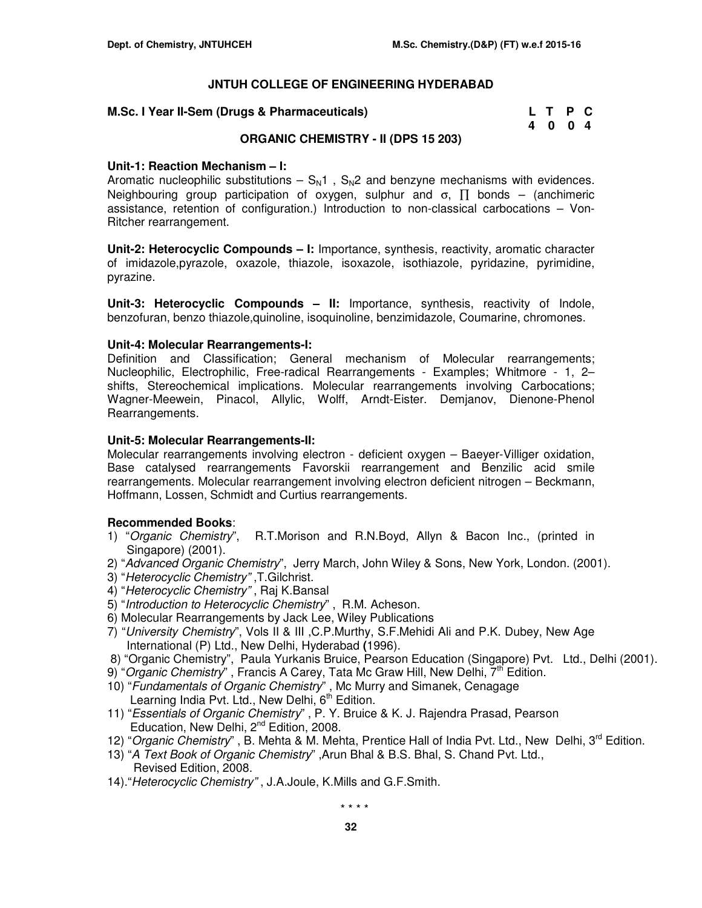# JNTUH COLLEGE OF ENGINEERING HYDERABAD

**M.Sc. I Year II-Sem (Drugs & Pharmaceuticals)**

| L | T | P | C |
|---|---|---|---|
| 4 | 0 | 0 | 4 |

## ORGANIC CHEMISTRY - II (DPS 15 203)

**Unit-1: Reaction Mechanism – I:**
Aromatic nucleophilic substitutions – $S_N1$ , $S_N2$ and benzyne mechanisms with evidences. Neighbouring group participation of oxygen, sulphur and σ, ∏ bonds – (anchimeric assistance, retention of configuration.) Introduction to non-classical carbocations – Von-Ritcher rearrangement.

**Unit-2: Heterocyclic Compounds – I:** Importance, synthesis, reactivity, aromatic character of imidazole,pyrazole, oxazole, thiazole, isoxazole, isothiazole, pyridazine, pyrimidine, pyrazine.

**Unit-3: Heterocyclic Compounds – II:** Importance, synthesis, reactivity of Indole, benzofuran, benzo thiazole,quinoline, isoquinoline, benzimidazole, Coumarine, chromones.

**Unit-4: Molecular Rearrangements-I:**
Definition and Classification; General mechanism of Molecular rearrangements; Nucleophilic, Electrophilic, Free-radical Rearrangements - Examples; Whitmore - 1, 2– shifts, Stereochemical implications. Molecular rearrangements involving Carbocations; Wagner-Meewein, Pinacol, Allylic, Wolff, Arndt-Eister. Demjanov, Dienone-Phenol Rearrangements.

**Unit-5: Molecular Rearrangements-II:**
Molecular rearrangements involving electron - deficient oxygen – Baeyer-Villiger oxidation, Base catalysed rearrangements Favorskii rearrangement and Benzilic acid smile rearrangements. Molecular rearrangement involving electron deficient nitrogen – Beckmann, Hoffmann, Lossen, Schmidt and Curtius rearrangements.

**Recommended Books**:

1) "*Organic Chemistry*", R.T.Morison and R.N.Boyd, Allyn & Bacon Inc., (printed in Singapore) (2001).
2) "*Advanced Organic Chemistry*", Jerry March, John Wiley & Sons, New York, London. (2001).
3) "*Heterocyclic Chemistry"* ,T.Gilchrist.
4) "*Heterocyclic Chemistry"* , Raj K.Bansal
5) "*Introduction to Heterocyclic Chemistry*" , R.M. Acheson.
6) Molecular Rearrangements by Jack Lee, Wiley Publications
7) "*University Chemistry*", Vols II & III ,C.P.Murthy, S.F.Mehidi Ali and P.K. Dubey, New Age International (P) Ltd., New Delhi, Hyderabad **(**1996).
8) "Organic Chemistry", Paula Yurkanis Bruice, Pearson Education (Singapore) Pvt. Ltd., Delhi (2001).
9) "*Organic Chemistry*" , Francis A Carey, Tata Mc Graw Hill, New Delhi, 7th Edition.
10) "*Fundamentals of Organic Chemistry*" , Mc Murry and Simanek, Cenagage Learning India Pvt. Ltd., New Delhi, 6th Edition.
11) "*Essentials of Organic Chemistry*" , P. Y. Bruice & K. J. Rajendra Prasad, Pearson Education, New Delhi, 2nd Edition, 2008.
12) "*Organic Chemistry*" , B. Mehta & M. Mehta, Prentice Hall of India Pvt. Ltd., New Delhi, 3rd Edition.
13) "*A Text Book of Organic Chemistry*" ,Arun Bhal & B.S. Bhal, S. Chand Pvt. Ltd., Revised Edition, 2008.
14) "*Heterocyclic Chemistry"* , J.A.Joule, K.Mills and G.F.Smith.

\* \* \* \*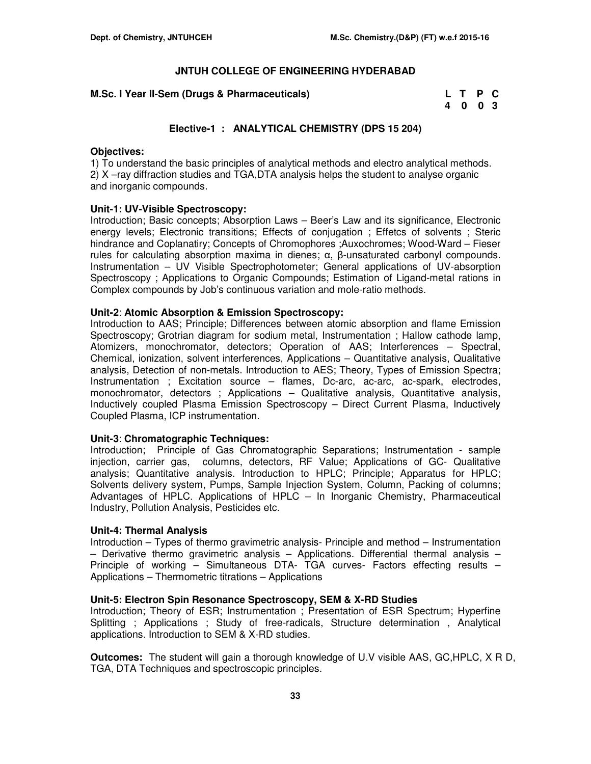# JNTUH COLLEGE OF ENGINEERING HYDERABAD

**M.Sc. I Year II-Sem (Drugs & Pharmaceuticals)**

| L | T | P | C |
|---|---|---|---|
| 4 | 0 | 0 | 3 |

## Elective-1 : ANALYTICAL CHEMISTRY (DPS 15 204)

**Objectives:**

1) To understand the basic principles of analytical methods and electro analytical methods.
2) X –ray diffraction studies and TGA,DTA analysis helps the student to analyse organic and inorganic compounds.

**Unit-1: UV-Visible Spectroscopy:**

Introduction; Basic concepts; Absorption Laws – Beer's Law and its significance, Electronic energy levels; Electronic transitions; Effects of conjugation ; Effetcs of solvents ; Steric hindrance and Coplanatiry; Concepts of Chromophores ;Auxochromes; Wood-Ward – Fieser rules for calculating absorption maxima in dienes; α, β-unsaturated carbonyl compounds. Instrumentation – UV Visible Spectrophotometer; General applications of UV-absorption Spectroscopy ; Applications to Organic Compounds; Estimation of Ligand-metal rations in Complex compounds by Job's continuous variation and mole-ratio methods.

**Unit-2**: **Atomic Absorption & Emission Spectroscopy:**

Introduction to AAS; Principle; Differences between atomic absorption and flame Emission Spectroscopy; Grotrian diagram for sodium metal, Instrumentation ; Hallow cathode lamp, Atomizers, monochromator, detectors; Operation of AAS; Interferences – Spectral, Chemical, ionization, solvent interferences, Applications – Quantitative analysis, Qualitative analysis, Detection of non-metals. Introduction to AES; Theory, Types of Emission Spectra; Instrumentation ; Excitation source – flames, Dc-arc, ac-arc, ac-spark, electrodes, monochromator, detectors ; Applications – Qualitative analysis, Quantitative analysis, Inductively coupled Plasma Emission Spectroscopy – Direct Current Plasma, Inductively Coupled Plasma, ICP instrumentation.

**Unit-3**: **Chromatographic Techniques:**

Introduction; Principle of Gas Chromatographic Separations; Instrumentation - sample injection, carrier gas, columns, detectors, RF Value; Applications of GC- Qualitative analysis; Quantitative analysis. Introduction to HPLC; Principle; Apparatus for HPLC; Solvents delivery system, Pumps, Sample Injection System, Column, Packing of columns; Advantages of HPLC. Applications of HPLC – In Inorganic Chemistry, Pharmaceutical Industry, Pollution Analysis, Pesticides etc.

**Unit-4: Thermal Analysis**

Introduction – Types of thermo gravimetric analysis- Principle and method – Instrumentation – Derivative thermo gravimetric analysis – Applications. Differential thermal analysis – Principle of working – Simultaneous DTA- TGA curves- Factors effecting results – Applications – Thermometric titrations – Applications

**Unit-5: Electron Spin Resonance Spectroscopy, SEM & X-RD Studies**

Introduction; Theory of ESR; Instrumentation ; Presentation of ESR Spectrum; Hyperfine Splitting ; Applications ; Study of free-radicals, Structure determination , Analytical applications. Introduction to SEM & X-RD studies.

**Outcomes:** The student will gain a thorough knowledge of U.V visible AAS, GC,HPLC, X R D, TGA, DTA Techniques and spectroscopic principles.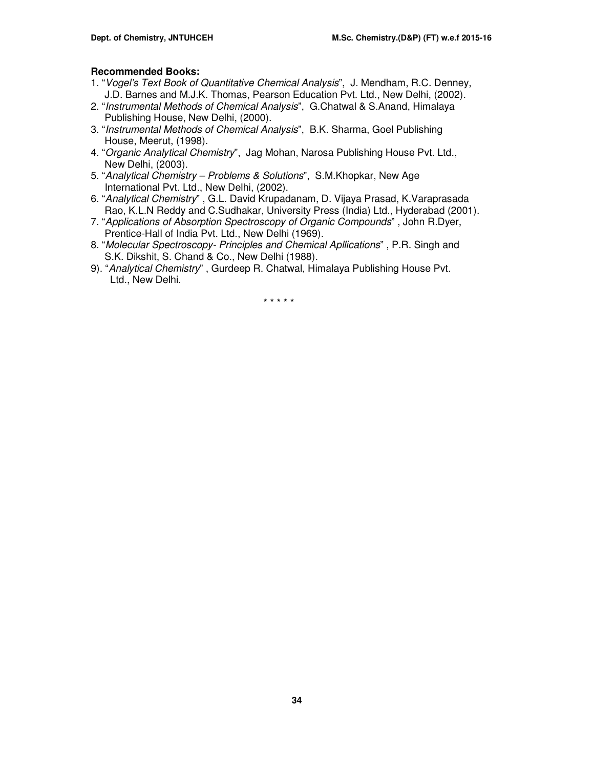**Recommended Books:**

1. "*Vogel's Text Book of Quantitative Chemical Analysis*", J. Mendham, R.C. Denney, J.D. Barnes and M.J.K. Thomas, Pearson Education Pvt. Ltd., New Delhi, (2002).
2. "*Instrumental Methods of Chemical Analysis*", G.Chatwal & S.Anand, Himalaya Publishing House, New Delhi, (2000).
3. "*Instrumental Methods of Chemical Analysis*", B.K. Sharma, Goel Publishing House, Meerut, (1998).
4. "*Organic Analytical Chemistry*", Jag Mohan, Narosa Publishing House Pvt. Ltd., New Delhi, (2003).
5. "*Analytical Chemistry – Problems & Solutions*", S.M.Khopkar, New Age International Pvt. Ltd., New Delhi, (2002).
6. "*Analytical Chemistry*" , G.L. David Krupadanam, D. Vijaya Prasad, K.Varaprasada Rao, K.L.N Reddy and C.Sudhakar, University Press (India) Ltd., Hyderabad (2001).
7. "*Applications of Absorption Spectroscopy of Organic Compounds*" , John R.Dyer, Prentice-Hall of India Pvt. Ltd., New Delhi (1969).
8. "*Molecular Spectroscopy- Principles and Chemical Apllications*" , P.R. Singh and S.K. Dikshit, S. Chand & Co., New Delhi (1988).

9). "*Analytical Chemistry*" , Gurdeep R. Chatwal, Himalaya Publishing House Pvt. Ltd., New Delhi.

\* \* \* \* \*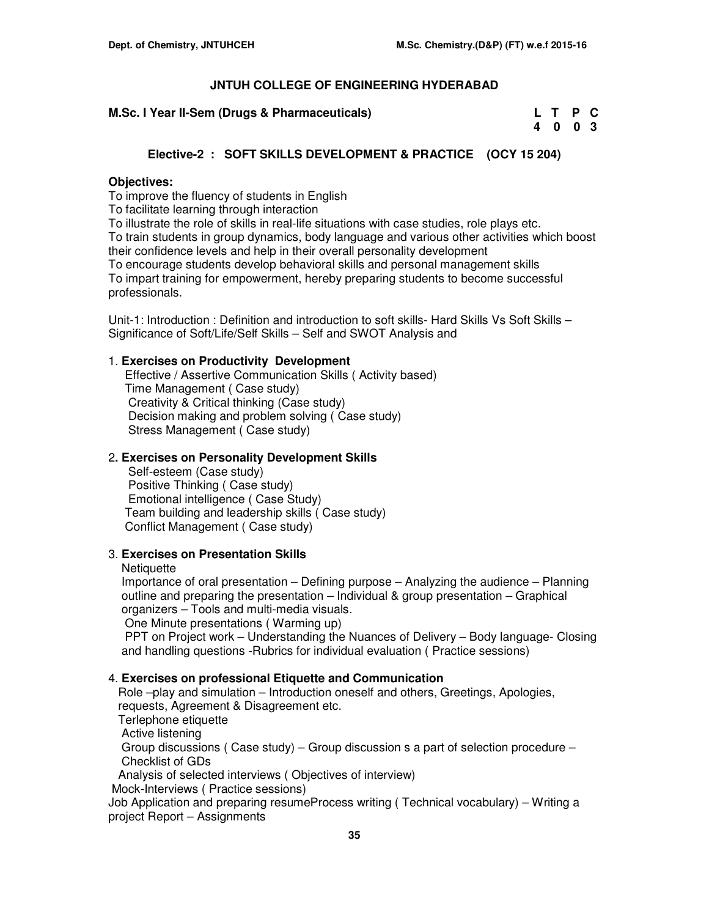## JNTUH COLLEGE OF ENGINEERING HYDERABAD

**M.Sc. I Year II-Sem (Drugs & Pharmaceuticals)**

| L | T | P | C |
|---|---|---|---|
| 4 | 0 | 0 | 3 |

### Elective-2 : SOFT SKILLS DEVELOPMENT & PRACTICE (OCY 15 204)

**Objectives:**

To improve the fluency of students in English
To facilitate learning through interaction
To illustrate the role of skills in real-life situations with case studies, role plays etc.
To train students in group dynamics, body language and various other activities which boost their confidence levels and help in their overall personality development
To encourage students develop behavioral skills and personal management skills
To impart training for empowerment, hereby preparing students to become successful professionals.

Unit-1: Introduction : Definition and introduction to soft skills- Hard Skills Vs Soft Skills – Significance of Soft/Life/Self Skills – Self and SWOT Analysis and

1. **Exercises on Productivity Development**
   Effective / Assertive Communication Skills ( Activity based)
   Time Management ( Case study)
   Creativity & Critical thinking (Case study)
   Decision making and problem solving ( Case study)
   Stress Management ( Case study)

2. **Exercises on Personality Development Skills**
   Self-esteem (Case study)
   Positive Thinking ( Case study)
   Emotional intelligence ( Case Study)
   Team building and leadership skills ( Case study)
   Conflict Management ( Case study)

3. **Exercises on Presentation Skills**
   Netiquette
   Importance of oral presentation – Defining purpose – Analyzing the audience – Planning outline and preparing the presentation – Individual & group presentation – Graphical organizers – Tools and multi-media visuals.
   One Minute presentations ( Warming up)
   PPT on Project work – Understanding the Nuances of Delivery – Body language- Closing and handling questions -Rubrics for individual evaluation ( Practice sessions)

4. **Exercises on professional Etiquette and Communication**
   Role –play and simulation – Introduction oneself and others, Greetings, Apologies, requests, Agreement & Disagreement etc.
   Terlephone etiquette
   Active listening
   Group discussions ( Case study) – Group discussion s a part of selection procedure – Checklist of GDs
   Analysis of selected interviews ( Objectives of interview)
   Mock-Interviews ( Practice sessions)
   Job Application and preparing resumeProcess writing ( Technical vocabulary) – Writing a project Report – Assignments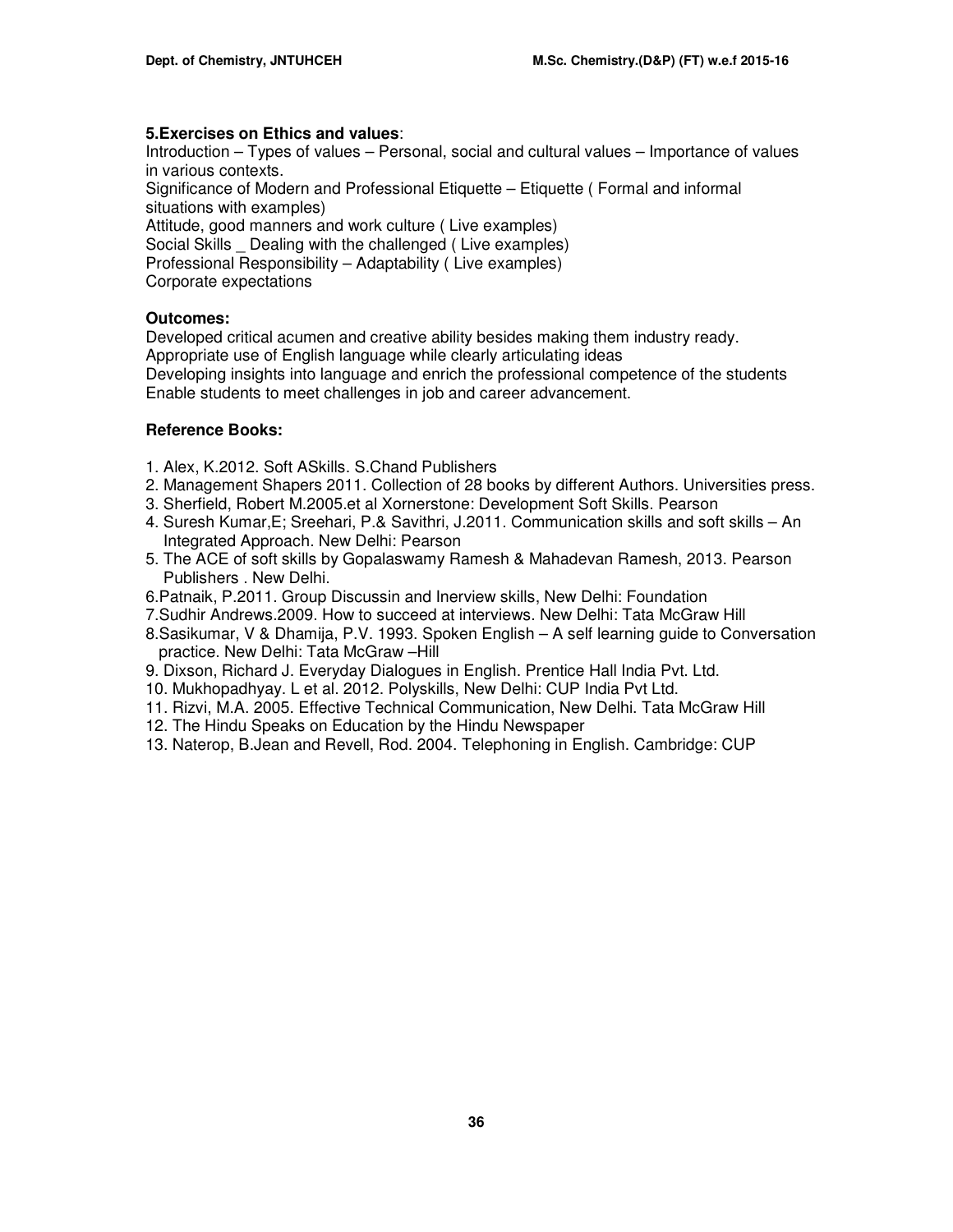**5.Exercises on Ethics and values**:

Introduction – Types of values – Personal, social and cultural values – Importance of values in various contexts.

Significance of Modern and Professional Etiquette – Etiquette ( Formal and informal situations with examples)

Attitude, good manners and work culture ( Live examples)

Social Skills _ Dealing with the challenged ( Live examples)

Professional Responsibility – Adaptability ( Live examples)

Corporate expectations

**Outcomes:**

Developed critical acumen and creative ability besides making them industry ready.

Appropriate use of English language while clearly articulating ideas

Developing insights into language and enrich the professional competence of the students

Enable students to meet challenges in job and career advancement.

**Reference Books:**

1. Alex, K.2012. Soft ASkills. S.Chand Publishers
2. Management Shapers 2011. Collection of 28 books by different Authors. Universities press.
3. Sherfield, Robert M.2005.et al Xornerstone: Development Soft Skills. Pearson
4. Suresh Kumar,E; Sreehari, P.& Savithri, J.2011. Communication skills and soft skills – An Integrated Approach. New Delhi: Pearson
5. The ACE of soft skills by Gopalaswamy Ramesh & Mahadevan Ramesh, 2013. Pearson Publishers . New Delhi.
6. Patnaik, P.2011. Group Discussin and Inerview skills, New Delhi: Foundation
7. Sudhir Andrews.2009. How to succeed at interviews. New Delhi: Tata McGraw Hill
8. Sasikumar, V & Dhamija, P.V. 1993. Spoken English – A self learning guide to Conversation practice. New Delhi: Tata McGraw –Hill
9. Dixson, Richard J. Everyday Dialogues in English. Prentice Hall India Pvt. Ltd.
10. Mukhopadhyay. L et al. 2012. Polyskills, New Delhi: CUP India Pvt Ltd.
11. Rizvi, M.A. 2005. Effective Technical Communication, New Delhi. Tata McGraw Hill
12. The Hindu Speaks on Education by the Hindu Newspaper
13. Naterop, B.Jean and Revell, Rod. 2004. Telephoning in English. Cambridge: CUP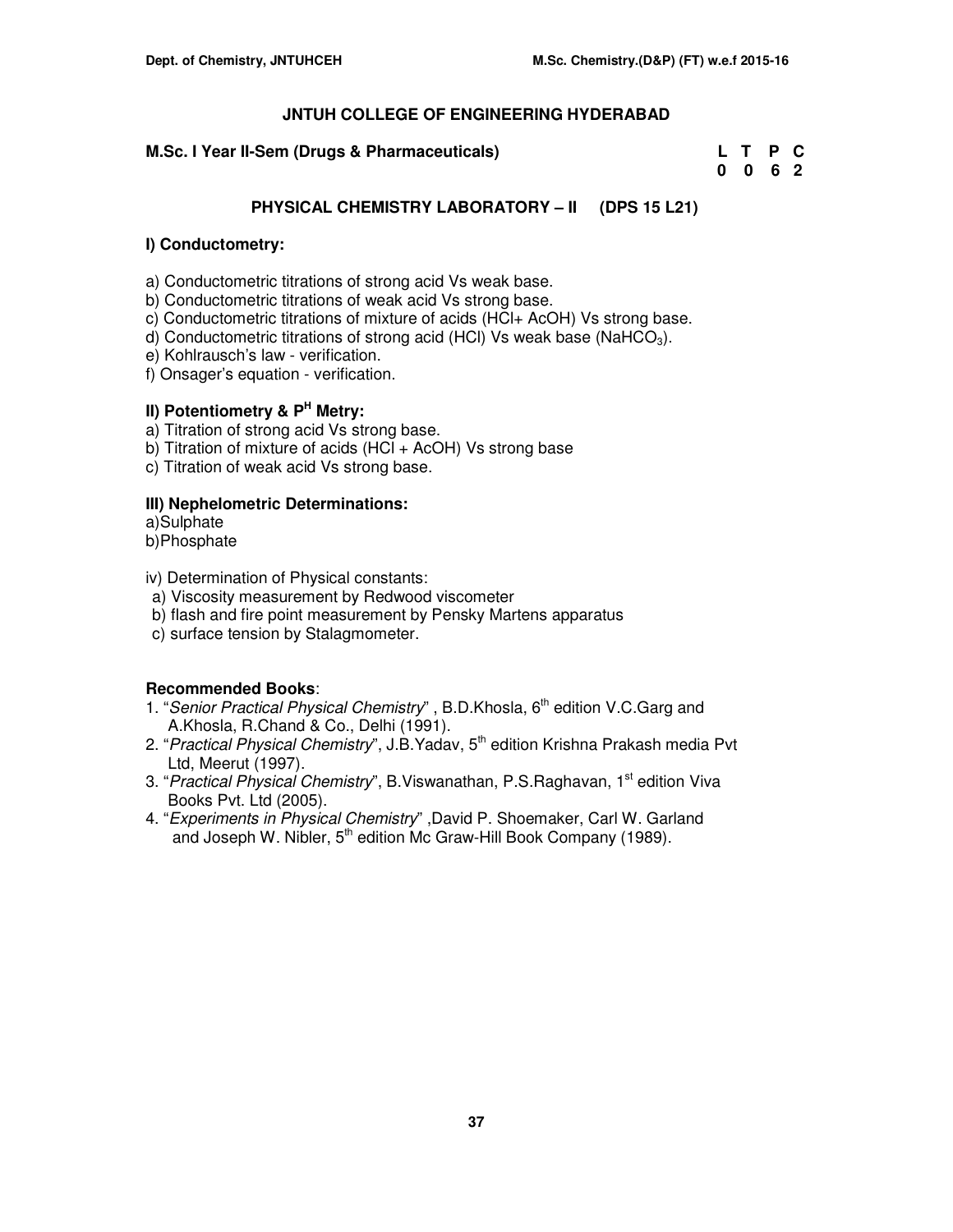## JNTUH COLLEGE OF ENGINEERING HYDERABAD

**M.Sc. I Year II-Sem (Drugs & Pharmaceuticals)**

| L | T | P | C |
|---|---|---|---|
| 0 | 0 | 6 | 2 |

### PHYSICAL CHEMISTRY LABORATORY – II (DPS 15 L21)

**I) Conductometry:**

a) Conductometric titrations of strong acid Vs weak base.
b) Conductometric titrations of weak acid Vs strong base.
c) Conductometric titrations of mixture of acids (HCl+ AcOH) Vs strong base.
d) Conductometric titrations of strong acid (HCl) Vs weak base ($NaHCO_3$).
e) Kohlrausch's law - verification.
f) Onsager's equation - verification.

**II) Potentiometry & $P^H$ Metry:**

a) Titration of strong acid Vs strong base.
b) Titration of mixture of acids (HCl + AcOH) Vs strong base
c) Titration of weak acid Vs strong base.

**III) Nephelometric Determinations:**

a)Sulphate
b)Phosphate

iv) Determination of Physical constants:
a) Viscosity measurement by Redwood viscometer
b) flash and fire point measurement by Pensky Martens apparatus
c) surface tension by Stalagmometer.

**Recommended Books**:

1. "*Senior Practical Physical Chemistry*" , B.D.Khosla, 6th edition V.C.Garg and A.Khosla, R.Chand & Co., Delhi (1991).
2. "*Practical Physical Chemistry*", J.B.Yadav, 5th edition Krishna Prakash media Pvt Ltd, Meerut (1997).
3. "*Practical Physical Chemistry*", B.Viswanathan, P.S.Raghavan, 1st edition Viva Books Pvt. Ltd (2005).
4. "*Experiments in Physical Chemistry*" ,David P. Shoemaker, Carl W. Garland and Joseph W. Nibler, 5th edition Mc Graw-Hill Book Company (1989).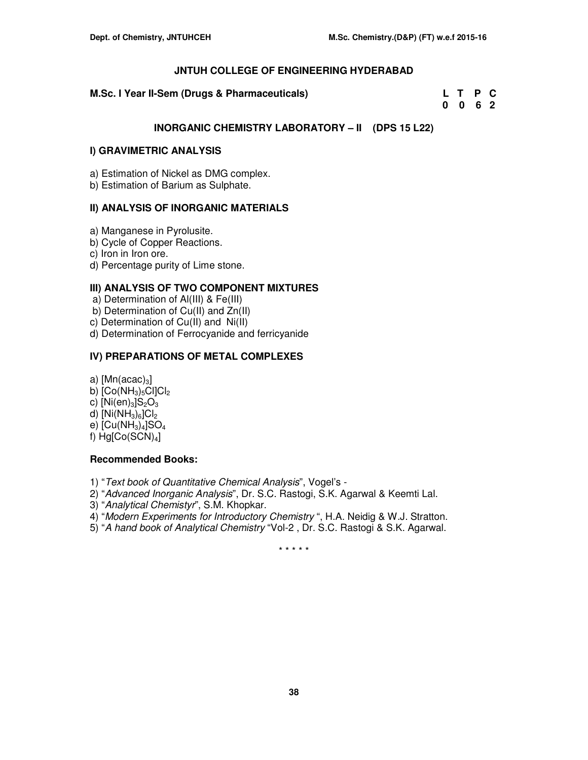# JNTUH COLLEGE OF ENGINEERING HYDERABAD

**M.Sc. I Year II-Sem (Drugs & Pharmaceuticals)**

| L | T | P | C |
|---|---|---|---|
| 0 | 0 | 6 | 2 |

## INORGANIC CHEMISTRY LABORATORY – II (DPS 15 L22)

### I) GRAVIMETRIC ANALYSIS

a) Estimation of Nickel as DMG complex.
b) Estimation of Barium as Sulphate.

### II) ANALYSIS OF INORGANIC MATERIALS

a) Manganese in Pyrolusite.
b) Cycle of Copper Reactions.
c) Iron in Iron ore.
d) Percentage purity of Lime stone.

### III) ANALYSIS OF TWO COMPONENT MIXTURES

a) Determination of Al(III) & Fe(III)
b) Determination of Cu(II) and Zn(II)
c) Determination of Cu(II) and Ni(II)
d) Determination of Ferrocyanide and ferricyanide

### IV) PREPARATIONS OF METAL COMPLEXES

a) $[Mn(acac)_3]$
b) $[Co(NH_3)_5Cl]Cl_2$
c) $[Ni(en)_3]S_2O_3$
d) $[Ni(NH_3)_6]Cl_2$
e) $[Cu(NH_3)_4]SO_4$
f) $Hg[Co(SCN)_4]$

### Recommended Books:

1) "*Text book of Quantitative Chemical Analysis*", Vogel's -
2) "*Advanced Inorganic Analysis*", Dr. S.C. Rastogi, S.K. Agarwal & Keemti Lal.
3) "*Analytical Chemistyr*", S.M. Khopkar.
4) "*Modern Experiments for Introductory Chemistry* ", H.A. Neidig & W.J. Stratton.
5) "*A hand book of Analytical Chemistry* "Vol-2 , Dr. S.C. Rastogi & S.K. Agarwal.

\* \* \* \* \*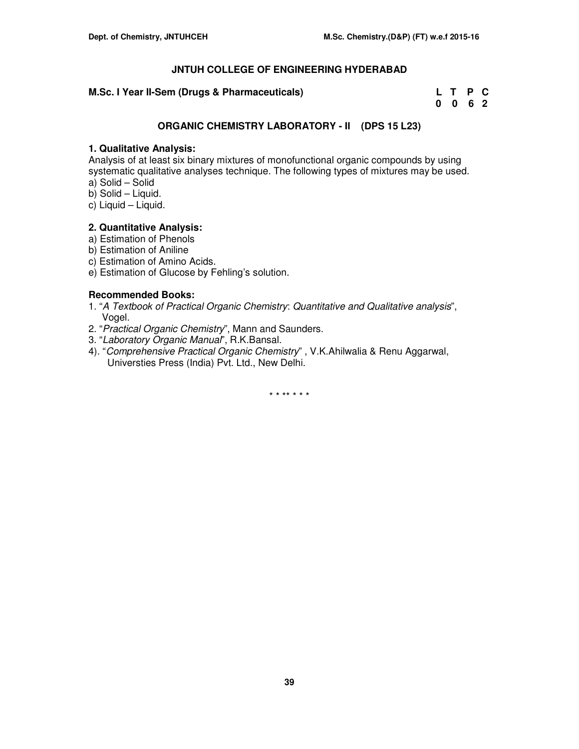# JNTUH COLLEGE OF ENGINEERING HYDERABAD

**M.Sc. I Year II-Sem (Drugs & Pharmaceuticals)**

| L | T | P | C |
|---|---|---|---|
| 0 | 0 | 6 | 2 |

## ORGANIC CHEMISTRY LABORATORY - II (DPS 15 L23)

**1. Qualitative Analysis:**

Analysis of at least six binary mixtures of monofunctional organic compounds by using systematic qualitative analyses technique. The following types of mixtures may be used.

a) Solid – Solid
b) Solid – Liquid.
c) Liquid – Liquid.

**2. Quantitative Analysis:**

a) Estimation of Phenols
b) Estimation of Aniline
c) Estimation of Amino Acids.
e) Estimation of Glucose by Fehling's solution.

**Recommended Books:**

1. "*A Textbook of Practical Organic Chemistry*: *Quantitative and Qualitative analysis*", Vogel.
2. "*Practical Organic Chemistry*", Mann and Saunders.
3. "*Laboratory Organic Manual*", R.K.Bansal.
4). "*Comprehensive Practical Organic Chemistry*" , V.K.Ahilwalia & Renu Aggarwal, Universties Press (India) Pvt. Ltd., New Delhi.

\* \* \*\* \* \* \*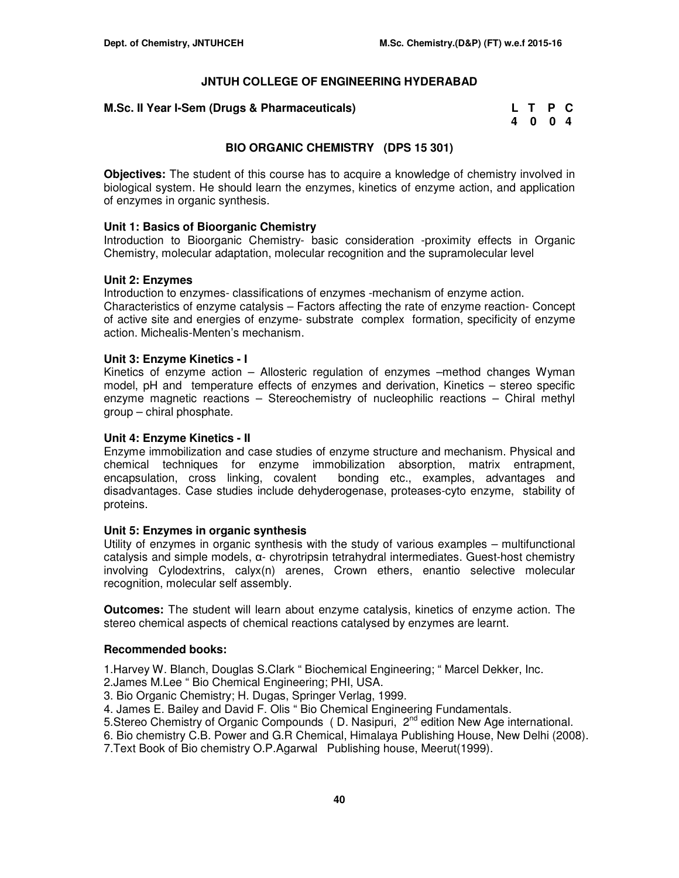# JNTUH COLLEGE OF ENGINEERING HYDERABAD

**M.Sc. II Year I-Sem (Drugs & Pharmaceuticals)**

| L | T | P | C |
|---|---|---|---|
| 4 | 0 | 0 | 4 |

## BIO ORGANIC CHEMISTRY (DPS 15 301)

**Objectives:** The student of this course has to acquire a knowledge of chemistry involved in biological system. He should learn the enzymes, kinetics of enzyme action, and application of enzymes in organic synthesis.

### Unit 1: Basics of Bioorganic Chemistry

Introduction to Bioorganic Chemistry- basic consideration -proximity effects in Organic Chemistry, molecular adaptation, molecular recognition and the supramolecular level

### Unit 2: Enzymes

Introduction to enzymes- classifications of enzymes -mechanism of enzyme action. Characteristics of enzyme catalysis – Factors affecting the rate of enzyme reaction- Concept of active site and energies of enzyme- substrate complex formation, specificity of enzyme action. Michealis-Menten's mechanism.

### Unit 3: Enzyme Kinetics - I

Kinetics of enzyme action – Allosteric regulation of enzymes –method changes Wyman model, pH and temperature effects of enzymes and derivation, Kinetics – stereo specific enzyme magnetic reactions – Stereochemistry of nucleophilic reactions – Chiral methyl group – chiral phosphate.

### Unit 4: Enzyme Kinetics - II

Enzyme immobilization and case studies of enzyme structure and mechanism. Physical and chemical techniques for enzyme immobilization absorption, matrix entrapment, encapsulation, cross linking, covalent bonding etc., examples, advantages and disadvantages. Case studies include dehyderogenase, proteases-cyto enzyme, stability of proteins.

### Unit 5: Enzymes in organic synthesis

Utility of enzymes in organic synthesis with the study of various examples – multifunctional catalysis and simple models, α- chyrotripsin tetrahydral intermediates. Guest-host chemistry involving Cylodextrins, calyx(n) arenes, Crown ethers, enantio selective molecular recognition, molecular self assembly.

**Outcomes:** The student will learn about enzyme catalysis, kinetics of enzyme action. The stereo chemical aspects of chemical reactions catalysed by enzymes are learnt.

**Recommended books:**

1. Harvey W. Blanch, Douglas S.Clark " Biochemical Engineering; " Marcel Dekker, Inc.
2. James M.Lee " Bio Chemical Engineering; PHI, USA.
3. Bio Organic Chemistry; H. Dugas, Springer Verlag, 1999.
4. James E. Bailey and David F. Olis " Bio Chemical Engineering Fundamentals.
5. Stereo Chemistry of Organic Compounds ( D. Nasipuri, 2nd edition New Age international.
6. Bio chemistry C.B. Power and G.R Chemical, Himalaya Publishing House, New Delhi (2008).
7. Text Book of Bio chemistry O.P.Agarwal Publishing house, Meerut(1999).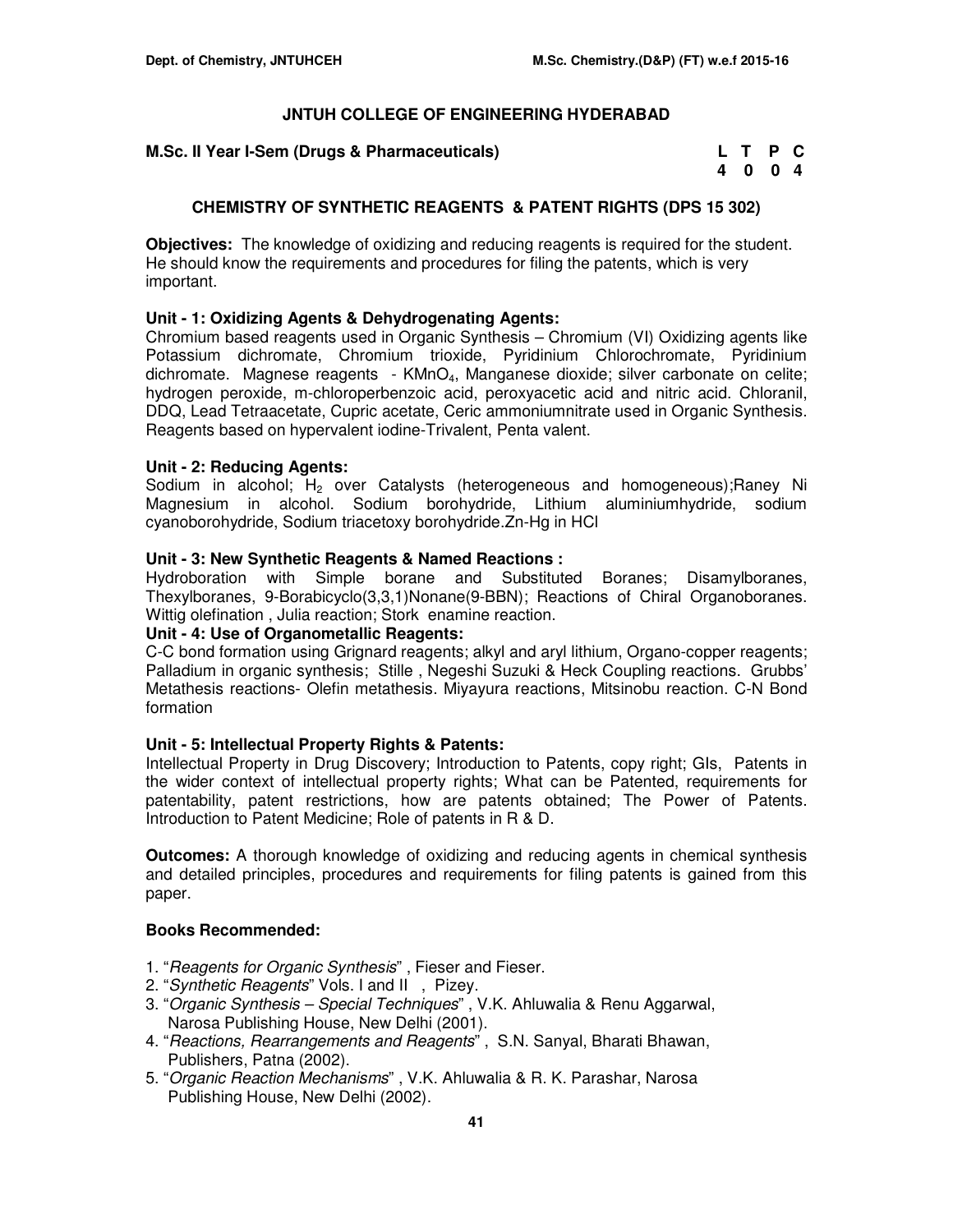# JNTUH COLLEGE OF ENGINEERING HYDERABAD

**M.Sc. II Year I-Sem (Drugs & Pharmaceuticals)**

| L | T | P | C |
|---|---|---|---|
| 4 | 0 | 0 | 4 |

## CHEMISTRY OF SYNTHETIC REAGENTS & PATENT RIGHTS (DPS 15 302)

**Objectives:** The knowledge of oxidizing and reducing reagents is required for the student. He should know the requirements and procedures for filing the patents, which is very important.

**Unit - 1: Oxidizing Agents & Dehydrogenating Agents:**
Chromium based reagents used in Organic Synthesis – Chromium (VI) Oxidizing agents like Potassium dichromate, Chromium trioxide, Pyridinium Chlorochromate, Pyridinium dichromate. Magnese reagents - $KMnO_4$, Manganese dioxide; silver carbonate on celite; hydrogen peroxide, m-chloroperbenzoic acid, peroxyacetic acid and nitric acid. Chloranil, DDQ, Lead Tetraacetate, Cupric acetate, Ceric ammoniumnitrate used in Organic Synthesis. Reagents based on hypervalent iodine-Trivalent, Penta valent.

**Unit - 2: Reducing Agents:**
Sodium in alcohol; $H_2$ over Catalysts (heterogeneous and homogeneous);Raney Ni Magnesium in alcohol. Sodium borohydride, Lithium aluminiumhydride, sodium cyanoborohydride, Sodium triacetoxy borohydride.Zn-Hg in HCl

**Unit - 3: New Synthetic Reagents & Named Reactions :**
Hydroboration with Simple borane and Substituted Boranes; Disamylboranes, Thexylboranes, 9-Borabicyclo(3,3,1)Nonane(9-BBN); Reactions of Chiral Organoboranes. Wittig olefination , Julia reaction; Stork enamine reaction.

**Unit - 4: Use of Organometallic Reagents:**
C-C bond formation using Grignard reagents; alkyl and aryl lithium, Organo-copper reagents; Palladium in organic synthesis; Stille , Negeshi Suzuki & Heck Coupling reactions. Grubbs' Metathesis reactions- Olefin metathesis. Miyayura reactions, Mitsinobu reaction. C-N Bond formation

**Unit - 5: Intellectual Property Rights & Patents:**
Intellectual Property in Drug Discovery; Introduction to Patents, copy right; GIs, Patents in the wider context of intellectual property rights; What can be Patented, requirements for patentability, patent restrictions, how are patents obtained; The Power of Patents. Introduction to Patent Medicine; Role of patents in R & D.

**Outcomes:** A thorough knowledge of oxidizing and reducing agents in chemical synthesis and detailed principles, procedures and requirements for filing patents is gained from this paper.

**Books Recommended:**

1. "*Reagents for Organic Synthesis*" , Fieser and Fieser.
2. "*Synthetic Reagents*" Vols. I and II , Pizey.
3. "*Organic Synthesis – Special Techniques*" , V.K. Ahluwalia & Renu Aggarwal, Narosa Publishing House, New Delhi (2001).
4. "*Reactions, Rearrangements and Reagents*" , S.N. Sanyal, Bharati Bhawan, Publishers, Patna (2002).
5. "*Organic Reaction Mechanisms*" , V.K. Ahluwalia & R. K. Parashar, Narosa Publishing House, New Delhi (2002).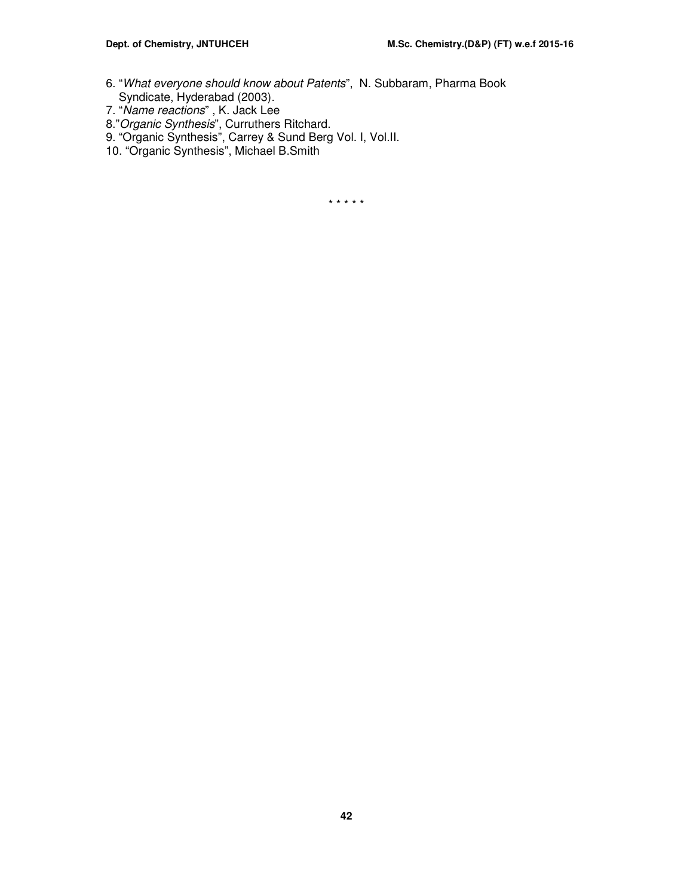6. "*What everyone should know about Patents*", N. Subbaram, Pharma Book Syndicate, Hyderabad (2003).
7. "*Name reactions*" , K. Jack Lee
8."*Organic Synthesis*", Curruthers Ritchard.
9. "Organic Synthesis", Carrey & Sund Berg Vol. I, Vol.II.
10. "Organic Synthesis", Michael B.Smith

\* \* \* \* \*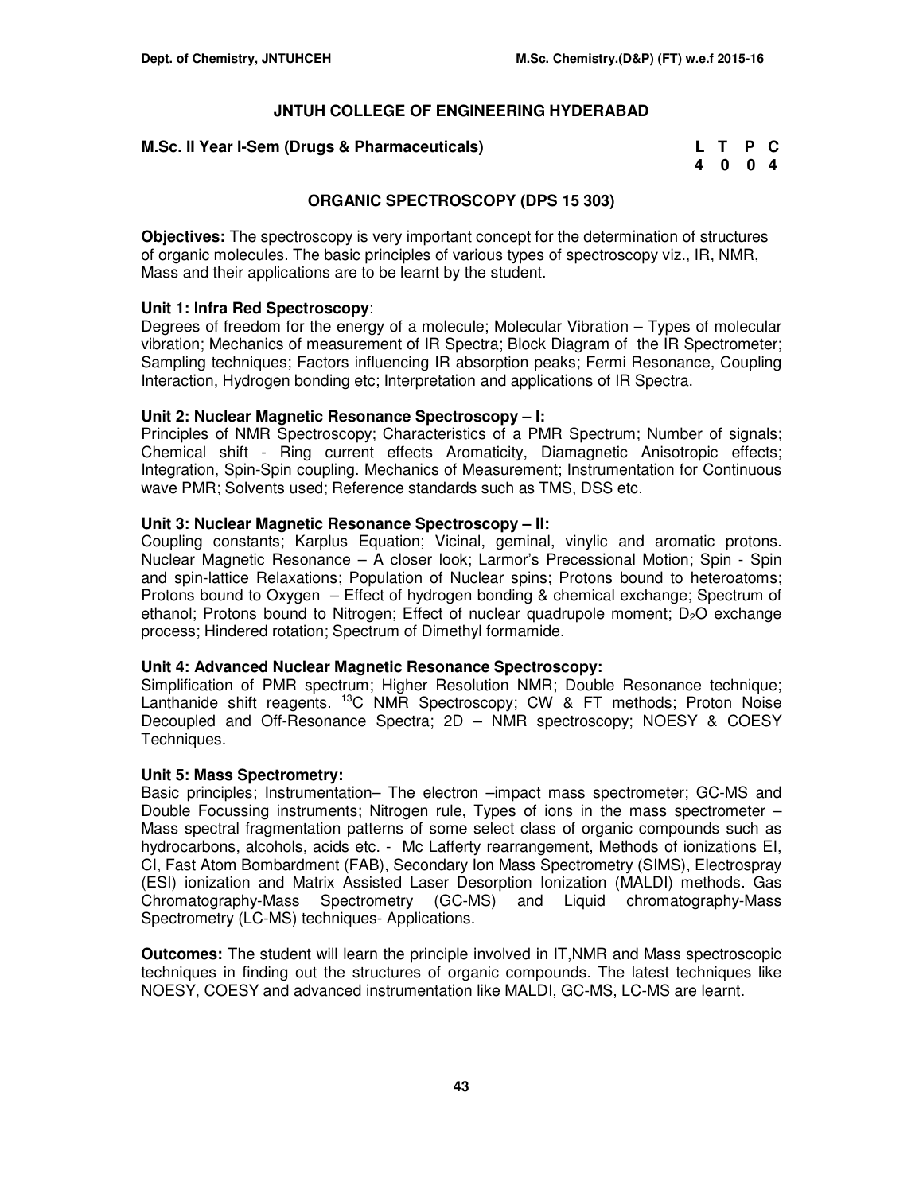# JNTUH COLLEGE OF ENGINEERING HYDERABAD

**M.Sc. II Year I-Sem (Drugs & Pharmaceuticals)**

| L | T | P | C |
|---|---|---|---|
| 4 | 0 | 0 | 4 |

## ORGANIC SPECTROSCOPY (DPS 15 303)

**Objectives:** The spectroscopy is very important concept for the determination of structures of organic molecules. The basic principles of various types of spectroscopy viz., IR, NMR, Mass and their applications are to be learnt by the student.

**Unit 1: Infra Red Spectroscopy**:
Degrees of freedom for the energy of a molecule; Molecular Vibration – Types of molecular vibration; Mechanics of measurement of IR Spectra; Block Diagram of the IR Spectrometer; Sampling techniques; Factors influencing IR absorption peaks; Fermi Resonance, Coupling Interaction, Hydrogen bonding etc; Interpretation and applications of IR Spectra.

**Unit 2: Nuclear Magnetic Resonance Spectroscopy – I:**
Principles of NMR Spectroscopy; Characteristics of a PMR Spectrum; Number of signals; Chemical shift - Ring current effects Aromaticity, Diamagnetic Anisotropic effects; Integration, Spin-Spin coupling. Mechanics of Measurement; Instrumentation for Continuous wave PMR; Solvents used; Reference standards such as TMS, DSS etc.

**Unit 3: Nuclear Magnetic Resonance Spectroscopy – II:**
Coupling constants; Karplus Equation; Vicinal, geminal, vinylic and aromatic protons. Nuclear Magnetic Resonance – A closer look; Larmor's Precessional Motion; Spin - Spin and spin-lattice Relaxations; Population of Nuclear spins; Protons bound to heteroatoms; Protons bound to Oxygen – Effect of hydrogen bonding & chemical exchange; Spectrum of ethanol; Protons bound to Nitrogen; Effect of nuclear quadrupole moment; $D_2O$ exchange process; Hindered rotation; Spectrum of Dimethyl formamide.

**Unit 4: Advanced Nuclear Magnetic Resonance Spectroscopy:**
Simplification of PMR spectrum; Higher Resolution NMR; Double Resonance technique; Lanthanide shift reagents. $^{13}C$ NMR Spectroscopy; CW & FT methods; Proton Noise Decoupled and Off-Resonance Spectra; 2D – NMR spectroscopy; NOESY & COESY Techniques.

**Unit 5: Mass Spectrometry:**
Basic principles; Instrumentation– The electron –impact mass spectrometer; GC-MS and Double Focussing instruments; Nitrogen rule, Types of ions in the mass spectrometer – Mass spectral fragmentation patterns of some select class of organic compounds such as hydrocarbons, alcohols, acids etc. - Mc Lafferty rearrangement, Methods of ionizations EI, CI, Fast Atom Bombardment (FAB), Secondary Ion Mass Spectrometry (SIMS), Electrospray (ESI) ionization and Matrix Assisted Laser Desorption Ionization (MALDI) methods. Gas Chromatography-Mass Spectrometry (GC-MS) and Liquid chromatography-Mass Spectrometry (LC-MS) techniques- Applications.

**Outcomes:** The student will learn the principle involved in IT,NMR and Mass spectroscopic techniques in finding out the structures of organic compounds. The latest techniques like NOESY, COESY and advanced instrumentation like MALDI, GC-MS, LC-MS are learnt.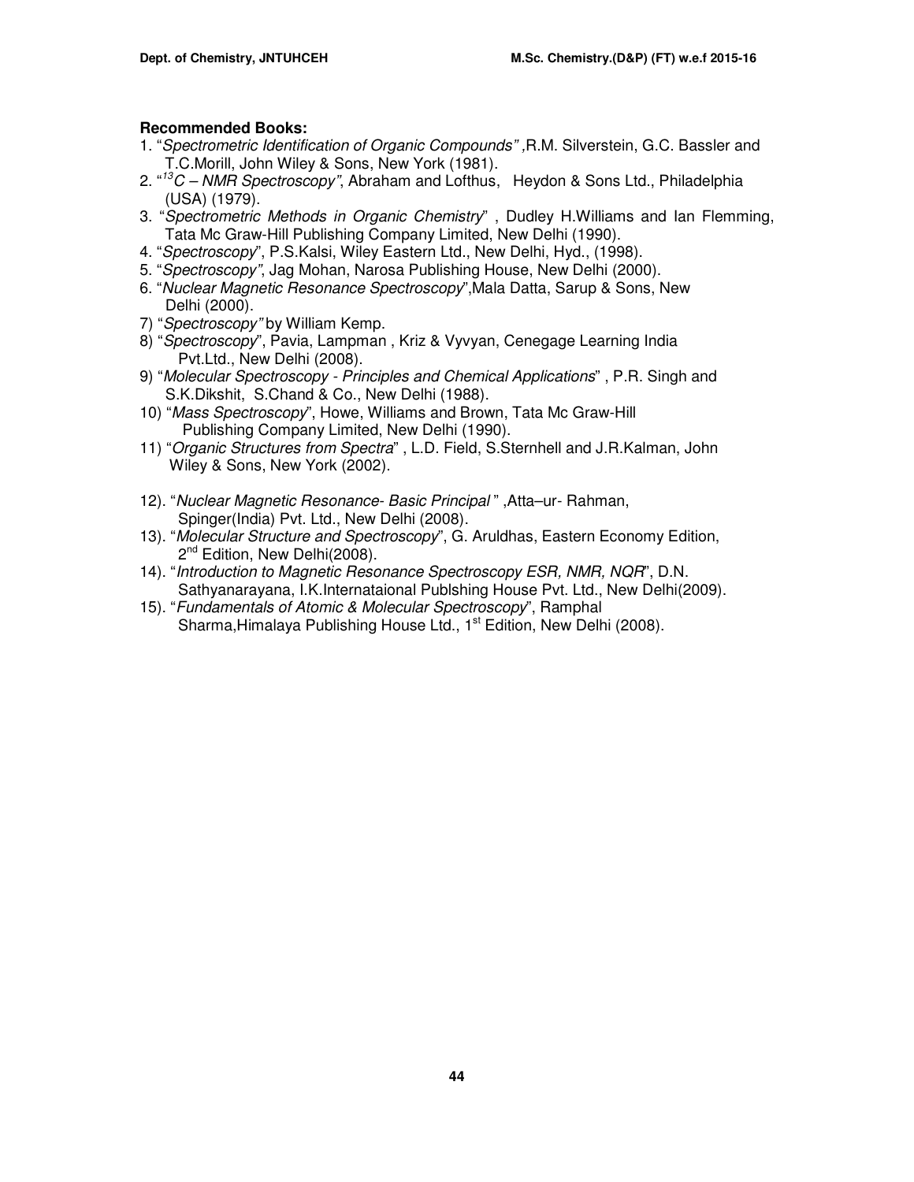**Recommended Books:**

1. "*Spectrometric Identification of Organic Compounds*" ,R.M. Silverstein, G.C. Bassler and T.C.Morill, John Wiley & Sons, New York (1981).
2. "*$^{13}C$ – NMR Spectroscopy*", Abraham and Lofthus, Heydon & Sons Ltd., Philadelphia (USA) (1979).
3. "*Spectrometric Methods in Organic Chemistry*" , Dudley H.Williams and Ian Flemming, Tata Mc Graw-Hill Publishing Company Limited, New Delhi (1990).
4. "*Spectroscopy*", P.S.Kalsi, Wiley Eastern Ltd., New Delhi, Hyd., (1998).
5. "*Spectroscopy*", Jag Mohan, Narosa Publishing House, New Delhi (2000).
6. "*Nuclear Magnetic Resonance Spectroscopy*",Mala Datta, Sarup & Sons, New Delhi (2000).

7) "*Spectroscopy*" by William Kemp.

8) "*Spectroscopy*", Pavia, Lampman , Kriz & Vyvyan, Cenegage Learning India Pvt.Ltd., New Delhi (2008).

9) "*Molecular Spectroscopy - Principles and Chemical Applications*" , P.R. Singh and S.K.Dikshit, S.Chand & Co., New Delhi (1988).

10) "*Mass Spectroscopy*", Howe, Williams and Brown, Tata Mc Graw-Hill Publishing Company Limited, New Delhi (1990).

11) "*Organic Structures from Spectra*" , L.D. Field, S.Sternhell and J.R.Kalman, John Wiley & Sons, New York (2002).

12). "*Nuclear Magnetic Resonance- Basic Principal* " ,Atta–ur- Rahman, Spinger(India) Pvt. Ltd., New Delhi (2008).

13). "*Molecular Structure and Spectroscopy*", G. Aruldhas, Eastern Economy Edition, 2nd Edition, New Delhi(2008).

14). "*Introduction to Magnetic Resonance Spectroscopy ESR, NMR, NQR*", D.N. Sathyanarayana, I.K.Internataional Publshing House Pvt. Ltd., New Delhi(2009).

15). "*Fundamentals of Atomic & Molecular Spectroscopy*", Ramphal Sharma,Himalaya Publishing House Ltd., 1st Edition, New Delhi (2008).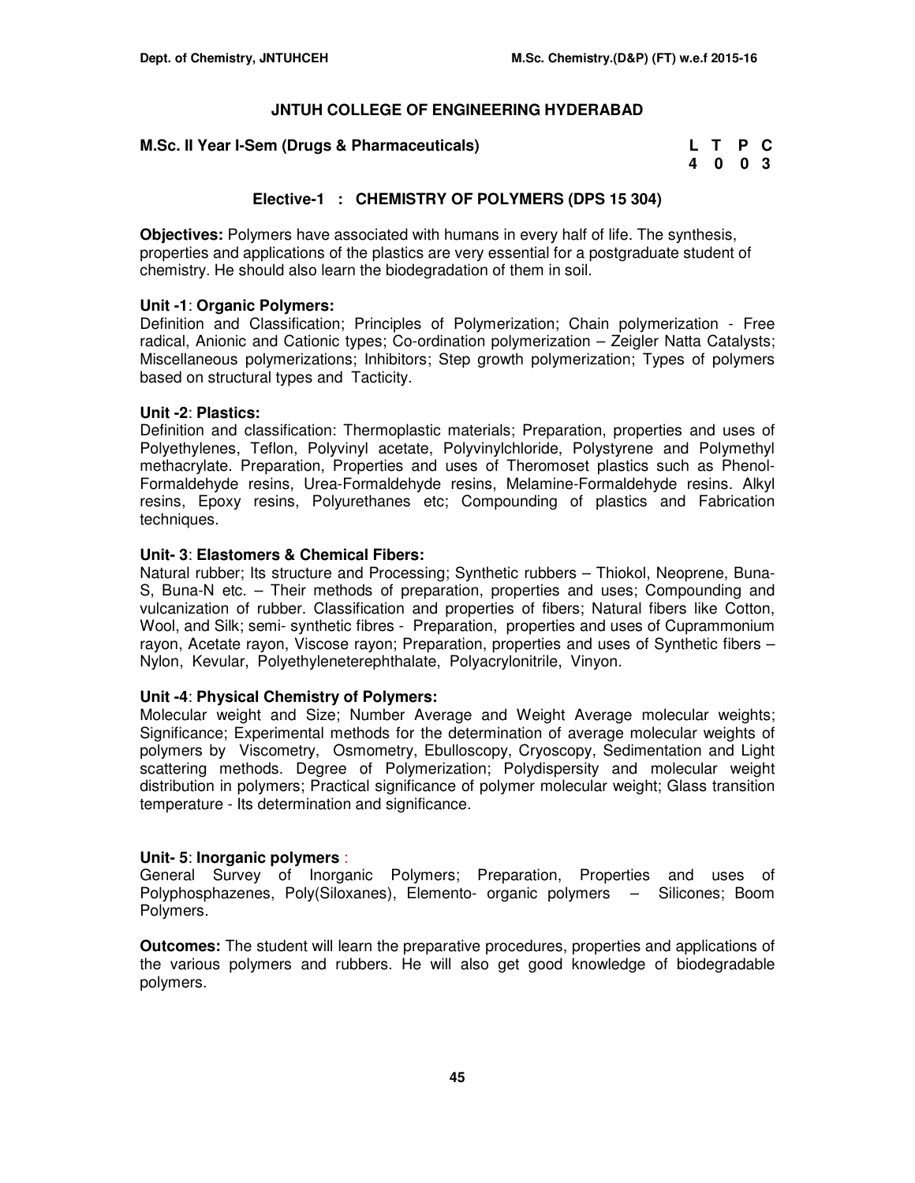## JNTUH COLLEGE OF ENGINEERING HYDERABAD

**M.Sc. II Year I-Sem (Drugs & Pharmaceuticals)**

| L | T | P | C |
|---|---|---|---|
| 4 | 0 | 0 | 3 |

### Elective-1 : CHEMISTRY OF POLYMERS (DPS 15 304)

**Objectives:** Polymers have associated with humans in every half of life. The synthesis, properties and applications of the plastics are very essential for a postgraduate student of chemistry. He should also learn the biodegradation of them in soil.

**Unit -1**: **Organic Polymers:**
Definition and Classification; Principles of Polymerization; Chain polymerization - Free radical, Anionic and Cationic types; Co-ordination polymerization – Zeigler Natta Catalysts; Miscellaneous polymerizations; Inhibitors; Step growth polymerization; Types of polymers based on structural types and Tacticity.

**Unit -2**: **Plastics:**
Definition and classification: Thermoplastic materials; Preparation, properties and uses of Polyethylenes, Teflon, Polyvinyl acetate, Polyvinylchloride, Polystyrene and Polymethyl methacrylate. Preparation, Properties and uses of Theromoset plastics such as Phenol-Formaldehyde resins, Urea-Formaldehyde resins, Melamine-Formaldehyde resins. Alkyl resins, Epoxy resins, Polyurethanes etc; Compounding of plastics and Fabrication techniques.

**Unit- 3**: **Elastomers & Chemical Fibers:**
Natural rubber; Its structure and Processing; Synthetic rubbers – Thiokol, Neoprene, Buna-S, Buna-N etc. – Their methods of preparation, properties and uses; Compounding and vulcanization of rubber. Classification and properties of fibers; Natural fibers like Cotton, Wool, and Silk; semi- synthetic fibres - Preparation, properties and uses of Cuprammonium rayon, Acetate rayon, Viscose rayon; Preparation, properties and uses of Synthetic fibers – Nylon, Kevular, Polyethyleneterephthalate, Polyacrylonitrile, Vinyon.

**Unit -4**: **Physical Chemistry of Polymers:**
Molecular weight and Size; Number Average and Weight Average molecular weights; Significance; Experimental methods for the determination of average molecular weights of polymers by Viscometry, Osmometry, Ebulloscopy, Cryoscopy, Sedimentation and Light scattering methods. Degree of Polymerization; Polydispersity and molecular weight distribution in polymers; Practical significance of polymer molecular weight; Glass transition temperature - Its determination and significance.

**Unit- 5**: **Inorganic polymers** :
General Survey of Inorganic Polymers; Preparation, Properties and uses of Polyphosphazenes, Poly(Siloxanes), Elemento- organic polymers – Silicones; Boom Polymers.

**Outcomes:** The student will learn the preparative procedures, properties and applications of the various polymers and rubbers. He will also get good knowledge of biodegradable polymers.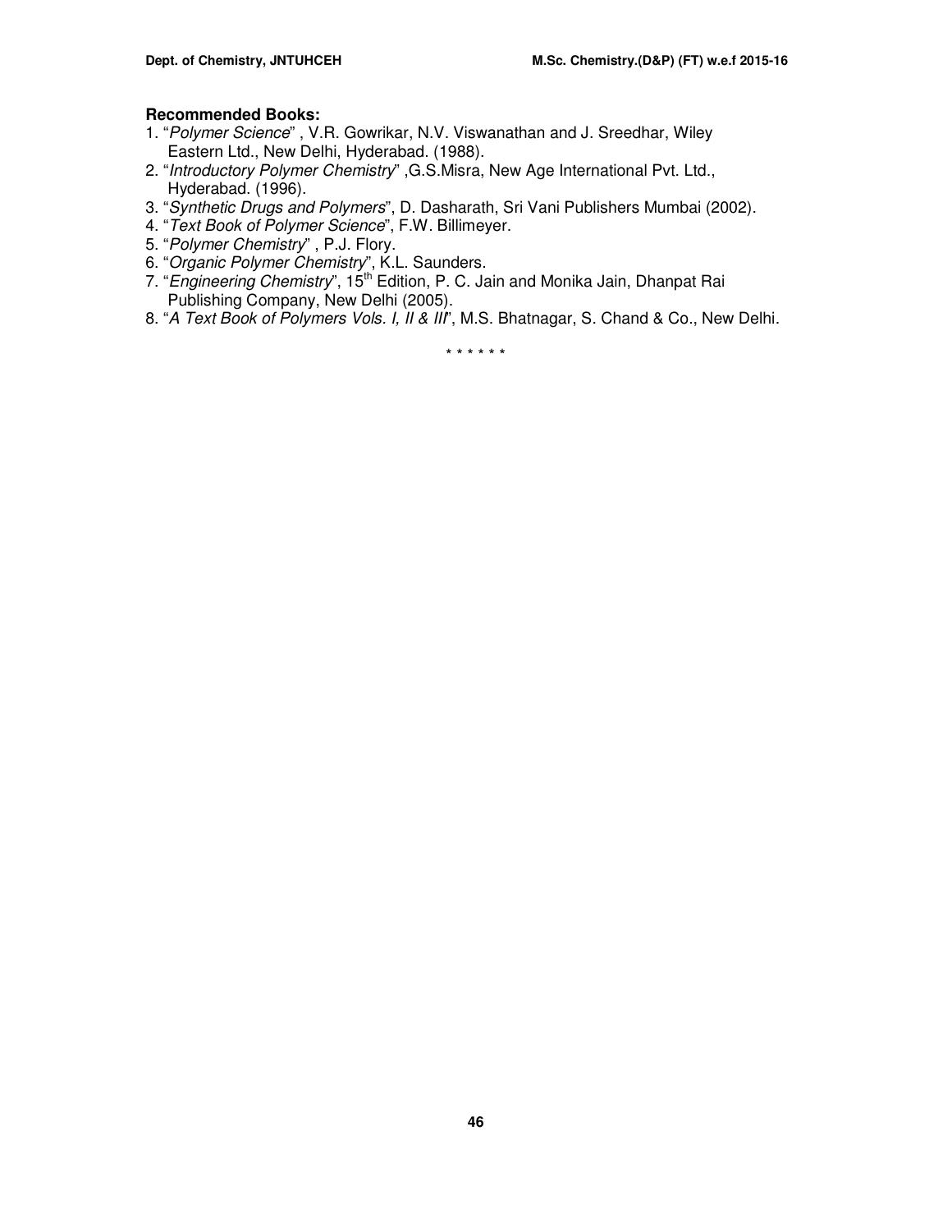**Recommended Books:**

1. "*Polymer Science*" , V.R. Gowrikar, N.V. Viswanathan and J. Sreedhar, Wiley Eastern Ltd., New Delhi, Hyderabad. (1988).
2. "*Introductory Polymer Chemistry*" ,G.S.Misra, New Age International Pvt. Ltd., Hyderabad. (1996).
3. "*Synthetic Drugs and Polymers*", D. Dasharath, Sri Vani Publishers Mumbai (2002).
4. "*Text Book of Polymer Science*", F.W. Billimeyer.
5. "*Polymer Chemistry*" , P.J. Flory.
6. "*Organic Polymer Chemistry*", K.L. Saunders.
7. "*Engineering Chemistry*", 15th Edition, P. C. Jain and Monika Jain, Dhanpat Rai Publishing Company, New Delhi (2005).
8. "*A Text Book of Polymers Vols. I, II & III*", M.S. Bhatnagar, S. Chand & Co., New Delhi.

\* \* \* \* \* \*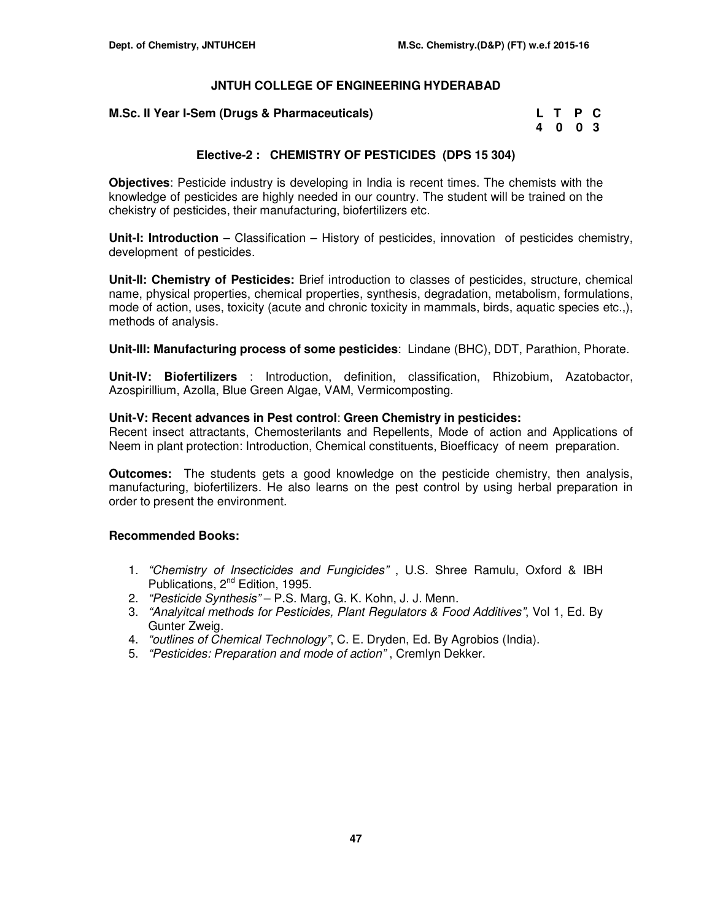## JNTUH COLLEGE OF ENGINEERING HYDERABAD

**M.Sc. II Year I-Sem (Drugs & Pharmaceuticals)**

| L | T | P | C |
|---|---|---|---|
| 4 | 0 | 0 | 3 |

### Elective-2 : CHEMISTRY OF PESTICIDES (DPS 15 304)

**Objectives**: Pesticide industry is developing in India is recent times. The chemists with the knowledge of pesticides are highly needed in our country. The student will be trained on the chekistry of pesticides, their manufacturing, biofertilizers etc.

**Unit-I: Introduction** – Classification – History of pesticides, innovation of pesticides chemistry, development of pesticides.

**Unit-II: Chemistry of Pesticides:** Brief introduction to classes of pesticides, structure, chemical name, physical properties, chemical properties, synthesis, degradation, metabolism, formulations, mode of action, uses, toxicity (acute and chronic toxicity in mammals, birds, aquatic species etc.,), methods of analysis.

**Unit-III: Manufacturing process of some pesticides**: Lindane (BHC), DDT, Parathion, Phorate.

**Unit-IV: Biofertilizers** : Introduction, definition, classification, Rhizobium, Azatobacter, Azospirillium, Azolla, Blue Green Algae, VAM, Vermicomposting.

**Unit-V: Recent advances in Pest control**: **Green Chemistry in pesticides:**
Recent insect attractants, Chemosterilants and Repellents, Mode of action and Applications of Neem in plant protection: Introduction, Chemical constituents, Bioefficacy of neem preparation.

**Outcomes:** The students gets a good knowledge on the pesticide chemistry, then analysis, manufacturing, biofertilizers. He also learns on the pest control by using herbal preparation in order to present the environment.

**Recommended Books:**

1. *"Chemistry of Insecticides and Fungicides"* , U.S. Shree Ramulu, Oxford & IBH Publications, 2nd Edition, 1995.
2. *"Pesticide Synthesis"* – P.S. Marg, G. K. Kohn, J. J. Menn.
3. *"Analyitcal methods for Pesticides, Plant Regulators & Food Additives"*, Vol 1, Ed. By Gunter Zweig.
4. *"outlines of Chemical Technology"*, C. E. Dryden, Ed. By Agrobios (India).
5. *"Pesticides: Preparation and mode of action"* , Cremlyn Dekker.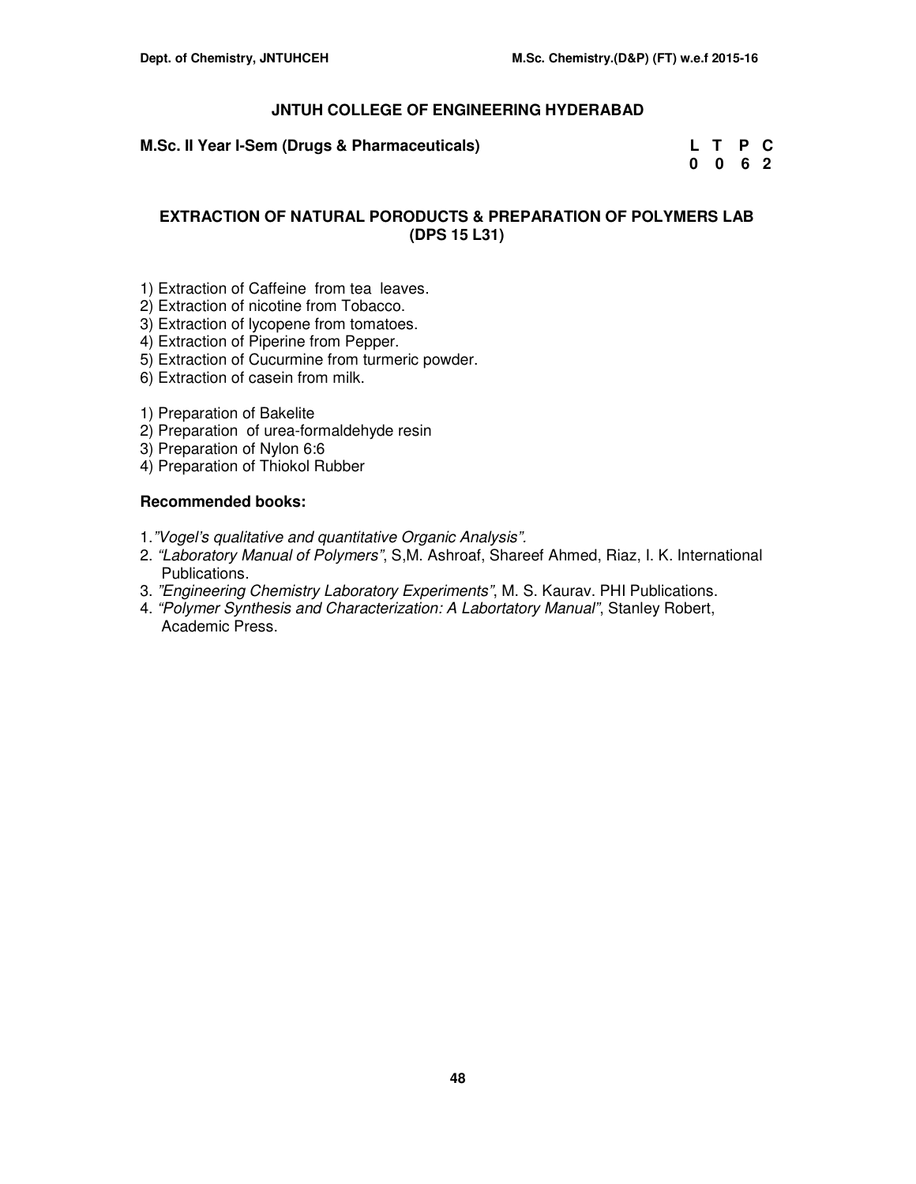## JNTUH COLLEGE OF ENGINEERING HYDERABAD

**M.Sc. II Year I-Sem (Drugs & Pharmaceuticals)**

| L | T | P | C |
|---|---|---|---|
| 0 | 0 | 6 | 2 |

### EXTRACTION OF NATURAL PORODUCTS & PREPARATION OF POLYMERS LAB (DPS 15 L31)

1) Extraction of Caffeine from tea leaves.
2) Extraction of nicotine from Tobacco.
3) Extraction of lycopene from tomatoes.
4) Extraction of Piperine from Pepper.
5) Extraction of Cucurmine from turmeric powder.
6) Extraction of casein from milk.

1) Preparation of Bakelite
2) Preparation of urea-formaldehyde resin
3) Preparation of Nylon 6:6
4) Preparation of Thiokol Rubber

**Recommended books:**

1. *"Vogel's qualitative and quantitative Organic Analysis".*
2. *"Laboratory Manual of Polymers"*, S,M. Ashroaf, Shareef Ahmed, Riaz, I. K. International Publications.
3. *"Engineering Chemistry Laboratory Experiments"*, M. S. Kaurav. PHI Publications.
4. *"Polymer Synthesis and Characterization: A Labortatory Manual"*, Stanley Robert, Academic Press.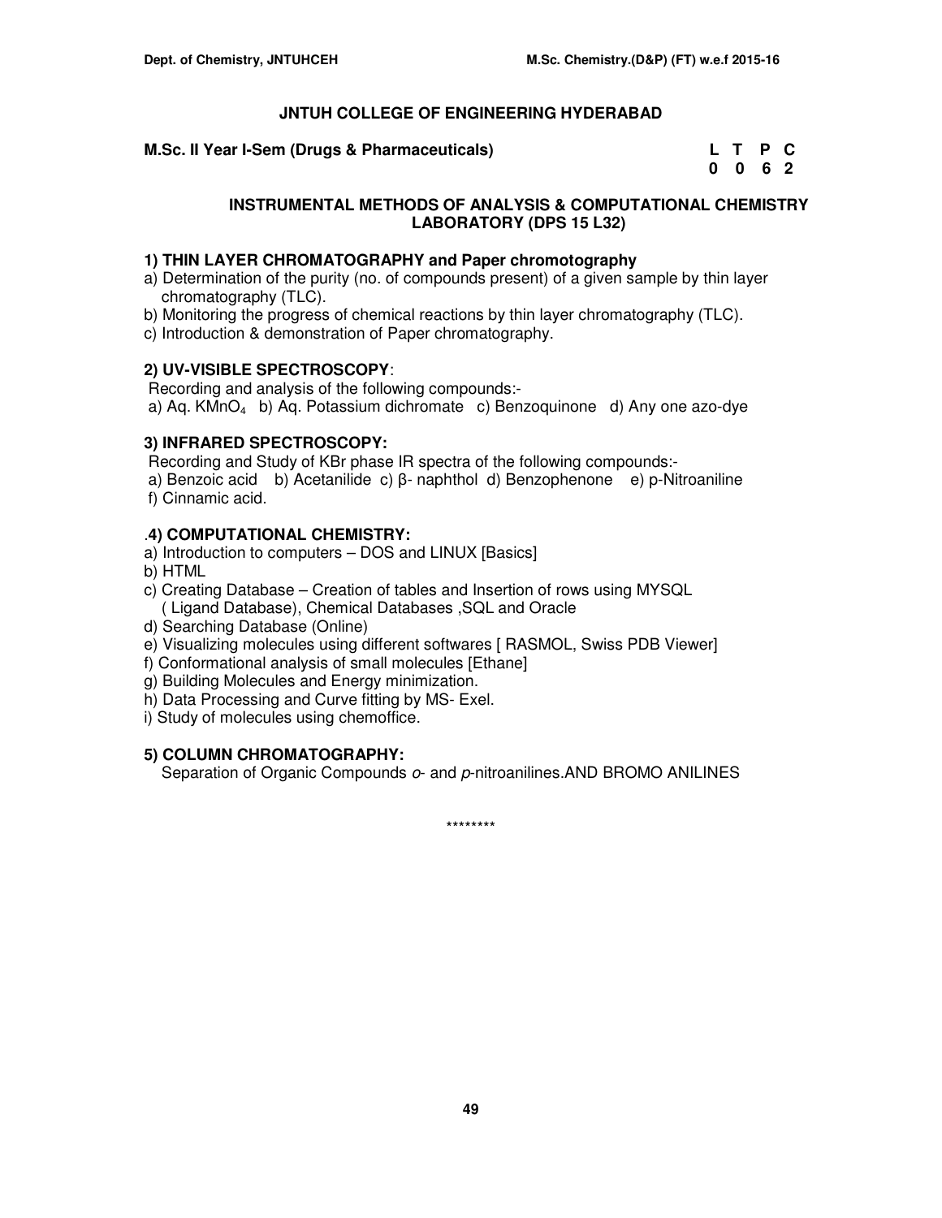## JNTUH COLLEGE OF ENGINEERING HYDERABAD

**M.Sc. II Year I-Sem (Drugs & Pharmaceuticals)**

| L | T | P | C |
|---|---|---|---|
| 0 | 0 | 6 | 2 |

### INSTRUMENTAL METHODS OF ANALYSIS & COMPUTATIONAL CHEMISTRY LABORATORY (DPS 15 L32)

**1) THIN LAYER CHROMATOGRAPHY and Paper chromotography**

a) Determination of the purity (no. of compounds present) of a given sample by thin layer chromatography (TLC).
b) Monitoring the progress of chemical reactions by thin layer chromatography (TLC).
c) Introduction & demonstration of Paper chromatography.

**2) UV-VISIBLE SPECTROSCOPY**:

Recording and analysis of the following compounds:-
a) Aq. $KMnO_4$ b) Aq. Potassium dichromate c) Benzoquinone d) Any one azo-dye

**3) INFRARED SPECTROSCOPY:**

Recording and Study of KBr phase IR spectra of the following compounds:-
a) Benzoic acid b) Acetanilide c) β- naphthol d) Benzophenone e) p-Nitroaniline
f) Cinnamic acid.

.**4) COMPUTATIONAL CHEMISTRY:**

a) Introduction to computers – DOS and LINUX [Basics]
b) HTML
c) Creating Database – Creation of tables and Insertion of rows using MYSQL ( Ligand Database), Chemical Databases ,SQL and Oracle
d) Searching Database (Online)
e) Visualizing molecules using different softwares [ RASMOL, Swiss PDB Viewer]
f) Conformational analysis of small molecules [Ethane]
g) Building Molecules and Energy minimization.
h) Data Processing and Curve fitting by MS- Exel.
i) Study of molecules using chemoffice.

**5) COLUMN CHROMATOGRAPHY:**

Separation of Organic Compounds *o*- and *p*-nitroanilines.AND BROMO ANILINES

\*\*\*\*\*\*\*\*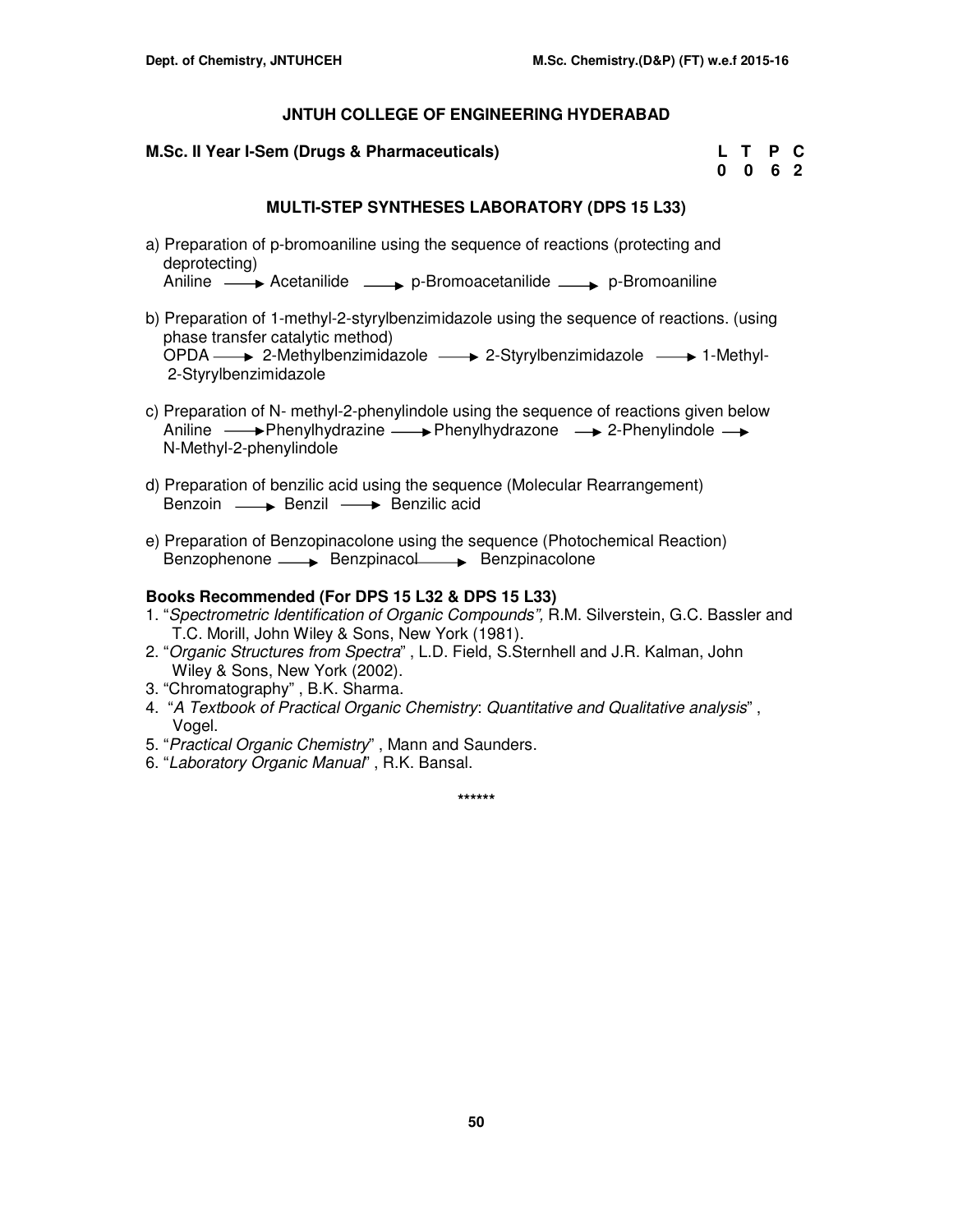# JNTUH COLLEGE OF ENGINEERING HYDERABAD

**M.Sc. II Year I-Sem (Drugs & Pharmaceuticals)**

| L | T | P | C |
|---|---|---|---|
| 0 | 0 | 6 | 2 |

## MULTI-STEP SYNTHESES LABORATORY (DPS 15 L33)

a) Preparation of p-bromoaniline using the sequence of reactions (protecting and deprotecting)
Aniline → Acetanilide → p-Bromoacetanilide → p-Bromoaniline

b) Preparation of 1-methyl-2-styrylbenzimidazole using the sequence of reactions. (using phase transfer catalytic method)
OPDA → 2-Methylbenzimidazole → 2-Styrylbenzimidazole → 1-Methyl-2-Styrylbenzimidazole

c) Preparation of N- methyl-2-phenylindole using the sequence of reactions given below
Aniline → Phenylhydrazine → Phenylhydrazone → 2-Phenylindole → N-Methyl-2-phenylindole

d) Preparation of benzilic acid using the sequence (Molecular Rearrangement)
Benzoin → Benzil → Benzilic acid

e) Preparation of Benzopinacolone using the sequence (Photochemical Reaction)
Benzophenone → Benzpinacol → Benzpinacolone

### Books Recommended (For DPS 15 L32 & DPS 15 L33)

1. "*Spectrometric Identification of Organic Compounds"*, R.M. Silverstein, G.C. Bassler and T.C. Morill, John Wiley & Sons, New York (1981).
2. "*Organic Structures from Spectra*" , L.D. Field, S.Sternhell and J.R. Kalman, John Wiley & Sons, New York (2002).
3. "Chromatography" , B.K. Sharma.
4. "*A Textbook of Practical Organic Chemistry*: *Quantitative and Qualitative analysis*" , Vogel.
5. "*Practical Organic Chemistry*" , Mann and Saunders.
6. "*Laboratory Organic Manual*" , R.K. Bansal.

******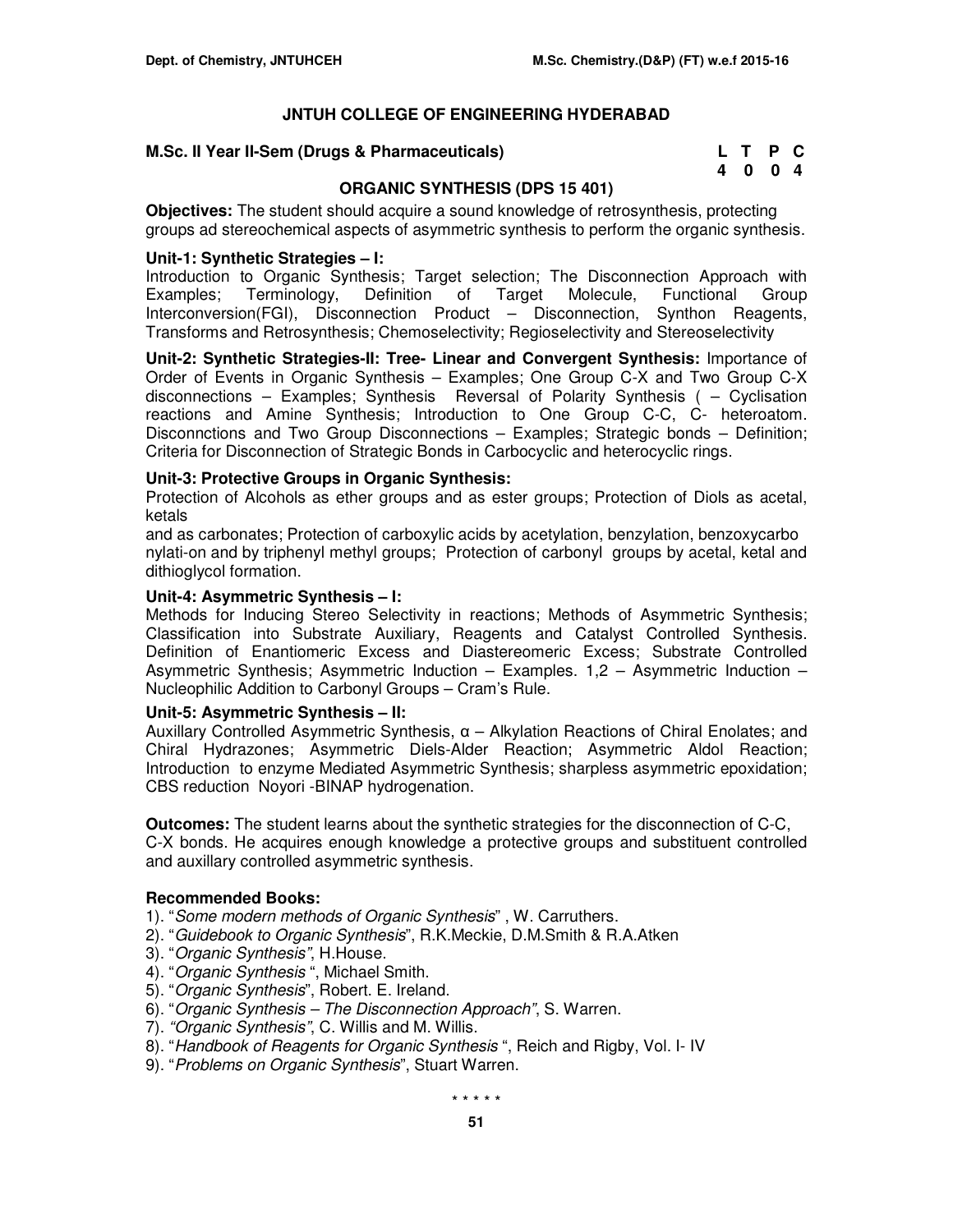# JNTUH COLLEGE OF ENGINEERING HYDERABAD

**M.Sc. II Year II-Sem (Drugs & Pharmaceuticals)**

| L | T | P | C |
|---|---|---|---|
| 4 | 0 | 0 | 4 |

## ORGANIC SYNTHESIS (DPS 15 401)

**Objectives:** The student should acquire a sound knowledge of retrosynthesis, protecting groups ad stereochemical aspects of asymmetric synthesis to perform the organic synthesis.

**Unit-1: Synthetic Strategies – I:**
Introduction to Organic Synthesis; Target selection; The Disconnection Approach with Examples; Terminology, Definition of Target Molecule, Functional Group Interconversion(FGI), Disconnection Product – Disconnection, Synthon Reagents, Transforms and Retrosynthesis; Chemoselectivity; Regioselectivity and Stereoselectivity

**Unit-2: Synthetic Strategies-II: Tree- Linear and Convergent Synthesis:** Importance of Order of Events in Organic Synthesis – Examples; One Group C-X and Two Group C-X disconnections – Examples; Synthesis Reversal of Polarity Synthesis ( – Cyclisation reactions and Amine Synthesis; Introduction to One Group C-C, C- heteroatom. Disconnctions and Two Group Disconnections – Examples; Strategic bonds – Definition; Criteria for Disconnection of Strategic Bonds in Carbocyclic and heterocyclic rings.

**Unit-3: Protective Groups in Organic Synthesis:**
Protection of Alcohols as ether groups and as ester groups; Protection of Diols as acetal, ketals
and as carbonates; Protection of carboxylic acids by acetylation, benzylation, benzoxycarbo nylati-on and by triphenyl methyl groups; Protection of carbonyl groups by acetal, ketal and dithioglycol formation.

**Unit-4: Asymmetric Synthesis – I:**
Methods for Inducing Stereo Selectivity in reactions; Methods of Asymmetric Synthesis; Classification into Substrate Auxiliary, Reagents and Catalyst Controlled Synthesis. Definition of Enantiomeric Excess and Diastereomeric Excess; Substrate Controlled Asymmetric Synthesis; Asymmetric Induction – Examples. 1,2 – Asymmetric Induction – Nucleophilic Addition to Carbonyl Groups – Cram's Rule.

**Unit-5: Asymmetric Synthesis – II:**
Auxillary Controlled Asymmetric Synthesis, $\alpha$ – Alkylation Reactions of Chiral Enolates; and Chiral Hydrazones; Asymmetric Diels-Alder Reaction; Asymmetric Aldol Reaction; Introduction to enzyme Mediated Asymmetric Synthesis; sharpless asymmetric epoxidation; CBS reduction Noyori -BINAP hydrogenation.

**Outcomes:** The student learns about the synthetic strategies for the disconnection of C-C, C-X bonds. He acquires enough knowledge a protective groups and substituent controlled and auxillary controlled asymmetric synthesis.

**Recommended Books:**

1). "*Some modern methods of Organic Synthesis*" , W. Carruthers.
2). "*Guidebook to Organic Synthesis*", R.K.Meckie, D.M.Smith & R.A.Atken
3). "*Organic Synthesis*", H.House.
4). "*Organic Synthesis* ", Michael Smith.
5). "*Organic Synthesis*", Robert. E. Ireland.
6). "*Organic Synthesis – The Disconnection Approach*", S. Warren.
7). *"Organic Synthesis"*, C. Willis and M. Willis.
8). "*Handbook of Reagents for Organic Synthesis* ", Reich and Rigby, Vol. I- IV
9). "*Problems on Organic Synthesis*", Stuart Warren.

\* \* \* \* \*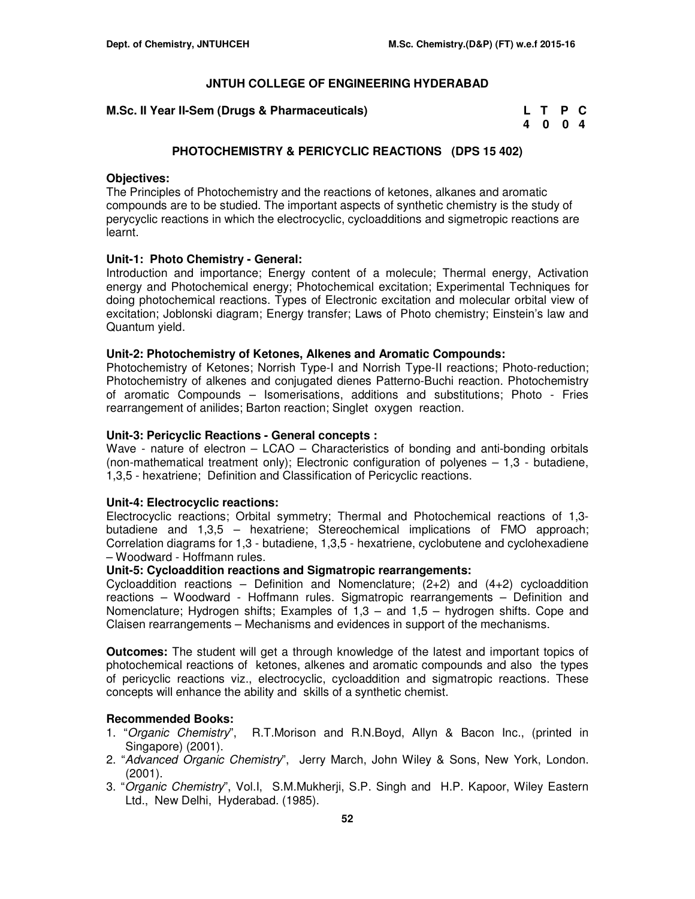# JNTUH COLLEGE OF ENGINEERING HYDERABAD

**M.Sc. II Year II-Sem (Drugs & Pharmaceuticals)**

| L | T | P | C |
|---|---|---|---|
| 4 | 0 | 0 | 4 |

## PHOTOCHEMISTRY & PERICYCLIC REACTIONS (DPS 15 402)

**Objectives:**
The Principles of Photochemistry and the reactions of ketones, alkanes and aromatic compounds are to be studied. The important aspects of synthetic chemistry is the study of perycyclic reactions in which the electrocyclic, cycloadditions and sigmetropic reactions are learnt.

**Unit-1: Photo Chemistry - General:**
Introduction and importance; Energy content of a molecule; Thermal energy, Activation energy and Photochemical energy; Photochemical excitation; Experimental Techniques for doing photochemical reactions. Types of Electronic excitation and molecular orbital view of excitation; Joblonski diagram; Energy transfer; Laws of Photo chemistry; Einstein's law and Quantum yield.

**Unit-2: Photochemistry of Ketones, Alkenes and Aromatic Compounds:**
Photochemistry of Ketones; Norrish Type-I and Norrish Type-II reactions; Photo-reduction; Photochemistry of alkenes and conjugated dienes Patterno-Buchi reaction. Photochemistry of aromatic Compounds – Isomerisations, additions and substitutions; Photo - Fries rearrangement of anilides; Barton reaction; Singlet oxygen reaction.

**Unit-3: Pericyclic Reactions - General concepts :**
Wave - nature of electron – LCAO – Characteristics of bonding and anti-bonding orbitals (non-mathematical treatment only); Electronic configuration of polyenes – 1,3 - butadiene, 1,3,5 - hexatriene; Definition and Classification of Pericyclic reactions.

**Unit-4: Electrocyclic reactions:**
Electrocyclic reactions; Orbital symmetry; Thermal and Photochemical reactions of 1,3-butadiene and 1,3,5 – hexatriene; Stereochemical implications of FMO approach; Correlation diagrams for 1,3 - butadiene, 1,3,5 - hexatriene, cyclobutene and cyclohexadiene – Woodward - Hoffmann rules.

**Unit-5: Cycloaddition reactions and Sigmatropic rearrangements:**
Cycloaddition reactions – Definition and Nomenclature; (2+2) and (4+2) cycloaddition reactions – Woodward - Hoffmann rules. Sigmatropic rearrangements – Definition and Nomenclature; Hydrogen shifts; Examples of 1,3 – and 1,5 – hydrogen shifts. Cope and Claisen rearrangements – Mechanisms and evidences in support of the mechanisms.

**Outcomes:** The student will get a through knowledge of the latest and important topics of photochemical reactions of ketones, alkenes and aromatic compounds and also the types of pericyclic reactions viz., electrocyclic, cycloaddition and sigmatropic reactions. These concepts will enhance the ability and skills of a synthetic chemist.

**Recommended Books:**
1. "*Organic Chemistry*", R.T.Morison and R.N.Boyd, Allyn & Bacon Inc., (printed in Singapore) (2001).
2. "*Advanced Organic Chemistry*", Jerry March, John Wiley & Sons, New York, London. (2001).
3. "*Organic Chemistry*", Vol.I, S.M.Mukherji, S.P. Singh and H.P. Kapoor, Wiley Eastern Ltd., New Delhi, Hyderabad. (1985).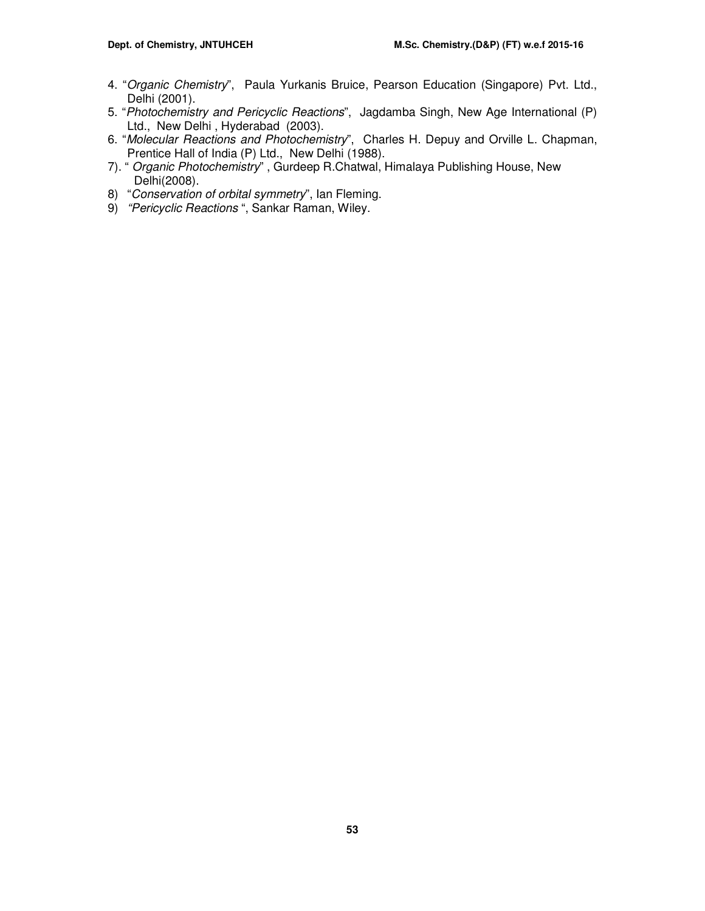4. "*Organic Chemistry*", Paula Yurkanis Bruice, Pearson Education (Singapore) Pvt. Ltd., Delhi (2001).
5. "*Photochemistry and Pericyclic Reactions*", Jagdamba Singh, New Age International (P) Ltd., New Delhi , Hyderabad (2003).
6. "*Molecular Reactions and Photochemistry*", Charles H. Depuy and Orville L. Chapman, Prentice Hall of India (P) Ltd., New Delhi (1988).
7). " *Organic Photochemistry*" , Gurdeep R.Chatwal, Himalaya Publishing House, New Delhi(2008).
8) "*Conservation of orbital symmetry*", Ian Fleming.
9) *"Pericyclic Reactions* ", Sankar Raman, Wiley.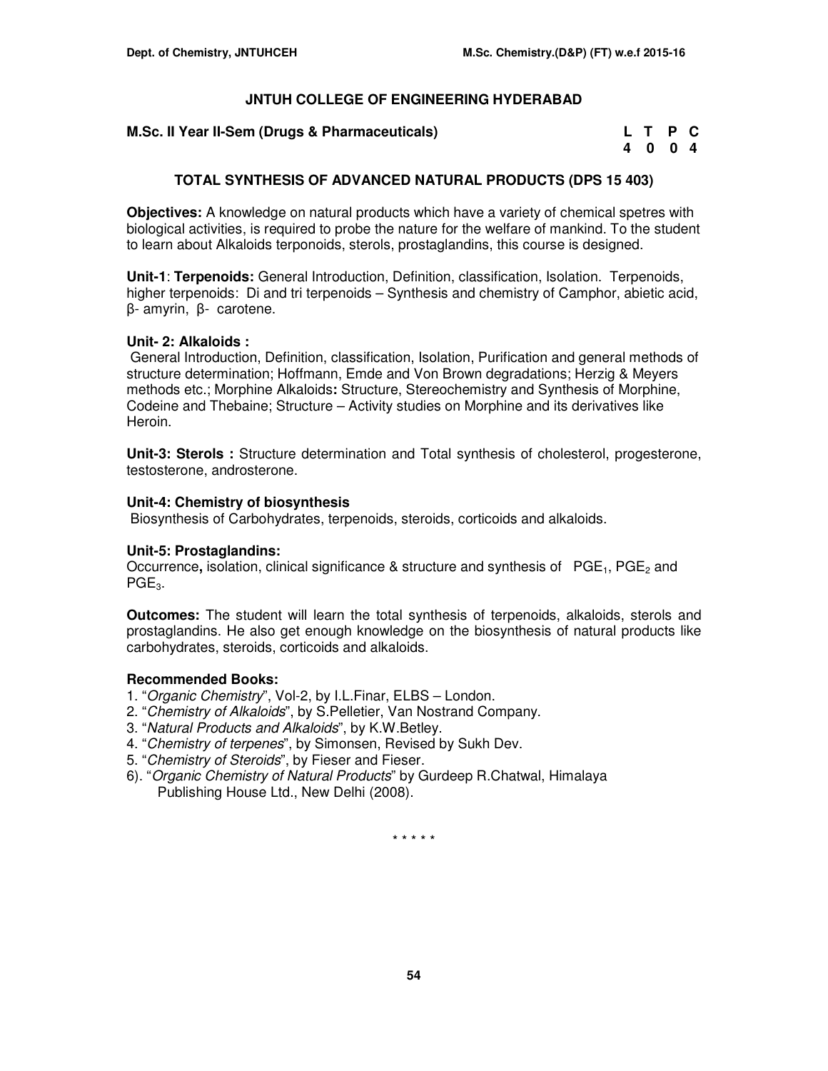# JNTUH COLLEGE OF ENGINEERING HYDERABAD

**M.Sc. II Year II-Sem (Drugs & Pharmaceuticals)**

| L | T | P | C |
|---|---|---|---|
| 4 | 0 | 0 | 4 |

## TOTAL SYNTHESIS OF ADVANCED NATURAL PRODUCTS (DPS 15 403)

**Objectives:** A knowledge on natural products which have a variety of chemical spetres with biological activities, is required to probe the nature for the welfare of mankind. To the student to learn about Alkaloids terponoids, sterols, prostaglandins, this course is designed.

**Unit-1**: **Terpenoids:** General Introduction, Definition, classification, Isolation. Terpenoids, higher terpenoids: Di and tri terpenoids – Synthesis and chemistry of Camphor, abietic acid, β- amyrin, β- carotene.

**Unit- 2: Alkaloids :**

General Introduction, Definition, classification, Isolation, Purification and general methods of structure determination; Hoffmann, Emde and Von Brown degradations; Herzig & Meyers methods etc.; Morphine Alkaloids**:** Structure, Stereochemistry and Synthesis of Morphine, Codeine and Thebaine; Structure – Activity studies on Morphine and its derivatives like Heroin.

**Unit-3: Sterols :** Structure determination and Total synthesis of cholesterol, progesterone, testosterone, androsterone.

**Unit-4: Chemistry of biosynthesis**

Biosynthesis of Carbohydrates, terpenoids, steroids, corticoids and alkaloids.

**Unit-5: Prostaglandins:**

Occurrence**,** isolation, clinical significance & structure and synthesis of $PGE_1$, $PGE_2$ and $PGE_3$.

**Outcomes:** The student will learn the total synthesis of terpenoids, alkaloids, sterols and prostaglandins. He also get enough knowledge on the biosynthesis of natural products like carbohydrates, steroids, corticoids and alkaloids.

**Recommended Books:**

1. "*Organic Chemistry*", Vol-2, by I.L.Finar, ELBS – London.
2. "*Chemistry of Alkaloids*", by S.Pelletier, Van Nostrand Company.
3. "*Natural Products and Alkaloids*", by K.W.Betley.
4. "*Chemistry of terpenes*", by Simonsen, Revised by Sukh Dev.
5. "*Chemistry of Steroids*", by Fieser and Fieser.
6. "*Organic Chemistry of Natural Products*" by Gurdeep R.Chatwal, Himalaya Publishing House Ltd., New Delhi (2008).

\* \* \* \* \*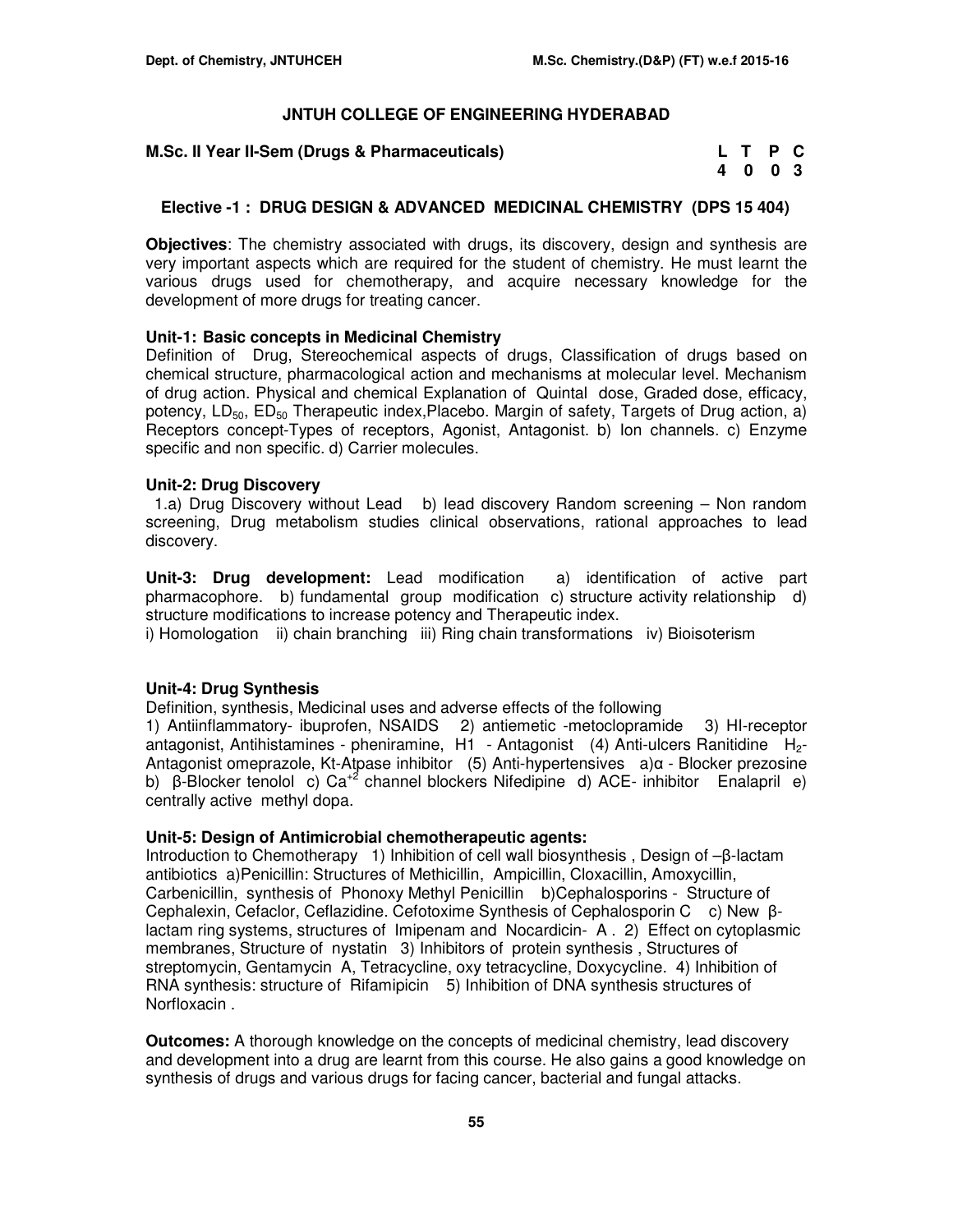## JNTUH COLLEGE OF ENGINEERING HYDERABAD

**M.Sc. II Year II-Sem (Drugs & Pharmaceuticals)**

| L | T | P | C |
|---|---|---|---|
| 4 | 0 | 0 | 3 |

### Elective -1 : DRUG DESIGN & ADVANCED MEDICINAL CHEMISTRY (DPS 15 404)

**Objectives**: The chemistry associated with drugs, its discovery, design and synthesis are very important aspects which are required for the student of chemistry. He must learnt the various drugs used for chemotherapy, and acquire necessary knowledge for the development of more drugs for treating cancer.

**Unit-1: Basic concepts in Medicinal Chemistry**

Definition of Drug, Stereochemical aspects of drugs, Classification of drugs based on chemical structure, pharmacological action and mechanisms at molecular level. Mechanism of drug action. Physical and chemical Explanation of Quintal dose, Graded dose, efficacy, potency, $LD_{50}$, $ED_{50}$ Therapeutic index,Placebo. Margin of safety, Targets of Drug action, a) Receptors concept-Types of receptors, Agonist, Antagonist. b) Ion channels. c) Enzyme specific and non specific. d) Carrier molecules.

**Unit-2: Drug Discovery**

1.a) Drug Discovery without Lead b) lead discovery Random screening – Non random screening, Drug metabolism studies clinical observations, rational approaches to lead discovery.

**Unit-3: Drug development:** Lead modification a) identification of active part pharmacophore. b) fundamental group modification c) structure activity relationship d) structure modifications to increase potency and Therapeutic index.

i) Homologation ii) chain branching iii) Ring chain transformations iv) Bioisoterism

**Unit-4: Drug Synthesis**

Definition, synthesis, Medicinal uses and adverse effects of the following

1) Antiinflammatory- ibuprofen, NSAIDS 2) antiemetic -metoclopramide 3) HI-receptor antagonist, Antihistamines - pheniramine, H1 - Antagonist (4) Anti-ulcers Ranitidine $H_2$-Antagonist omeprazole, Kt-Atpase inhibitor (5) Anti-hypertensives a)α - Blocker prezosine b) β-Blocker tenolol c) $Ca^{+2}$ channel blockers Nifedipine d) ACE- inhibitor Enalapril e) centrally active methyl dopa.

**Unit-5: Design of Antimicrobial chemotherapeutic agents:**

Introduction to Chemotherapy 1) Inhibition of cell wall biosynthesis , Design of –β-lactam antibiotics a)Penicillin: Structures of Methicillin, Ampicillin, Cloxacillin, Amoxycillin, Carbenicillin, synthesis of Phonoxy Methyl Penicillin b)Cephalosporins - Structure of Cephalexin, Cefaclor, Ceflazidine. Cefotoxime Synthesis of Cephalosporin C c) New β-lactam ring systems, structures of Imipenam and Nocardicin- A . 2) Effect on cytoplasmic membranes, Structure of nystatin 3) Inhibitors of protein synthesis , Structures of streptomycin, Gentamycin A, Tetracycline, oxy tetracycline, Doxycycline. 4) Inhibition of RNA synthesis: structure of Rifamipicin 5) Inhibition of DNA synthesis structures of Norfloxacin .

**Outcomes:** A thorough knowledge on the concepts of medicinal chemistry, lead discovery and development into a drug are learnt from this course. He also gains a good knowledge on synthesis of drugs and various drugs for facing cancer, bacterial and fungal attacks.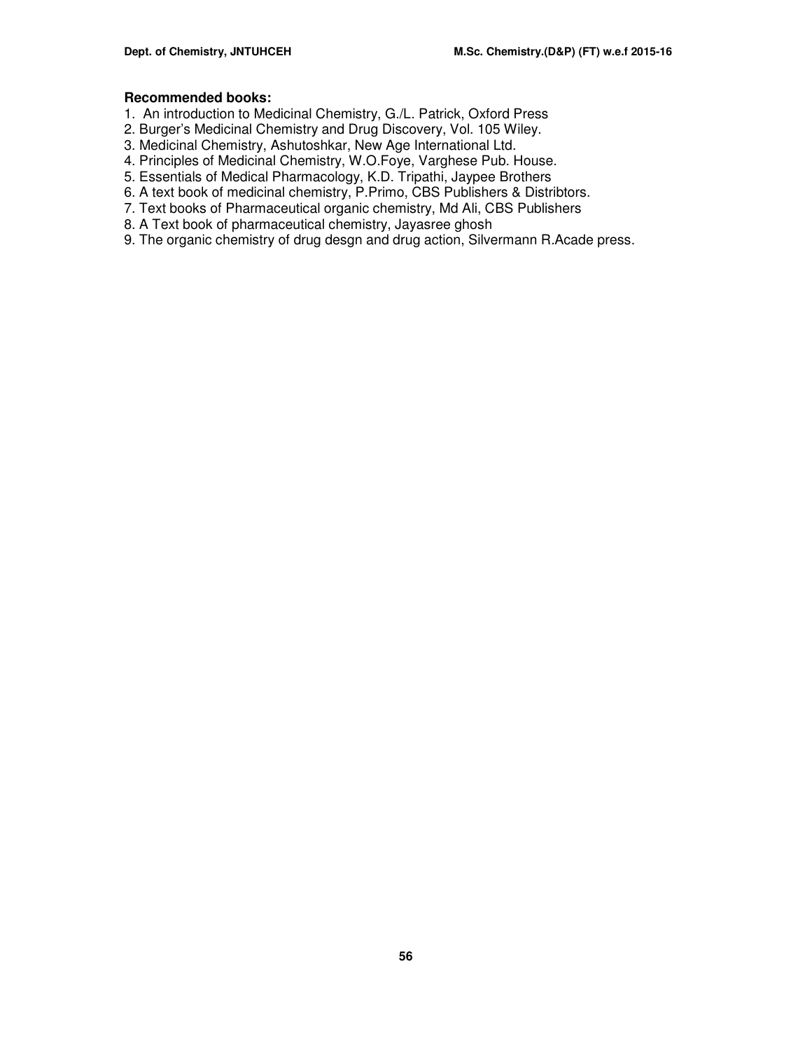**Recommended books:**

1. An introduction to Medicinal Chemistry, G./L. Patrick, Oxford Press
2. Burger's Medicinal Chemistry and Drug Discovery, Vol. 105 Wiley.
3. Medicinal Chemistry, Ashutoshkar, New Age International Ltd.
4. Principles of Medicinal Chemistry, W.O.Foye, Varghese Pub. House.
5. Essentials of Medical Pharmacology, K.D. Tripathi, Jaypee Brothers
6. A text book of medicinal chemistry, P.Primo, CBS Publishers & Distribtors.
7. Text books of Pharmaceutical organic chemistry, Md Ali, CBS Publishers
8. A Text book of pharmaceutical chemistry, Jayasree ghosh
9. The organic chemistry of drug desgn and drug action, Silvermann R.Acade press.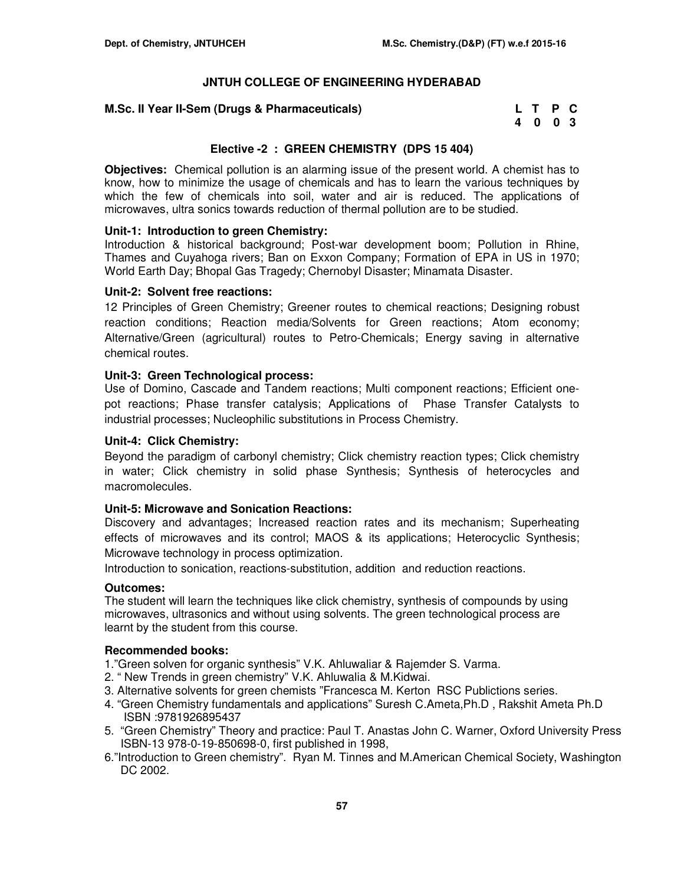# JNTUH COLLEGE OF ENGINEERING HYDERABAD

**M.Sc. II Year II-Sem (Drugs & Pharmaceuticals)**

| L | T | P | C |
|---|---|---|---|
| 4 | 0 | 0 | 3 |

## Elective -2 : GREEN CHEMISTRY (DPS 15 404)

**Objectives:** Chemical pollution is an alarming issue of the present world. A chemist has to know, how to minimize the usage of chemicals and has to learn the various techniques by which the few of chemicals into soil, water and air is reduced. The applications of microwaves, ultra sonics towards reduction of thermal pollution are to be studied.

### Unit-1: Introduction to green Chemistry:

Introduction & historical background; Post-war development boom; Pollution in Rhine, Thames and Cuyahoga rivers; Ban on Exxon Company; Formation of EPA in US in 1970; World Earth Day; Bhopal Gas Tragedy; Chernobyl Disaster; Minamata Disaster.

### Unit-2: Solvent free reactions:

12 Principles of Green Chemistry; Greener routes to chemical reactions; Designing robust reaction conditions; Reaction media/Solvents for Green reactions; Atom economy; Alternative/Green (agricultural) routes to Petro-Chemicals; Energy saving in alternative chemical routes.

### Unit-3: Green Technological process:

Use of Domino, Cascade and Tandem reactions; Multi component reactions; Efficient one-pot reactions; Phase transfer catalysis; Applications of Phase Transfer Catalysts to industrial processes; Nucleophilic substitutions in Process Chemistry.

### Unit-4: Click Chemistry:

Beyond the paradigm of carbonyl chemistry; Click chemistry reaction types; Click chemistry in water; Click chemistry in solid phase Synthesis; Synthesis of heterocycles and macromolecules.

### Unit-5: Microwave and Sonication Reactions:

Discovery and advantages; Increased reaction rates and its mechanism; Superheating effects of microwaves and its control; MAOS & its applications; Heterocyclic Synthesis; Microwave technology in process optimization.

Introduction to sonication, reactions-substitution, addition and reduction reactions.

### Outcomes:

The student will learn the techniques like click chemistry, synthesis of compounds by using microwaves, ultrasonics and without using solvents. The green technological process are learnt by the student from this course.

### Recommended books:

1. "Green solven for organic synthesis" V.K. Ahluwaliar & Rajemder S. Varma.
2. " New Trends in green chemistry" V.K. Ahluwalia & M.Kidwai.
3. Alternative solvents for green chemists "Francesca M. Kerton RSC Publictions series.
4. "Green Chemistry fundamentals and applications" Suresh C.Ameta,Ph.D , Rakshit Ameta Ph.D ISBN :9781926895437
5. "Green Chemistry" Theory and practice: Paul T. Anastas John C. Warner, Oxford University Press ISBN-13 978-0-19-850698-0, first published in 1998,
6. "Introduction to Green chemistry". Ryan M. Tinnes and M.American Chemical Society, Washington DC 2002.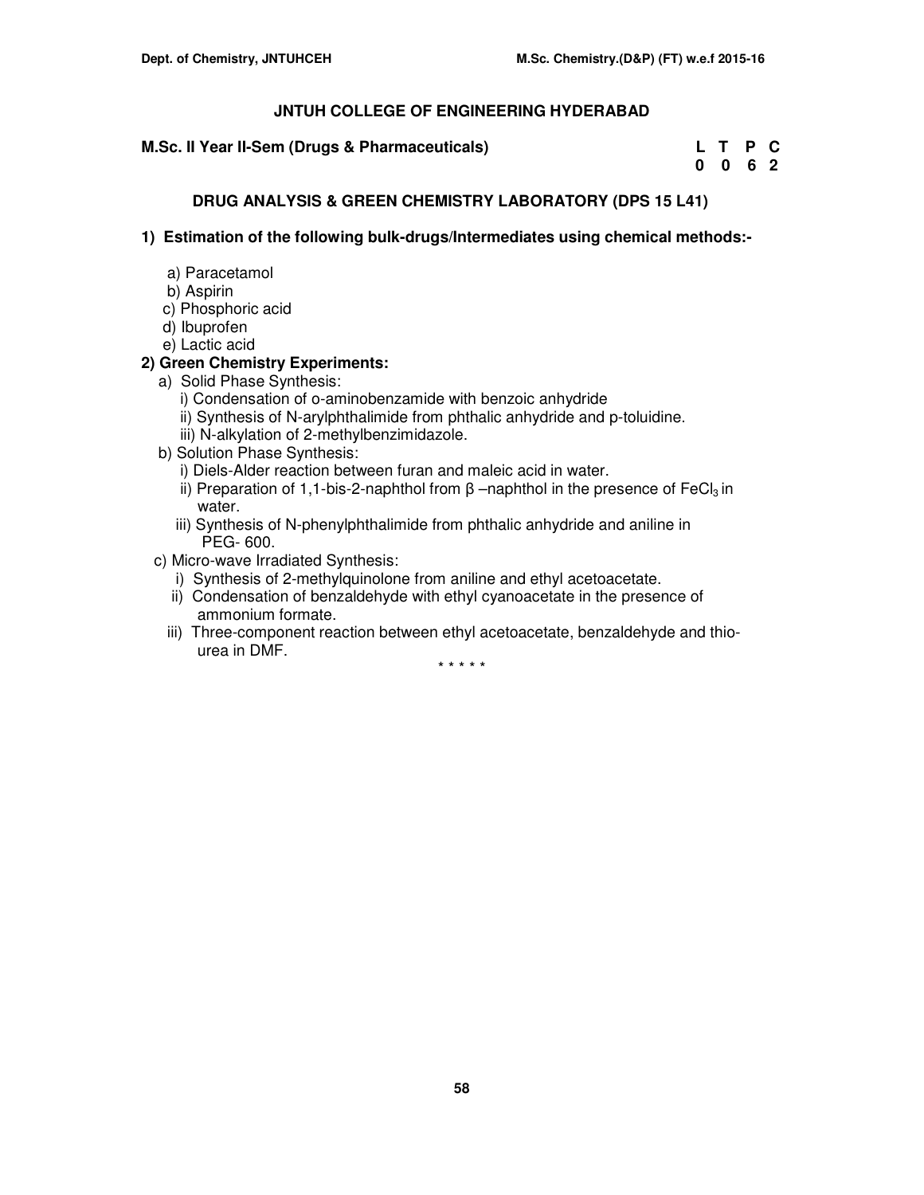## JNTUH COLLEGE OF ENGINEERING HYDERABAD

**M.Sc. II Year II-Sem (Drugs & Pharmaceuticals)**

| L | T | P | C |
|---|---|---|---|
| 0 | 0 | 6 | 2 |

### DRUG ANALYSIS & GREEN CHEMISTRY LABORATORY (DPS 15 L41)

**1) Estimation of the following bulk-drugs/Intermediates using chemical methods:-**

a) Paracetamol
b) Aspirin
c) Phosphoric acid
d) Ibuprofen
e) Lactic acid

**2) Green Chemistry Experiments:**

a) Solid Phase Synthesis:
   i) Condensation of o-aminobenzamide with benzoic anhydride
   ii) Synthesis of N-arylphthalimide from phthalic anhydride and p-toluidine.
   iii) N-alkylation of 2-methylbenzimidazole.

b) Solution Phase Synthesis:
   i) Diels-Alder reaction between furan and maleic acid in water.
   ii) Preparation of 1,1-bis-2-naphthol from β –naphthol in the presence of $FeCl_3$ in water.
   iii) Synthesis of N-phenylphthalimide from phthalic anhydride and aniline in PEG- 600.

c) Micro-wave Irradiated Synthesis:
   i) Synthesis of 2-methylquinolone from aniline and ethyl acetoacetate.
   ii) Condensation of benzaldehyde with ethyl cyanoacetate in the presence of ammonium formate.
   iii) Three-component reaction between ethyl acetoacetate, benzaldehyde and thio-urea in DMF.

\* \* \* \* \*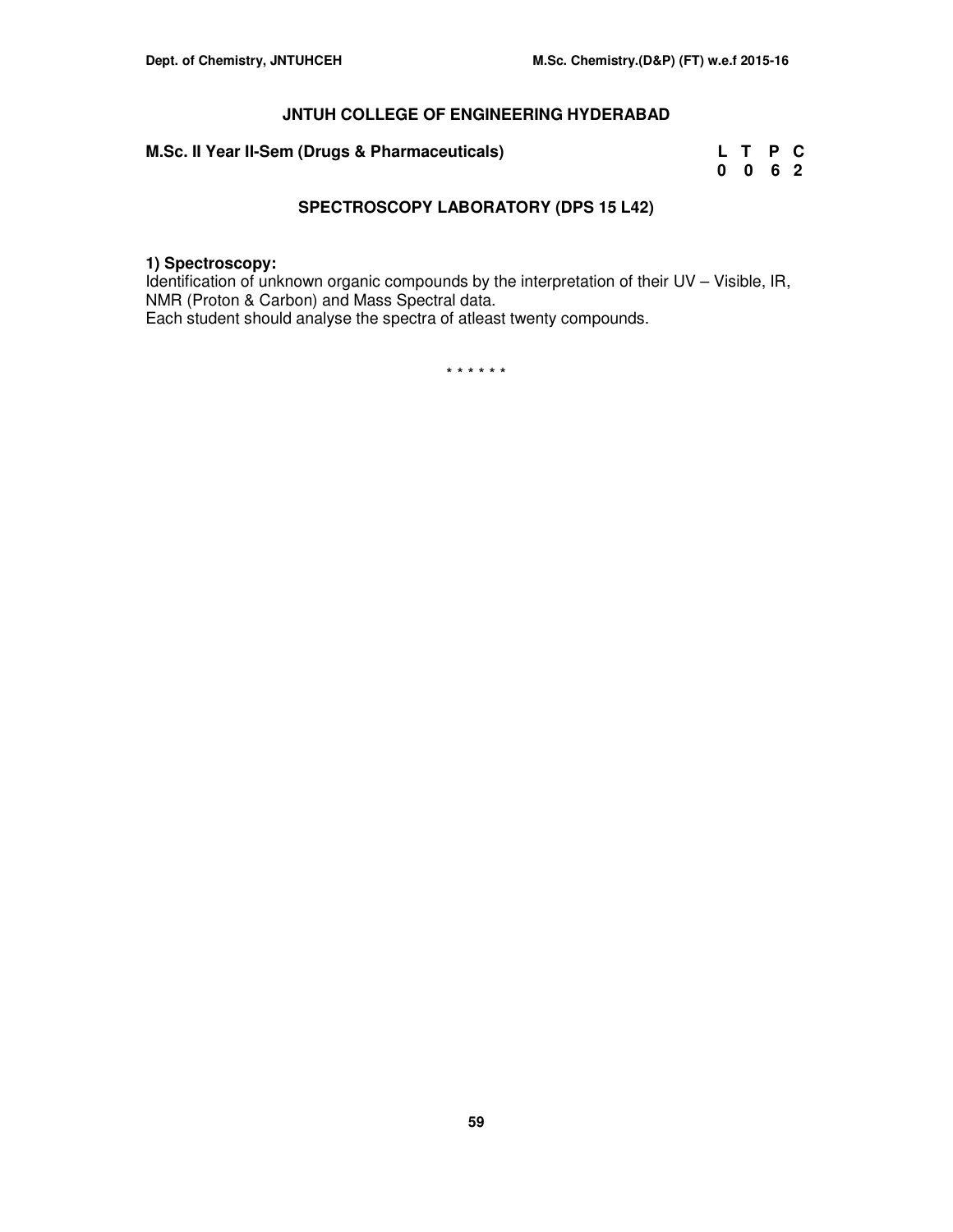## JNTUH COLLEGE OF ENGINEERING HYDERABAD

**M.Sc. II Year II-Sem (Drugs & Pharmaceuticals)**

| L | T | P | C |
|---|---|---|---|
| 0 | 0 | 6 | 2 |

### SPECTROSCOPY LABORATORY (DPS 15 L42)

**1) Spectroscopy:**
Identification of unknown organic compounds by the interpretation of their UV – Visible, IR, NMR (Proton & Carbon) and Mass Spectral data.
Each student should analyse the spectra of atleast twenty compounds.

\* \* \* \* \* \*